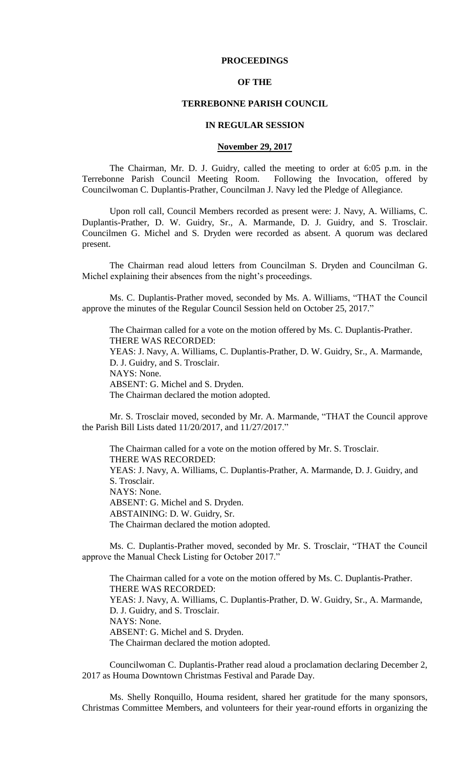**PROCEEDINGS**

**OF THE**

**TERREBONNE PARISH COUNCIL**

**IN REGULAR SESSION**

**November 29, 2017**

The Chairman, Mr. D. J. Guidry, called the meeting to order at 6:05 p.m. in the Terrebonne Parish Council Meeting Room. Following the Invocation, offered by Councilwoman C. Duplantis-Prather, Councilman J. Navy led the Pledge of Allegiance.

Upon roll call, Council Members recorded as present were: J. Navy, A. Williams, C. Duplantis-Prather, D. W. Guidry, Sr., A. Marmande, D. J. Guidry, and S. Trosclair. Councilmen G. Michel and S. Dryden were recorded as absent. A quorum was declared present.

The Chairman read aloud letters from Councilman S. Dryden and Councilman G. Michel explaining their absences from the night's proceedings.

Ms. C. Duplantis-Prather moved, seconded by Ms. A. Williams, "THAT the Council approve the minutes of the Regular Council Session held on October 25, 2017."

The Chairman called for a vote on the motion offered by Ms. C. Duplantis-Prather.
THERE WAS RECORDED:
YEAS: J. Navy, A. Williams, C. Duplantis-Prather, D. W. Guidry, Sr., A. Marmande, D. J. Guidry, and S. Trosclair.
NAYS: None.
ABSENT: G. Michel and S. Dryden.
The Chairman declared the motion adopted.

Mr. S. Trosclair moved, seconded by Mr. A. Marmande, "THAT the Council approve the Parish Bill Lists dated 11/20/2017, and 11/27/2017."

The Chairman called for a vote on the motion offered by Mr. S. Trosclair.
THERE WAS RECORDED:
YEAS: J. Navy, A. Williams, C. Duplantis-Prather, A. Marmande, D. J. Guidry, and S. Trosclair.
NAYS: None.
ABSENT: G. Michel and S. Dryden.
ABSTAINING: D. W. Guidry, Sr.
The Chairman declared the motion adopted.

Ms. C. Duplantis-Prather moved, seconded by Mr. S. Trosclair, "THAT the Council approve the Manual Check Listing for October 2017."

The Chairman called for a vote on the motion offered by Ms. C. Duplantis-Prather.
THERE WAS RECORDED:
YEAS: J. Navy, A. Williams, C. Duplantis-Prather, D. W. Guidry, Sr., A. Marmande, D. J. Guidry, and S. Trosclair.
NAYS: None.
ABSENT: G. Michel and S. Dryden.
The Chairman declared the motion adopted.

Councilwoman C. Duplantis-Prather read aloud a proclamation declaring December 2, 2017 as Houma Downtown Christmas Festival and Parade Day.

Ms. Shelly Ronquillo, Houma resident, shared her gratitude for the many sponsors, Christmas Committee Members, and volunteers for their year-round efforts in organizing the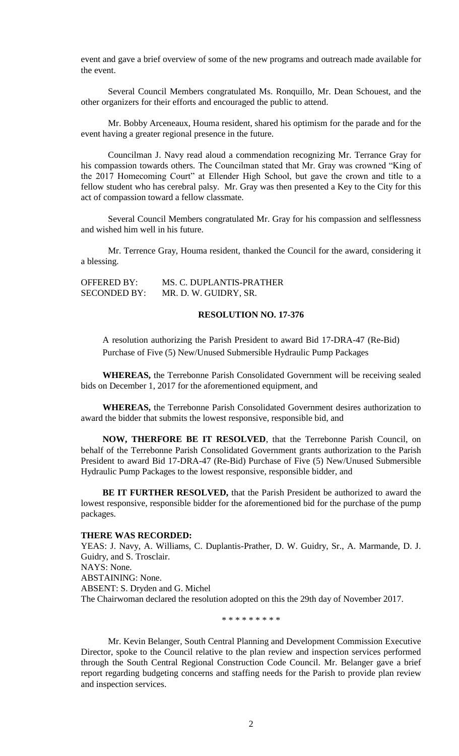event and gave a brief overview of some of the new programs and outreach made available for the event.

Several Council Members congratulated Ms. Ronquillo, Mr. Dean Schouest, and the other organizers for their efforts and encouraged the public to attend.

Mr. Bobby Arceneaux, Houma resident, shared his optimism for the parade and for the event having a greater regional presence in the future.

Councilman J. Navy read aloud a commendation recognizing Mr. Terrance Gray for his compassion towards others. The Councilman stated that Mr. Gray was crowned "King of the 2017 Homecoming Court" at Ellender High School, but gave the crown and title to a fellow student who has cerebral palsy. Mr. Gray was then presented a Key to the City for this act of compassion toward a fellow classmate.

Several Council Members congratulated Mr. Gray for his compassion and selflessness and wished him well in his future.

Mr. Terrence Gray, Houma resident, thanked the Council for the award, considering it a blessing.

OFFERED BY: MS. C. DUPLANTIS-PRATHER
SECONDED BY: MR. D. W. GUIDRY, SR.

**RESOLUTION NO. 17-376**

A resolution authorizing the Parish President to award Bid 17-DRA-47 (Re-Bid) Purchase of Five (5) New/Unused Submersible Hydraulic Pump Packages

**WHEREAS,** the Terrebonne Parish Consolidated Government will be receiving sealed bids on December 1, 2017 for the aforementioned equipment, and

**WHEREAS,** the Terrebonne Parish Consolidated Government desires authorization to award the bidder that submits the lowest responsive, responsible bid, and

**NOW, THERFORE BE IT RESOLVED**, that the Terrebonne Parish Council, on behalf of the Terrebonne Parish Consolidated Government grants authorization to the Parish President to award Bid 17-DRA-47 (Re-Bid) Purchase of Five (5) New/Unused Submersible Hydraulic Pump Packages to the lowest responsive, responsible bidder, and

**BE IT FURTHER RESOLVED,** that the Parish President be authorized to award the lowest responsive, responsible bidder for the aforementioned bid for the purchase of the pump packages.

**THERE WAS RECORDED:**
YEAS: J. Navy, A. Williams, C. Duplantis-Prather, D. W. Guidry, Sr., A. Marmande, D. J. Guidry, and S. Trosclair.
NAYS: None.
ABSTAINING: None.
ABSENT: S. Dryden and G. Michel
The Chairwoman declared the resolution adopted on this the 29th day of November 2017.

* * * * * * * * *

Mr. Kevin Belanger, South Central Planning and Development Commission Executive Director, spoke to the Council relative to the plan review and inspection services performed through the South Central Regional Construction Code Council. Mr. Belanger gave a brief report regarding budgeting concerns and staffing needs for the Parish to provide plan review and inspection services.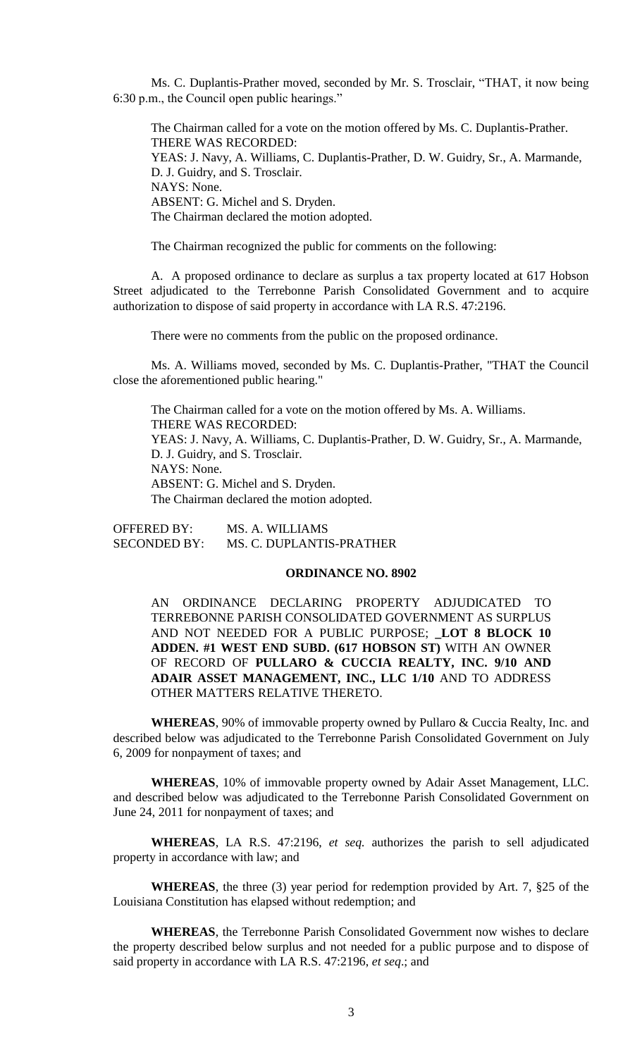Ms. C. Duplantis-Prather moved, seconded by Mr. S. Trosclair, "THAT, it now being 6:30 p.m., the Council open public hearings."

The Chairman called for a vote on the motion offered by Ms. C. Duplantis-Prather.
THERE WAS RECORDED:
YEAS: J. Navy, A. Williams, C. Duplantis-Prather, D. W. Guidry, Sr., A. Marmande, D. J. Guidry, and S. Trosclair.
NAYS: None.
ABSENT: G. Michel and S. Dryden.
The Chairman declared the motion adopted.

The Chairman recognized the public for comments on the following:

A. A proposed ordinance to declare as surplus a tax property located at 617 Hobson Street adjudicated to the Terrebonne Parish Consolidated Government and to acquire authorization to dispose of said property in accordance with LA R.S. 47:2196.

There were no comments from the public on the proposed ordinance.

Ms. A. Williams moved, seconded by Ms. C. Duplantis-Prather, "THAT the Council close the aforementioned public hearing."

The Chairman called for a vote on the motion offered by Ms. A. Williams.
THERE WAS RECORDED:
YEAS: J. Navy, A. Williams, C. Duplantis-Prather, D. W. Guidry, Sr., A. Marmande, D. J. Guidry, and S. Trosclair.
NAYS: None.
ABSENT: G. Michel and S. Dryden.
The Chairman declared the motion adopted.

OFFERED BY: MS. A. WILLIAMS
SECONDED BY: MS. C. DUPLANTIS-PRATHER

**ORDINANCE NO. 8902**

AN ORDINANCE DECLARING PROPERTY ADJUDICATED TO TERREBONNE PARISH CONSOLIDATED GOVERNMENT AS SURPLUS AND NOT NEEDED FOR A PUBLIC PURPOSE; **_LOT 8 BLOCK 10 ADDEN. #1 WEST END SUBD. (617 HOBSON ST)** WITH AN OWNER OF RECORD OF **PULLARO & CUCCIA REALTY, INC. 9/10 AND ADAIR ASSET MANAGEMENT, INC., LLC 1/10** AND TO ADDRESS OTHER MATTERS RELATIVE THERETO.

**WHEREAS**, 90% of immovable property owned by Pullaro & Cuccia Realty, Inc. and described below was adjudicated to the Terrebonne Parish Consolidated Government on July 6, 2009 for nonpayment of taxes; and

**WHEREAS**, 10% of immovable property owned by Adair Asset Management, LLC. and described below was adjudicated to the Terrebonne Parish Consolidated Government on June 24, 2011 for nonpayment of taxes; and

**WHEREAS**, LA R.S. 47:2196, *et seq.* authorizes the parish to sell adjudicated property in accordance with law; and

**WHEREAS**, the three (3) year period for redemption provided by Art. 7, §25 of the Louisiana Constitution has elapsed without redemption; and

**WHEREAS**, the Terrebonne Parish Consolidated Government now wishes to declare the property described below surplus and not needed for a public purpose and to dispose of said property in accordance with LA R.S. 47:2196, *et seq*.; and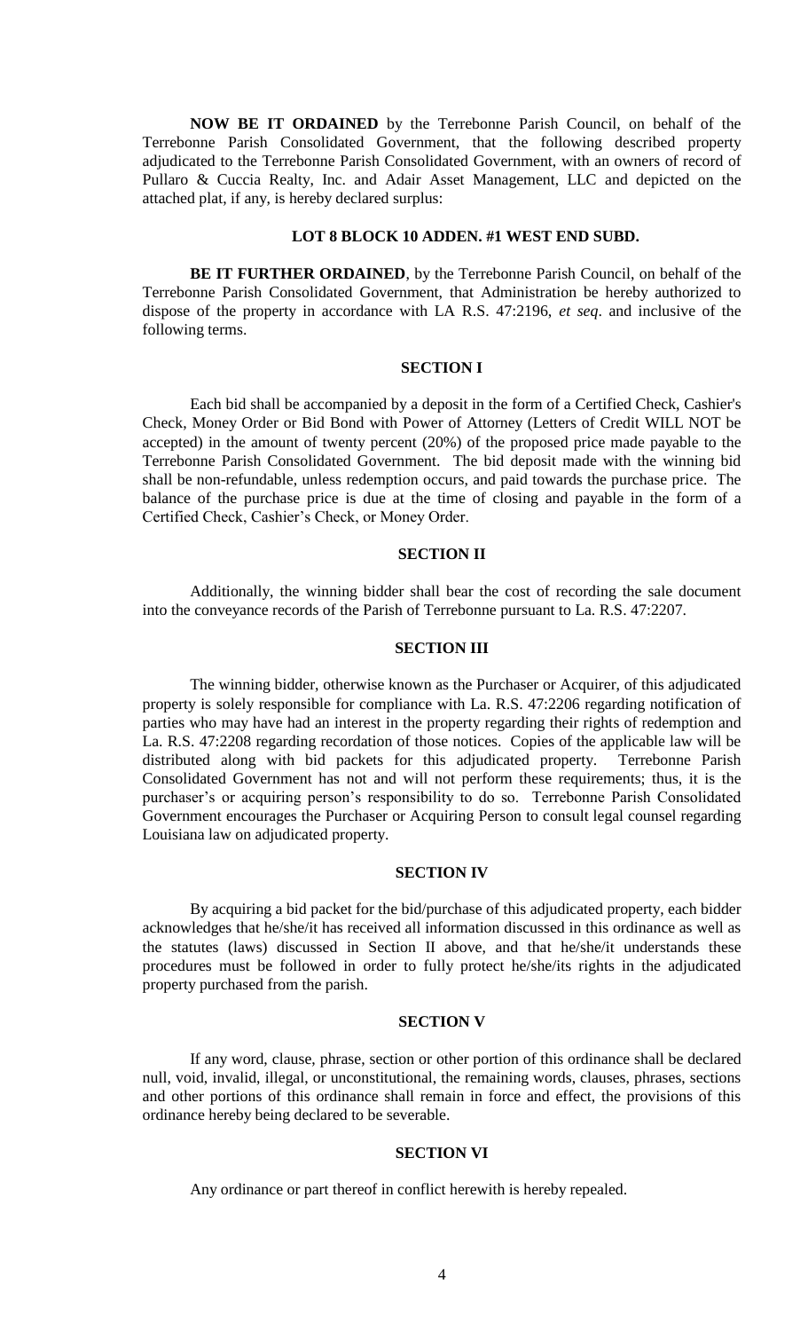**NOW BE IT ORDAINED** by the Terrebonne Parish Council, on behalf of the Terrebonne Parish Consolidated Government, that the following described property adjudicated to the Terrebonne Parish Consolidated Government, with an owners of record of Pullaro & Cuccia Realty, Inc. and Adair Asset Management, LLC and depicted on the attached plat, if any, is hereby declared surplus:

**LOT 8 BLOCK 10 ADDEN. #1 WEST END SUBD.**

**BE IT FURTHER ORDAINED**, by the Terrebonne Parish Council, on behalf of the Terrebonne Parish Consolidated Government, that Administration be hereby authorized to dispose of the property in accordance with LA R.S. 47:2196, *et seq*. and inclusive of the following terms.

**SECTION I**

Each bid shall be accompanied by a deposit in the form of a Certified Check, Cashier's Check, Money Order or Bid Bond with Power of Attorney (Letters of Credit WILL NOT be accepted) in the amount of twenty percent (20%) of the proposed price made payable to the Terrebonne Parish Consolidated Government. The bid deposit made with the winning bid shall be non-refundable, unless redemption occurs, and paid towards the purchase price. The balance of the purchase price is due at the time of closing and payable in the form of a Certified Check, Cashier's Check, or Money Order.

**SECTION II**

Additionally, the winning bidder shall bear the cost of recording the sale document into the conveyance records of the Parish of Terrebonne pursuant to La. R.S. 47:2207.

**SECTION III**

The winning bidder, otherwise known as the Purchaser or Acquirer, of this adjudicated property is solely responsible for compliance with La. R.S. 47:2206 regarding notification of parties who may have had an interest in the property regarding their rights of redemption and La. R.S. 47:2208 regarding recordation of those notices. Copies of the applicable law will be distributed along with bid packets for this adjudicated property. Terrebonne Parish Consolidated Government has not and will not perform these requirements; thus, it is the purchaser's or acquiring person's responsibility to do so. Terrebonne Parish Consolidated Government encourages the Purchaser or Acquiring Person to consult legal counsel regarding Louisiana law on adjudicated property.

**SECTION IV**

By acquiring a bid packet for the bid/purchase of this adjudicated property, each bidder acknowledges that he/she/it has received all information discussed in this ordinance as well as the statutes (laws) discussed in Section II above, and that he/she/it understands these procedures must be followed in order to fully protect he/she/its rights in the adjudicated property purchased from the parish.

**SECTION V**

If any word, clause, phrase, section or other portion of this ordinance shall be declared null, void, invalid, illegal, or unconstitutional, the remaining words, clauses, phrases, sections and other portions of this ordinance shall remain in force and effect, the provisions of this ordinance hereby being declared to be severable.

**SECTION VI**

Any ordinance or part thereof in conflict herewith is hereby repealed.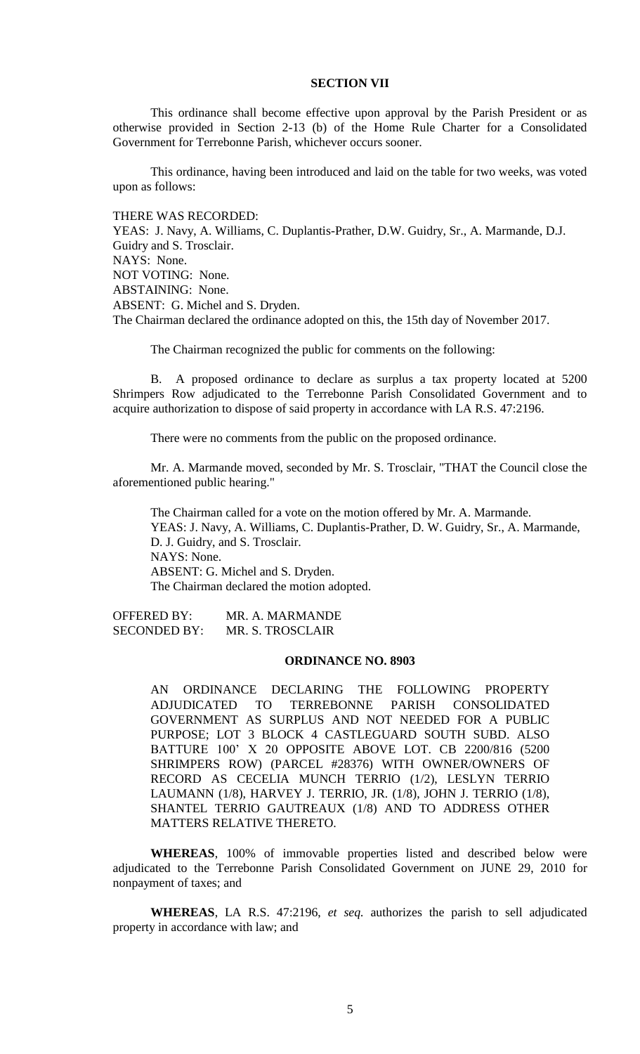**SECTION VII**

This ordinance shall become effective upon approval by the Parish President or as otherwise provided in Section 2-13 (b) of the Home Rule Charter for a Consolidated Government for Terrebonne Parish, whichever occurs sooner.

This ordinance, having been introduced and laid on the table for two weeks, was voted upon as follows:

THERE WAS RECORDED:
YEAS: J. Navy, A. Williams, C. Duplantis-Prather, D.W. Guidry, Sr., A. Marmande, D.J. Guidry and S. Trosclair.
NAYS: None.
NOT VOTING: None.
ABSTAINING: None.
ABSENT: G. Michel and S. Dryden.
The Chairman declared the ordinance adopted on this, the 15th day of November 2017.

The Chairman recognized the public for comments on the following:

B. A proposed ordinance to declare as surplus a tax property located at 5200 Shrimpers Row adjudicated to the Terrebonne Parish Consolidated Government and to acquire authorization to dispose of said property in accordance with LA R.S. 47:2196.

There were no comments from the public on the proposed ordinance.

Mr. A. Marmande moved, seconded by Mr. S. Trosclair, "THAT the Council close the aforementioned public hearing."

The Chairman called for a vote on the motion offered by Mr. A. Marmande.
YEAS: J. Navy, A. Williams, C. Duplantis-Prather, D. W. Guidry, Sr., A. Marmande, D. J. Guidry, and S. Trosclair.
NAYS: None.
ABSENT: G. Michel and S. Dryden.
The Chairman declared the motion adopted.

OFFERED BY: MR. A. MARMANDE
SECONDED BY: MR. S. TROSCLAIR

**ORDINANCE NO. 8903**

AN ORDINANCE DECLARING THE FOLLOWING PROPERTY ADJUDICATED TO TERREBONNE PARISH CONSOLIDATED GOVERNMENT AS SURPLUS AND NOT NEEDED FOR A PUBLIC PURPOSE; LOT 3 BLOCK 4 CASTLEGUARD SOUTH SUBD. ALSO BATTURE 100' X 20 OPPOSITE ABOVE LOT. CB 2200/816 (5200 SHRIMPERS ROW) (PARCEL #28376) WITH OWNER/OWNERS OF RECORD AS CECELIA MUNCH TERRIO (1/2), LESLYN TERRIO LAUMANN (1/8), HARVEY J. TERRIO, JR. (1/8), JOHN J. TERRIO (1/8), SHANTEL TERRIO GAUTREAUX (1/8) AND TO ADDRESS OTHER MATTERS RELATIVE THERETO.

**WHEREAS**, 100% of immovable properties listed and described below were adjudicated to the Terrebonne Parish Consolidated Government on JUNE 29, 2010 for nonpayment of taxes; and

**WHEREAS**, LA R.S. 47:2196, *et seq.* authorizes the parish to sell adjudicated property in accordance with law; and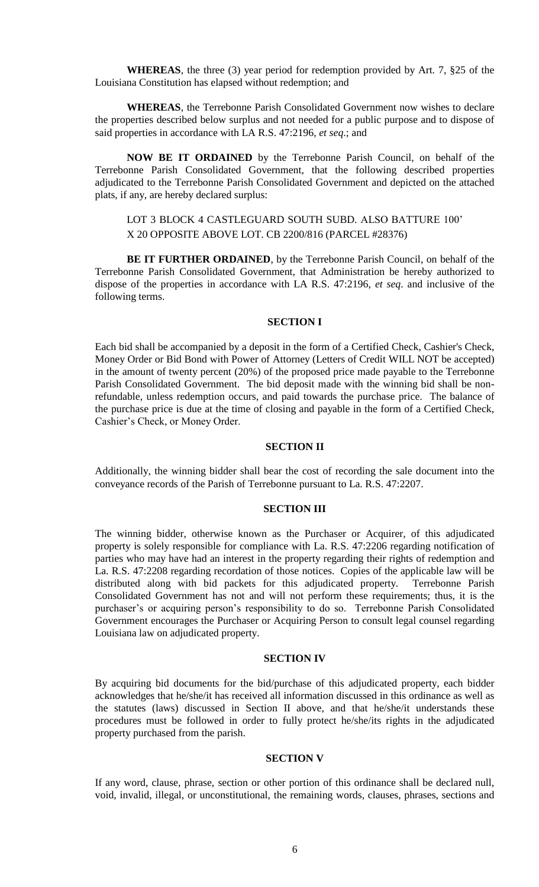**WHEREAS**, the three (3) year period for redemption provided by Art. 7, §25 of the Louisiana Constitution has elapsed without redemption; and

**WHEREAS**, the Terrebonne Parish Consolidated Government now wishes to declare the properties described below surplus and not needed for a public purpose and to dispose of said properties in accordance with LA R.S. 47:2196, *et seq*.; and

**NOW BE IT ORDAINED** by the Terrebonne Parish Council, on behalf of the Terrebonne Parish Consolidated Government, that the following described properties adjudicated to the Terrebonne Parish Consolidated Government and depicted on the attached plats, if any, are hereby declared surplus:

LOT 3 BLOCK 4 CASTLEGUARD SOUTH SUBD. ALSO BATTURE 100' X 20 OPPOSITE ABOVE LOT. CB 2200/816 (PARCEL #28376)

**BE IT FURTHER ORDAINED**, by the Terrebonne Parish Council, on behalf of the Terrebonne Parish Consolidated Government, that Administration be hereby authorized to dispose of the properties in accordance with LA R.S. 47:2196, *et seq*. and inclusive of the following terms.

## SECTION I

Each bid shall be accompanied by a deposit in the form of a Certified Check, Cashier's Check, Money Order or Bid Bond with Power of Attorney (Letters of Credit WILL NOT be accepted) in the amount of twenty percent (20%) of the proposed price made payable to the Terrebonne Parish Consolidated Government. The bid deposit made with the winning bid shall be non-refundable, unless redemption occurs, and paid towards the purchase price. The balance of the purchase price is due at the time of closing and payable in the form of a Certified Check, Cashier's Check, or Money Order.

## SECTION II

Additionally, the winning bidder shall bear the cost of recording the sale document into the conveyance records of the Parish of Terrebonne pursuant to La. R.S. 47:2207.

## SECTION III

The winning bidder, otherwise known as the Purchaser or Acquirer, of this adjudicated property is solely responsible for compliance with La. R.S. 47:2206 regarding notification of parties who may have had an interest in the property regarding their rights of redemption and La. R.S. 47:2208 regarding recordation of those notices. Copies of the applicable law will be distributed along with bid packets for this adjudicated property. Terrebonne Parish Consolidated Government has not and will not perform these requirements; thus, it is the purchaser's or acquiring person's responsibility to do so. Terrebonne Parish Consolidated Government encourages the Purchaser or Acquiring Person to consult legal counsel regarding Louisiana law on adjudicated property.

## SECTION IV

By acquiring bid documents for the bid/purchase of this adjudicated property, each bidder acknowledges that he/she/it has received all information discussed in this ordinance as well as the statutes (laws) discussed in Section II above, and that he/she/it understands these procedures must be followed in order to fully protect he/she/its rights in the adjudicated property purchased from the parish.

## SECTION V

If any word, clause, phrase, section or other portion of this ordinance shall be declared null, void, invalid, illegal, or unconstitutional, the remaining words, clauses, phrases, sections and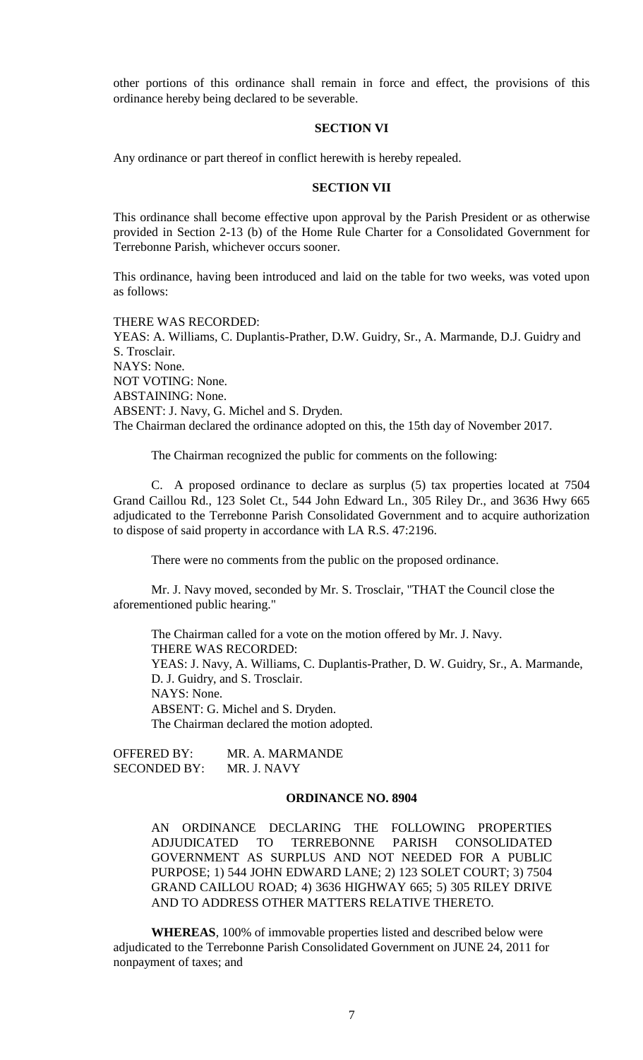other portions of this ordinance shall remain in force and effect, the provisions of this ordinance hereby being declared to be severable.

**SECTION VI**

Any ordinance or part thereof in conflict herewith is hereby repealed.

**SECTION VII**

This ordinance shall become effective upon approval by the Parish President or as otherwise provided in Section 2-13 (b) of the Home Rule Charter for a Consolidated Government for Terrebonne Parish, whichever occurs sooner.

This ordinance, having been introduced and laid on the table for two weeks, was voted upon as follows:

THERE WAS RECORDED:
YEAS: A. Williams, C. Duplantis-Prather, D.W. Guidry, Sr., A. Marmande, D.J. Guidry and S. Trosclair.
NAYS: None.
NOT VOTING: None.
ABSTAINING: None.
ABSENT: J. Navy, G. Michel and S. Dryden.
The Chairman declared the ordinance adopted on this, the 15th day of November 2017.

The Chairman recognized the public for comments on the following:

C. A proposed ordinance to declare as surplus (5) tax properties located at 7504 Grand Caillou Rd., 123 Solet Ct., 544 John Edward Ln., 305 Riley Dr., and 3636 Hwy 665 adjudicated to the Terrebonne Parish Consolidated Government and to acquire authorization to dispose of said property in accordance with LA R.S. 47:2196.

There were no comments from the public on the proposed ordinance.

Mr. J. Navy moved, seconded by Mr. S. Trosclair, "THAT the Council close the aforementioned public hearing."

The Chairman called for a vote on the motion offered by Mr. J. Navy.
THERE WAS RECORDED:
YEAS: J. Navy, A. Williams, C. Duplantis-Prather, D. W. Guidry, Sr., A. Marmande, D. J. Guidry, and S. Trosclair.
NAYS: None.
ABSENT: G. Michel and S. Dryden.
The Chairman declared the motion adopted.

OFFERED BY: MR. A. MARMANDE
SECONDED BY: MR. J. NAVY

**ORDINANCE NO. 8904**

AN ORDINANCE DECLARING THE FOLLOWING PROPERTIES ADJUDICATED TO TERREBONNE PARISH CONSOLIDATED GOVERNMENT AS SURPLUS AND NOT NEEDED FOR A PUBLIC PURPOSE; 1) 544 JOHN EDWARD LANE; 2) 123 SOLET COURT; 3) 7504 GRAND CAILLOU ROAD; 4) 3636 HIGHWAY 665; 5) 305 RILEY DRIVE AND TO ADDRESS OTHER MATTERS RELATIVE THERETO.

**WHEREAS**, 100% of immovable properties listed and described below were adjudicated to the Terrebonne Parish Consolidated Government on JUNE 24, 2011 for nonpayment of taxes; and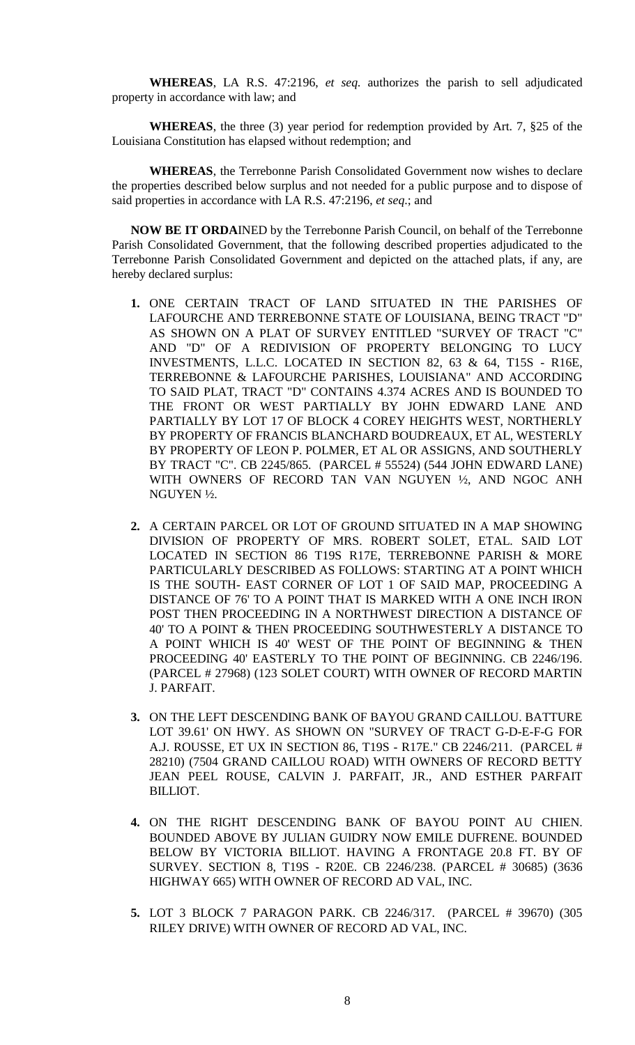**WHEREAS**, LA R.S. 47:2196, *et seq.* authorizes the parish to sell adjudicated property in accordance with law; and

**WHEREAS**, the three (3) year period for redemption provided by Art. 7, §25 of the Louisiana Constitution has elapsed without redemption; and

**WHEREAS**, the Terrebonne Parish Consolidated Government now wishes to declare the properties described below surplus and not needed for a public purpose and to dispose of said properties in accordance with LA R.S. 47:2196, *et seq*.; and

**NOW BE IT ORDA**INED by the Terrebonne Parish Council, on behalf of the Terrebonne Parish Consolidated Government, that the following described properties adjudicated to the Terrebonne Parish Consolidated Government and depicted on the attached plats, if any, are hereby declared surplus:

1. ONE CERTAIN TRACT OF LAND SITUATED IN THE PARISHES OF LAFOURCHE AND TERREBONNE STATE OF LOUISIANA, BEING TRACT "D" AS SHOWN ON A PLAT OF SURVEY ENTITLED "SURVEY OF TRACT "C" AND "D" OF A REDIVISION OF PROPERTY BELONGING TO LUCY INVESTMENTS, L.L.C. LOCATED IN SECTION 82, 63 & 64, T15S - R16E, TERREBONNE & LAFOURCHE PARISHES, LOUISIANA" AND ACCORDING TO SAID PLAT, TRACT "D" CONTAINS 4.374 ACRES AND IS BOUNDED TO THE FRONT OR WEST PARTIALLY BY JOHN EDWARD LANE AND PARTIALLY BY LOT 17 OF BLOCK 4 COREY HEIGHTS WEST, NORTHERLY BY PROPERTY OF FRANCIS BLANCHARD BOUDREAUX, ET AL, WESTERLY BY PROPERTY OF LEON P. POLMER, ET AL OR ASSIGNS, AND SOUTHERLY BY TRACT "C". CB 2245/865. (PARCEL # 55524) (544 JOHN EDWARD LANE) WITH OWNERS OF RECORD TAN VAN NGUYEN ½, AND NGOC ANH NGUYEN ½.

2. A CERTAIN PARCEL OR LOT OF GROUND SITUATED IN A MAP SHOWING DIVISION OF PROPERTY OF MRS. ROBERT SOLET, ETAL. SAID LOT LOCATED IN SECTION 86 T19S R17E, TERREBONNE PARISH & MORE PARTICULARLY DESCRIBED AS FOLLOWS: STARTING AT A POINT WHICH IS THE SOUTH- EAST CORNER OF LOT 1 OF SAID MAP, PROCEEDING A DISTANCE OF 76' TO A POINT THAT IS MARKED WITH A ONE INCH IRON POST THEN PROCEEDING IN A NORTHWEST DIRECTION A DISTANCE OF 40' TO A POINT & THEN PROCEEDING SOUTHWESTERLY A DISTANCE TO A POINT WHICH IS 40' WEST OF THE POINT OF BEGINNING & THEN PROCEEDING 40' EASTERLY TO THE POINT OF BEGINNING. CB 2246/196. (PARCEL # 27968) (123 SOLET COURT) WITH OWNER OF RECORD MARTIN J. PARFAIT.

3. ON THE LEFT DESCENDING BANK OF BAYOU GRAND CAILLOU. BATTURE LOT 39.61' ON HWY. AS SHOWN ON "SURVEY OF TRACT G-D-E-F-G FOR A.J. ROUSSE, ET UX IN SECTION 86, T19S - R17E." CB 2246/211. (PARCEL # 28210) (7504 GRAND CAILLOU ROAD) WITH OWNERS OF RECORD BETTY JEAN PEEL ROUSE, CALVIN J. PARFAIT, JR., AND ESTHER PARFAIT BILLIOT.

4. ON THE RIGHT DESCENDING BANK OF BAYOU POINT AU CHIEN. BOUNDED ABOVE BY JULIAN GUIDRY NOW EMILE DUFRENE. BOUNDED BELOW BY VICTORIA BILLIOT. HAVING A FRONTAGE 20.8 FT. BY OF SURVEY. SECTION 8, T19S - R20E. CB 2246/238. (PARCEL # 30685) (3636 HIGHWAY 665) WITH OWNER OF RECORD AD VAL, INC.

5. LOT 3 BLOCK 7 PARAGON PARK. CB 2246/317. (PARCEL # 39670) (305 RILEY DRIVE) WITH OWNER OF RECORD AD VAL, INC.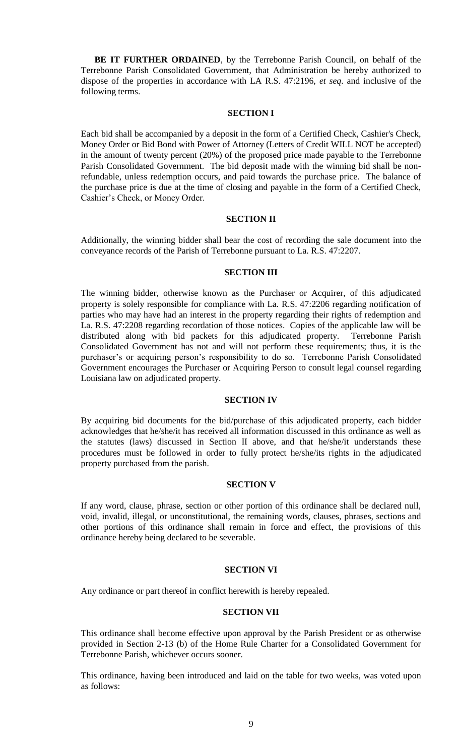**BE IT FURTHER ORDAINED**, by the Terrebonne Parish Council, on behalf of the Terrebonne Parish Consolidated Government, that Administration be hereby authorized to dispose of the properties in accordance with LA R.S. 47:2196, *et seq*. and inclusive of the following terms.

**SECTION I**

Each bid shall be accompanied by a deposit in the form of a Certified Check, Cashier's Check, Money Order or Bid Bond with Power of Attorney (Letters of Credit WILL NOT be accepted) in the amount of twenty percent (20%) of the proposed price made payable to the Terrebonne Parish Consolidated Government. The bid deposit made with the winning bid shall be non-refundable, unless redemption occurs, and paid towards the purchase price. The balance of the purchase price is due at the time of closing and payable in the form of a Certified Check, Cashier's Check, or Money Order.

**SECTION II**

Additionally, the winning bidder shall bear the cost of recording the sale document into the conveyance records of the Parish of Terrebonne pursuant to La. R.S. 47:2207.

**SECTION III**

The winning bidder, otherwise known as the Purchaser or Acquirer, of this adjudicated property is solely responsible for compliance with La. R.S. 47:2206 regarding notification of parties who may have had an interest in the property regarding their rights of redemption and La. R.S. 47:2208 regarding recordation of those notices. Copies of the applicable law will be distributed along with bid packets for this adjudicated property. Terrebonne Parish Consolidated Government has not and will not perform these requirements; thus, it is the purchaser's or acquiring person's responsibility to do so. Terrebonne Parish Consolidated Government encourages the Purchaser or Acquiring Person to consult legal counsel regarding Louisiana law on adjudicated property.

**SECTION IV**

By acquiring bid documents for the bid/purchase of this adjudicated property, each bidder acknowledges that he/she/it has received all information discussed in this ordinance as well as the statutes (laws) discussed in Section II above, and that he/she/it understands these procedures must be followed in order to fully protect he/she/its rights in the adjudicated property purchased from the parish.

**SECTION V**

If any word, clause, phrase, section or other portion of this ordinance shall be declared null, void, invalid, illegal, or unconstitutional, the remaining words, clauses, phrases, sections and other portions of this ordinance shall remain in force and effect, the provisions of this ordinance hereby being declared to be severable.

**SECTION VI**

Any ordinance or part thereof in conflict herewith is hereby repealed.

**SECTION VII**

This ordinance shall become effective upon approval by the Parish President or as otherwise provided in Section 2-13 (b) of the Home Rule Charter for a Consolidated Government for Terrebonne Parish, whichever occurs sooner.

This ordinance, having been introduced and laid on the table for two weeks, was voted upon as follows: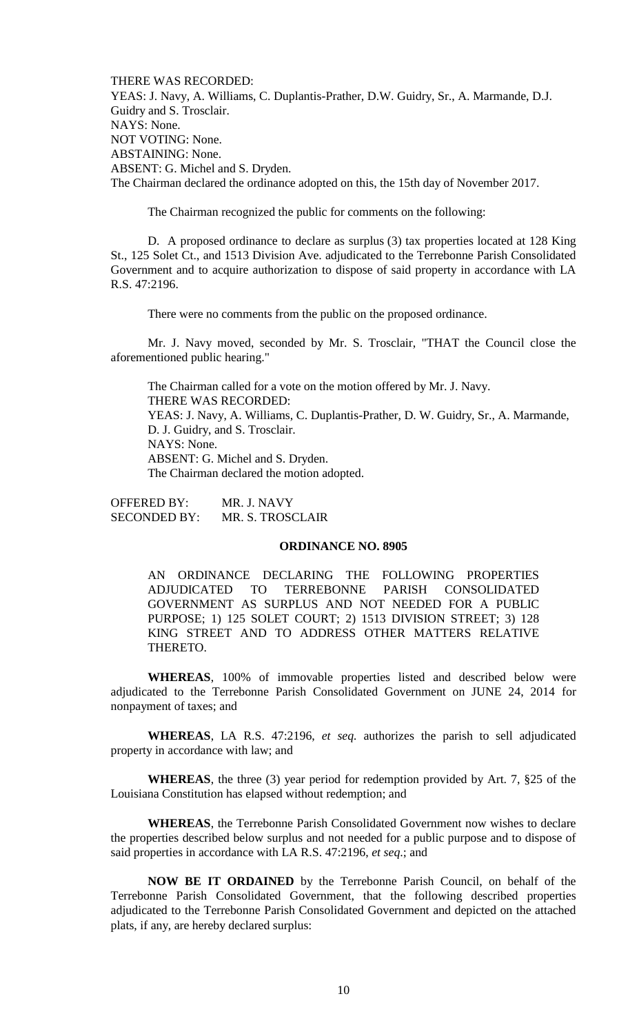THERE WAS RECORDED:
YEAS: J. Navy, A. Williams, C. Duplantis-Prather, D.W. Guidry, Sr., A. Marmande, D.J. Guidry and S. Trosclair.
NAYS: None.
NOT VOTING: None.
ABSTAINING: None.
ABSENT: G. Michel and S. Dryden.
The Chairman declared the ordinance adopted on this, the 15th day of November 2017.

The Chairman recognized the public for comments on the following:

D. A proposed ordinance to declare as surplus (3) tax properties located at 128 King St., 125 Solet Ct., and 1513 Division Ave. adjudicated to the Terrebonne Parish Consolidated Government and to acquire authorization to dispose of said property in accordance with LA R.S. 47:2196.

There were no comments from the public on the proposed ordinance.

Mr. J. Navy moved, seconded by Mr. S. Trosclair, "THAT the Council close the aforementioned public hearing."

The Chairman called for a vote on the motion offered by Mr. J. Navy.
THERE WAS RECORDED:
YEAS: J. Navy, A. Williams, C. Duplantis-Prather, D. W. Guidry, Sr., A. Marmande, D. J. Guidry, and S. Trosclair.
NAYS: None.
ABSENT: G. Michel and S. Dryden.
The Chairman declared the motion adopted.

OFFERED BY: MR. J. NAVY
SECONDED BY: MR. S. TROSCLAIR

**ORDINANCE NO. 8905**

AN ORDINANCE DECLARING THE FOLLOWING PROPERTIES ADJUDICATED TO TERREBONNE PARISH CONSOLIDATED GOVERNMENT AS SURPLUS AND NOT NEEDED FOR A PUBLIC PURPOSE; 1) 125 SOLET COURT; 2) 1513 DIVISION STREET; 3) 128 KING STREET AND TO ADDRESS OTHER MATTERS RELATIVE THERETO.

**WHEREAS**, 100% of immovable properties listed and described below were adjudicated to the Terrebonne Parish Consolidated Government on JUNE 24, 2014 for nonpayment of taxes; and

**WHEREAS**, LA R.S. 47:2196, *et seq.* authorizes the parish to sell adjudicated property in accordance with law; and

**WHEREAS**, the three (3) year period for redemption provided by Art. 7, §25 of the Louisiana Constitution has elapsed without redemption; and

**WHEREAS**, the Terrebonne Parish Consolidated Government now wishes to declare the properties described below surplus and not needed for a public purpose and to dispose of said properties in accordance with LA R.S. 47:2196, *et seq*.; and

**NOW BE IT ORDAINED** by the Terrebonne Parish Council, on behalf of the Terrebonne Parish Consolidated Government, that the following described properties adjudicated to the Terrebonne Parish Consolidated Government and depicted on the attached plats, if any, are hereby declared surplus: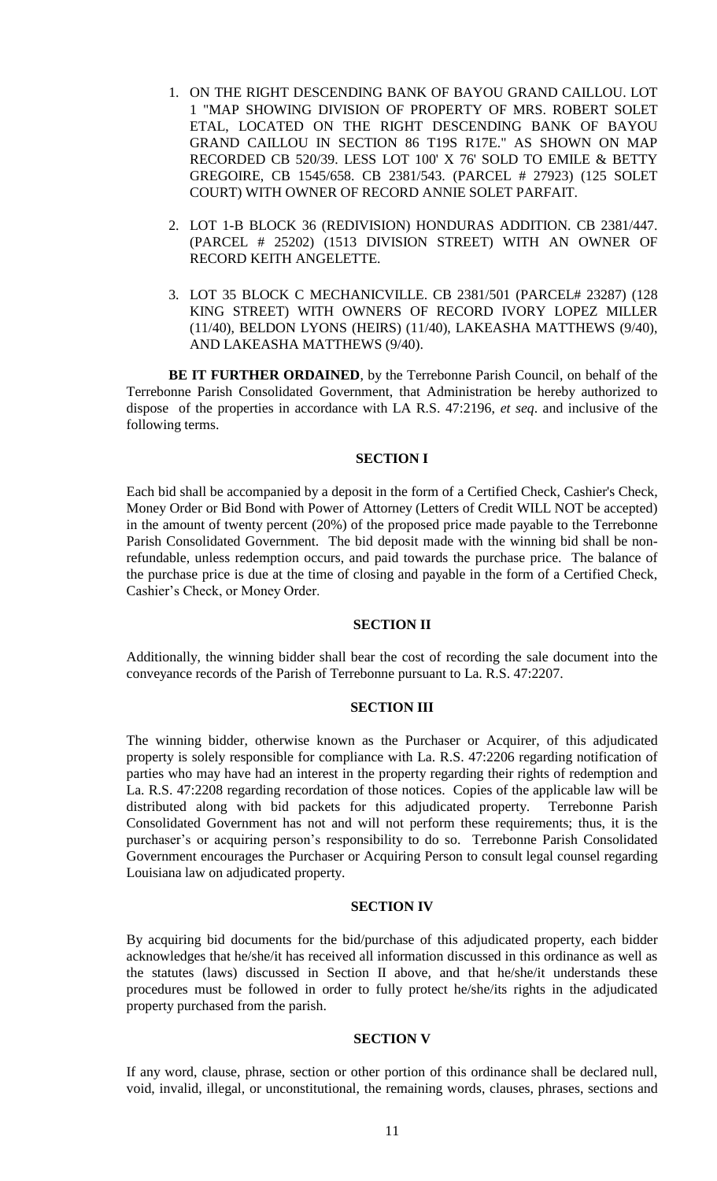1. ON THE RIGHT DESCENDING BANK OF BAYOU GRAND CAILLOU. LOT 1 "MAP SHOWING DIVISION OF PROPERTY OF MRS. ROBERT SOLET ETAL, LOCATED ON THE RIGHT DESCENDING BANK OF BAYOU GRAND CAILLOU IN SECTION 86 T19S R17E." AS SHOWN ON MAP RECORDED CB 520/39. LESS LOT 100' X 76' SOLD TO EMILE & BETTY GREGOIRE, CB 1545/658. CB 2381/543. (PARCEL # 27923) (125 SOLET COURT) WITH OWNER OF RECORD ANNIE SOLET PARFAIT.

2. LOT 1-B BLOCK 36 (REDIVISION) HONDURAS ADDITION. CB 2381/447. (PARCEL # 25202) (1513 DIVISION STREET) WITH AN OWNER OF RECORD KEITH ANGELETTE.

3. LOT 35 BLOCK C MECHANICVILLE. CB 2381/501 (PARCEL# 23287) (128 KING STREET) WITH OWNERS OF RECORD IVORY LOPEZ MILLER (11/40), BELDON LYONS (HEIRS) (11/40), LAKEASHA MATTHEWS (9/40), AND LAKEASHA MATTHEWS (9/40).

**BE IT FURTHER ORDAINED**, by the Terrebonne Parish Council, on behalf of the Terrebonne Parish Consolidated Government, that Administration be hereby authorized to dispose of the properties in accordance with LA R.S. 47:2196, *et seq*. and inclusive of the following terms.

**SECTION I**

Each bid shall be accompanied by a deposit in the form of a Certified Check, Cashier's Check, Money Order or Bid Bond with Power of Attorney (Letters of Credit WILL NOT be accepted) in the amount of twenty percent (20%) of the proposed price made payable to the Terrebonne Parish Consolidated Government. The bid deposit made with the winning bid shall be non-refundable, unless redemption occurs, and paid towards the purchase price. The balance of the purchase price is due at the time of closing and payable in the form of a Certified Check, Cashier's Check, or Money Order.

**SECTION II**

Additionally, the winning bidder shall bear the cost of recording the sale document into the conveyance records of the Parish of Terrebonne pursuant to La. R.S. 47:2207.

**SECTION III**

The winning bidder, otherwise known as the Purchaser or Acquirer, of this adjudicated property is solely responsible for compliance with La. R.S. 47:2206 regarding notification of parties who may have had an interest in the property regarding their rights of redemption and La. R.S. 47:2208 regarding recordation of those notices. Copies of the applicable law will be distributed along with bid packets for this adjudicated property. Terrebonne Parish Consolidated Government has not and will not perform these requirements; thus, it is the purchaser's or acquiring person's responsibility to do so. Terrebonne Parish Consolidated Government encourages the Purchaser or Acquiring Person to consult legal counsel regarding Louisiana law on adjudicated property.

**SECTION IV**

By acquiring bid documents for the bid/purchase of this adjudicated property, each bidder acknowledges that he/she/it has received all information discussed in this ordinance as well as the statutes (laws) discussed in Section II above, and that he/she/it understands these procedures must be followed in order to fully protect he/she/its rights in the adjudicated property purchased from the parish.

**SECTION V**

If any word, clause, phrase, section or other portion of this ordinance shall be declared null, void, invalid, illegal, or unconstitutional, the remaining words, clauses, phrases, sections and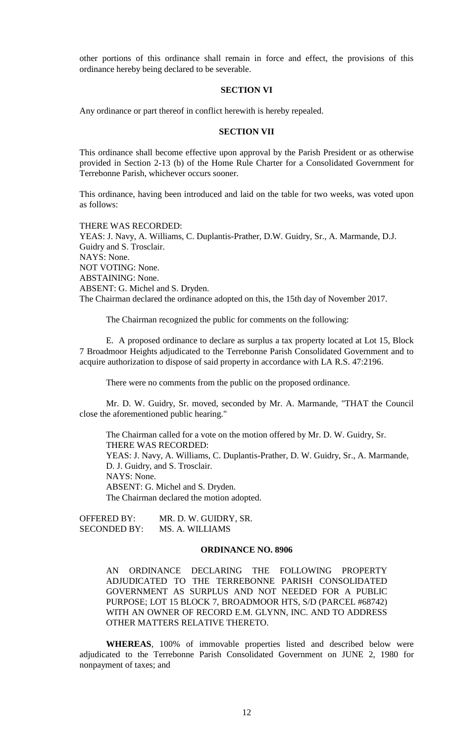other portions of this ordinance shall remain in force and effect, the provisions of this ordinance hereby being declared to be severable.

**SECTION VI**

Any ordinance or part thereof in conflict herewith is hereby repealed.

**SECTION VII**

This ordinance shall become effective upon approval by the Parish President or as otherwise provided in Section 2-13 (b) of the Home Rule Charter for a Consolidated Government for Terrebonne Parish, whichever occurs sooner.

This ordinance, having been introduced and laid on the table for two weeks, was voted upon as follows:

THERE WAS RECORDED:
YEAS: J. Navy, A. Williams, C. Duplantis-Prather, D.W. Guidry, Sr., A. Marmande, D.J. Guidry and S. Trosclair.
NAYS: None.
NOT VOTING: None.
ABSTAINING: None.
ABSENT: G. Michel and S. Dryden.
The Chairman declared the ordinance adopted on this, the 15th day of November 2017.

The Chairman recognized the public for comments on the following:

E. A proposed ordinance to declare as surplus a tax property located at Lot 15, Block 7 Broadmoor Heights adjudicated to the Terrebonne Parish Consolidated Government and to acquire authorization to dispose of said property in accordance with LA R.S. 47:2196.

There were no comments from the public on the proposed ordinance.

Mr. D. W. Guidry, Sr. moved, seconded by Mr. A. Marmande, "THAT the Council close the aforementioned public hearing."

The Chairman called for a vote on the motion offered by Mr. D. W. Guidry, Sr.
THERE WAS RECORDED:
YEAS: J. Navy, A. Williams, C. Duplantis-Prather, D. W. Guidry, Sr., A. Marmande, D. J. Guidry, and S. Trosclair.
NAYS: None.
ABSENT: G. Michel and S. Dryden.
The Chairman declared the motion adopted.

OFFERED BY: MR. D. W. GUIDRY, SR.
SECONDED BY: MS. A. WILLIAMS

**ORDINANCE NO. 8906**

AN ORDINANCE DECLARING THE FOLLOWING PROPERTY ADJUDICATED TO THE TERREBONNE PARISH CONSOLIDATED GOVERNMENT AS SURPLUS AND NOT NEEDED FOR A PUBLIC PURPOSE; LOT 15 BLOCK 7, BROADMOOR HTS, S/D (PARCEL #68742) WITH AN OWNER OF RECORD E.M. GLYNN, INC. AND TO ADDRESS OTHER MATTERS RELATIVE THERETO.

**WHEREAS**, 100% of immovable properties listed and described below were adjudicated to the Terrebonne Parish Consolidated Government on JUNE 2, 1980 for nonpayment of taxes; and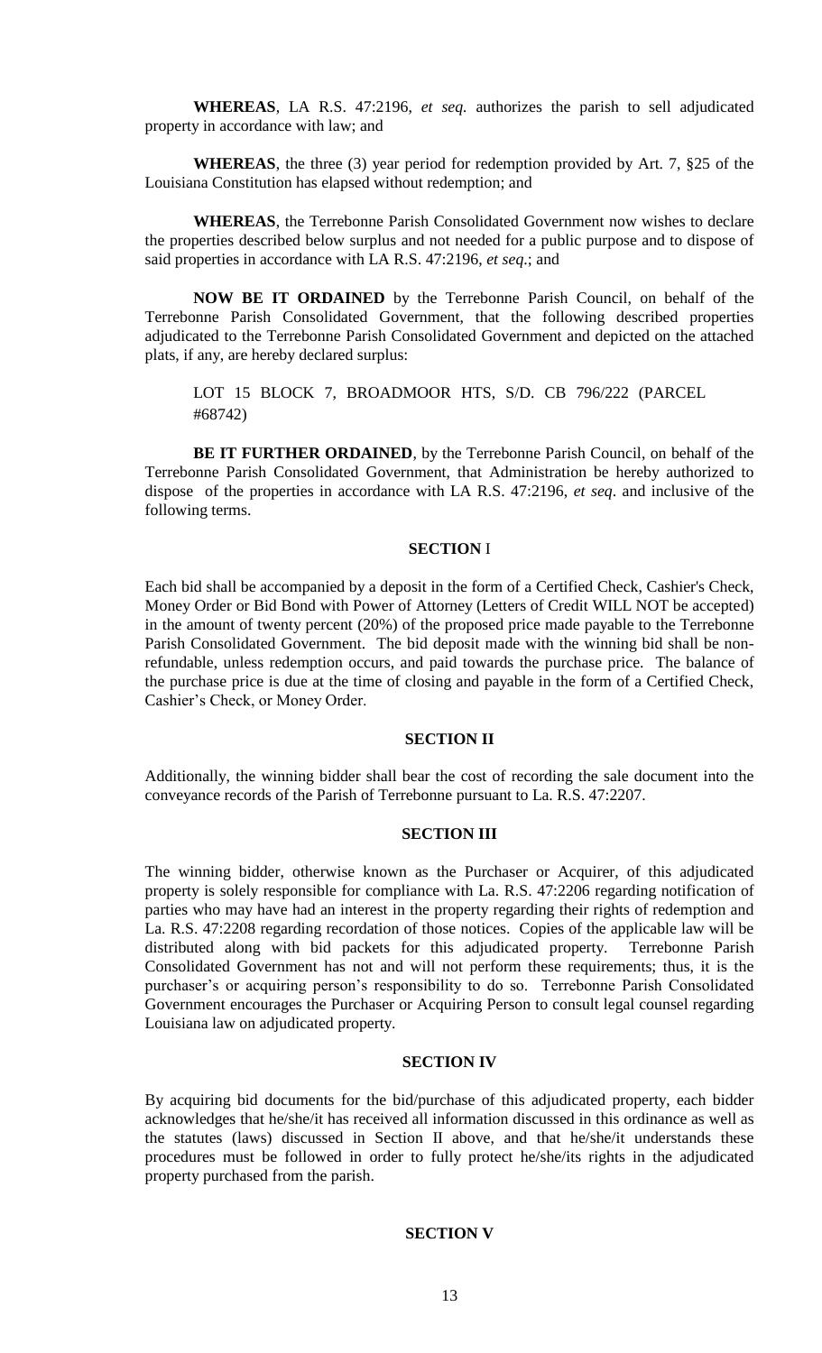**WHEREAS**, LA R.S. 47:2196, *et seq.* authorizes the parish to sell adjudicated property in accordance with law; and

**WHEREAS**, the three (3) year period for redemption provided by Art. 7, §25 of the Louisiana Constitution has elapsed without redemption; and

**WHEREAS**, the Terrebonne Parish Consolidated Government now wishes to declare the properties described below surplus and not needed for a public purpose and to dispose of said properties in accordance with LA R.S. 47:2196, *et seq*.; and

**NOW BE IT ORDAINED** by the Terrebonne Parish Council, on behalf of the Terrebonne Parish Consolidated Government, that the following described properties adjudicated to the Terrebonne Parish Consolidated Government and depicted on the attached plats, if any, are hereby declared surplus:

LOT 15 BLOCK 7, BROADMOOR HTS, S/D. CB 796/222 (PARCEL #68742)

**BE IT FURTHER ORDAINED**, by the Terrebonne Parish Council, on behalf of the Terrebonne Parish Consolidated Government, that Administration be hereby authorized to dispose of the properties in accordance with LA R.S. 47:2196, *et seq*. and inclusive of the following terms.

**SECTION** I

Each bid shall be accompanied by a deposit in the form of a Certified Check, Cashier's Check, Money Order or Bid Bond with Power of Attorney (Letters of Credit WILL NOT be accepted) in the amount of twenty percent (20%) of the proposed price made payable to the Terrebonne Parish Consolidated Government. The bid deposit made with the winning bid shall be non-refundable, unless redemption occurs, and paid towards the purchase price. The balance of the purchase price is due at the time of closing and payable in the form of a Certified Check, Cashier's Check, or Money Order.

**SECTION II**

Additionally, the winning bidder shall bear the cost of recording the sale document into the conveyance records of the Parish of Terrebonne pursuant to La. R.S. 47:2207.

**SECTION III**

The winning bidder, otherwise known as the Purchaser or Acquirer, of this adjudicated property is solely responsible for compliance with La. R.S. 47:2206 regarding notification of parties who may have had an interest in the property regarding their rights of redemption and La. R.S. 47:2208 regarding recordation of those notices. Copies of the applicable law will be distributed along with bid packets for this adjudicated property. Terrebonne Parish Consolidated Government has not and will not perform these requirements; thus, it is the purchaser's or acquiring person's responsibility to do so. Terrebonne Parish Consolidated Government encourages the Purchaser or Acquiring Person to consult legal counsel regarding Louisiana law on adjudicated property.

**SECTION IV**

By acquiring bid documents for the bid/purchase of this adjudicated property, each bidder acknowledges that he/she/it has received all information discussed in this ordinance as well as the statutes (laws) discussed in Section II above, and that he/she/it understands these procedures must be followed in order to fully protect he/she/its rights in the adjudicated property purchased from the parish.

**SECTION V**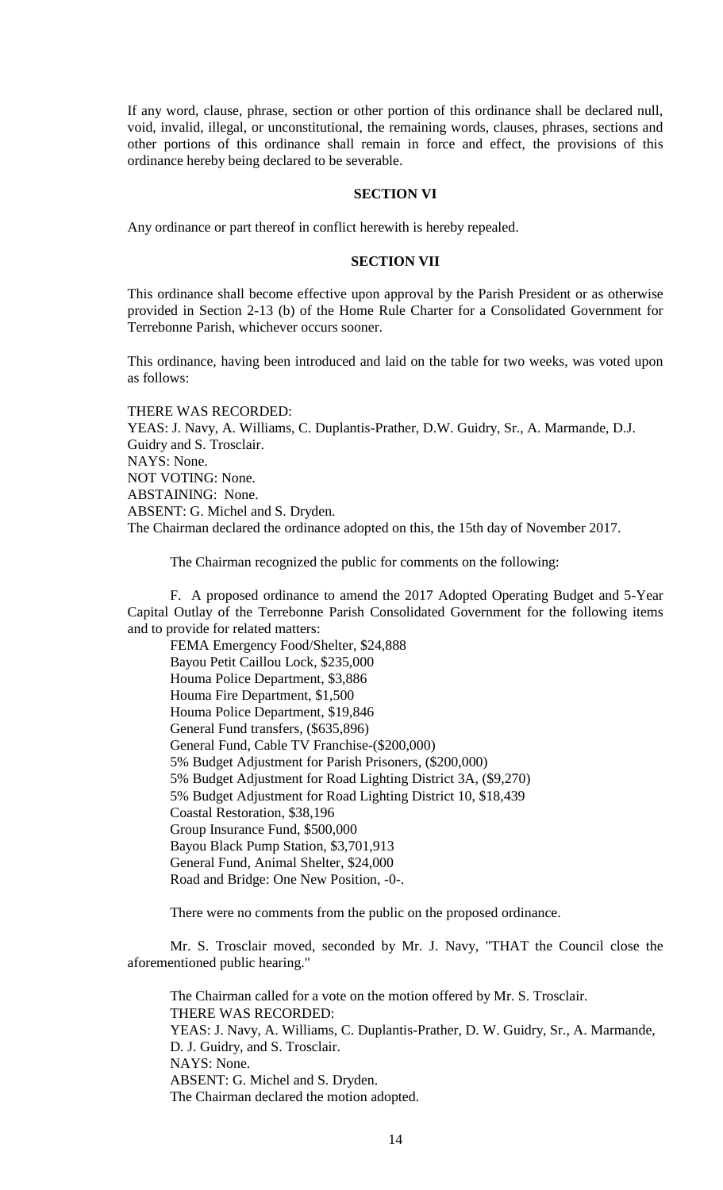If any word, clause, phrase, section or other portion of this ordinance shall be declared null, void, invalid, illegal, or unconstitutional, the remaining words, clauses, phrases, sections and other portions of this ordinance shall remain in force and effect, the provisions of this ordinance hereby being declared to be severable.

**SECTION VI**

Any ordinance or part thereof in conflict herewith is hereby repealed.

**SECTION VII**

This ordinance shall become effective upon approval by the Parish President or as otherwise provided in Section 2-13 (b) of the Home Rule Charter for a Consolidated Government for Terrebonne Parish, whichever occurs sooner.

This ordinance, having been introduced and laid on the table for two weeks, was voted upon as follows:

THERE WAS RECORDED:
YEAS: J. Navy, A. Williams, C. Duplantis-Prather, D.W. Guidry, Sr., A. Marmande, D.J. Guidry and S. Trosclair.
NAYS: None.
NOT VOTING: None.
ABSTAINING: None.
ABSENT: G. Michel and S. Dryden.
The Chairman declared the ordinance adopted on this, the 15th day of November 2017.

The Chairman recognized the public for comments on the following:

F. A proposed ordinance to amend the 2017 Adopted Operating Budget and 5-Year Capital Outlay of the Terrebonne Parish Consolidated Government for the following items and to provide for related matters:

FEMA Emergency Food/Shelter, $24,888
Bayou Petit Caillou Lock, $235,000
Houma Police Department, $3,886
Houma Fire Department, $1,500
Houma Police Department, $19,846
General Fund transfers, ($635,896)
General Fund, Cable TV Franchise-($200,000)
5% Budget Adjustment for Parish Prisoners, ($200,000)
5% Budget Adjustment for Road Lighting District 3A, ($9,270)
5% Budget Adjustment for Road Lighting District 10, $18,439
Coastal Restoration, $38,196
Group Insurance Fund, $500,000
Bayou Black Pump Station, $3,701,913
General Fund, Animal Shelter, $24,000
Road and Bridge: One New Position, -0-.

There were no comments from the public on the proposed ordinance.

Mr. S. Trosclair moved, seconded by Mr. J. Navy, "THAT the Council close the aforementioned public hearing."

The Chairman called for a vote on the motion offered by Mr. S. Trosclair.
THERE WAS RECORDED:
YEAS: J. Navy, A. Williams, C. Duplantis-Prather, D. W. Guidry, Sr., A. Marmande, D. J. Guidry, and S. Trosclair.
NAYS: None.
ABSENT: G. Michel and S. Dryden.
The Chairman declared the motion adopted.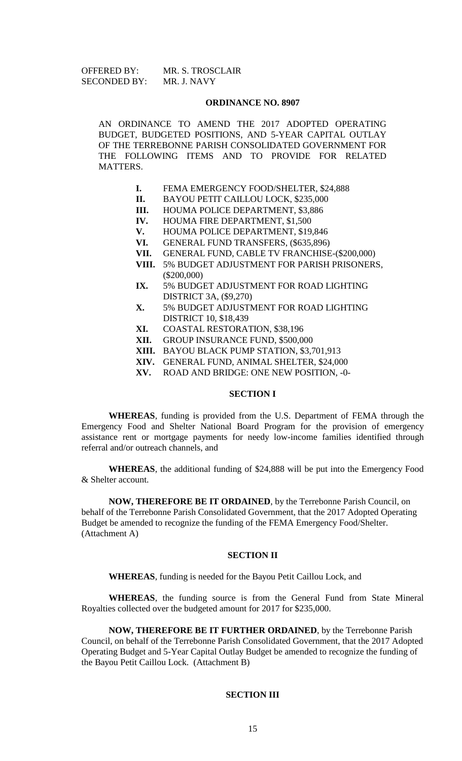OFFERED BY: MR. S. TROSCLAIR
SECONDED BY: MR. J. NAVY

## ORDINANCE NO. 8907

AN ORDINANCE TO AMEND THE 2017 ADOPTED OPERATING BUDGET, BUDGETED POSITIONS, AND 5-YEAR CAPITAL OUTLAY OF THE TERREBONNE PARISH CONSOLIDATED GOVERNMENT FOR THE FOLLOWING ITEMS AND TO PROVIDE FOR RELATED MATTERS.

- **I.** FEMA EMERGENCY FOOD/SHELTER, $24,888
- **II.** BAYOU PETIT CAILLOU LOCK, $235,000
- **III.** HOUMA POLICE DEPARTMENT, $3,886
- **IV.** HOUMA FIRE DEPARTMENT, $1,500
- **V.** HOUMA POLICE DEPARTMENT, $19,846
- **VI.** GENERAL FUND TRANSFERS, ($635,896)
- **VII.** GENERAL FUND, CABLE TV FRANCHISE-($200,000)
- **VIII.** 5% BUDGET ADJUSTMENT FOR PARISH PRISONERS, ($200,000)
- **IX.** 5% BUDGET ADJUSTMENT FOR ROAD LIGHTING DISTRICT 3A, ($9,270)
- **X.** 5% BUDGET ADJUSTMENT FOR ROAD LIGHTING DISTRICT 10, $18,439
- **XI.** COASTAL RESTORATION, $38,196
- **XII.** GROUP INSURANCE FUND, $500,000
- **XIII.** BAYOU BLACK PUMP STATION, $3,701,913
- **XIV.** GENERAL FUND, ANIMAL SHELTER, $24,000
- **XV.** ROAD AND BRIDGE: ONE NEW POSITION, -0-

### SECTION I

**WHEREAS**, funding is provided from the U.S. Department of FEMA through the Emergency Food and Shelter National Board Program for the provision of emergency assistance rent or mortgage payments for needy low-income families identified through referral and/or outreach channels, and

**WHEREAS**, the additional funding of $24,888 will be put into the Emergency Food & Shelter account.

**NOW, THEREFORE BE IT ORDAINED**, by the Terrebonne Parish Council, on behalf of the Terrebonne Parish Consolidated Government, that the 2017 Adopted Operating Budget be amended to recognize the funding of the FEMA Emergency Food/Shelter. (Attachment A)

### SECTION II

**WHEREAS**, funding is needed for the Bayou Petit Caillou Lock, and

**WHEREAS**, the funding source is from the General Fund from State Mineral Royalties collected over the budgeted amount for 2017 for $235,000.

**NOW, THEREFORE BE IT FURTHER ORDAINED**, by the Terrebonne Parish Council, on behalf of the Terrebonne Parish Consolidated Government, that the 2017 Adopted Operating Budget and 5-Year Capital Outlay Budget be amended to recognize the funding of the Bayou Petit Caillou Lock. (Attachment B)

### SECTION III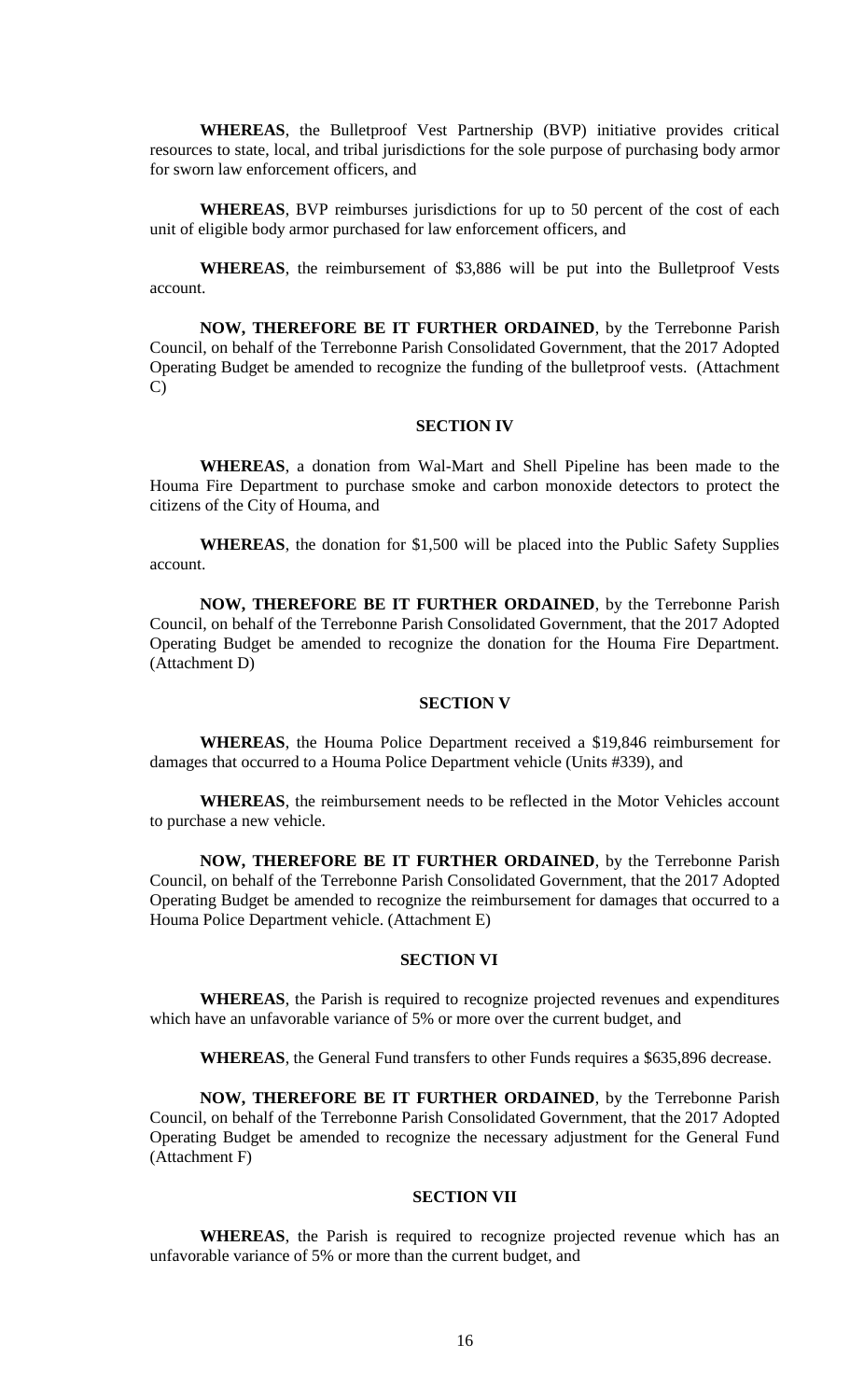**WHEREAS**, the Bulletproof Vest Partnership (BVP) initiative provides critical resources to state, local, and tribal jurisdictions for the sole purpose of purchasing body armor for sworn law enforcement officers, and

**WHEREAS**, BVP reimburses jurisdictions for up to 50 percent of the cost of each unit of eligible body armor purchased for law enforcement officers, and

**WHEREAS**, the reimbursement of $3,886 will be put into the Bulletproof Vests account.

**NOW, THEREFORE BE IT FURTHER ORDAINED**, by the Terrebonne Parish Council, on behalf of the Terrebonne Parish Consolidated Government, that the 2017 Adopted Operating Budget be amended to recognize the funding of the bulletproof vests. (Attachment C)

**SECTION IV**

**WHEREAS**, a donation from Wal-Mart and Shell Pipeline has been made to the Houma Fire Department to purchase smoke and carbon monoxide detectors to protect the citizens of the City of Houma, and

**WHEREAS**, the donation for $1,500 will be placed into the Public Safety Supplies account.

**NOW, THEREFORE BE IT FURTHER ORDAINED**, by the Terrebonne Parish Council, on behalf of the Terrebonne Parish Consolidated Government, that the 2017 Adopted Operating Budget be amended to recognize the donation for the Houma Fire Department. (Attachment D)

**SECTION V**

**WHEREAS**, the Houma Police Department received a $19,846 reimbursement for damages that occurred to a Houma Police Department vehicle (Units #339), and

**WHEREAS**, the reimbursement needs to be reflected in the Motor Vehicles account to purchase a new vehicle.

**NOW, THEREFORE BE IT FURTHER ORDAINED**, by the Terrebonne Parish Council, on behalf of the Terrebonne Parish Consolidated Government, that the 2017 Adopted Operating Budget be amended to recognize the reimbursement for damages that occurred to a Houma Police Department vehicle. (Attachment E)

**SECTION VI**

**WHEREAS**, the Parish is required to recognize projected revenues and expenditures which have an unfavorable variance of 5% or more over the current budget, and

**WHEREAS**, the General Fund transfers to other Funds requires a $635,896 decrease.

**NOW, THEREFORE BE IT FURTHER ORDAINED**, by the Terrebonne Parish Council, on behalf of the Terrebonne Parish Consolidated Government, that the 2017 Adopted Operating Budget be amended to recognize the necessary adjustment for the General Fund (Attachment F)

**SECTION VII**

**WHEREAS**, the Parish is required to recognize projected revenue which has an unfavorable variance of 5% or more than the current budget, and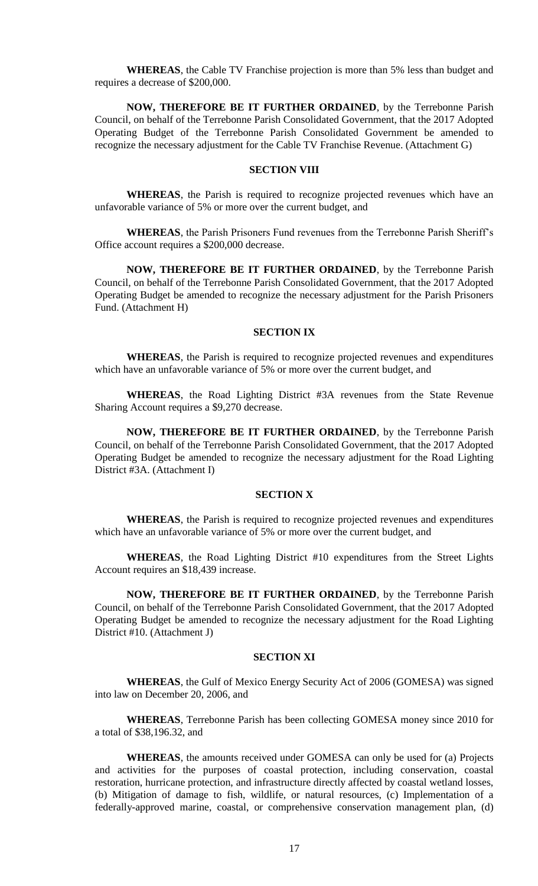**WHEREAS**, the Cable TV Franchise projection is more than 5% less than budget and requires a decrease of $200,000.

**NOW, THEREFORE BE IT FURTHER ORDAINED**, by the Terrebonne Parish Council, on behalf of the Terrebonne Parish Consolidated Government, that the 2017 Adopted Operating Budget of the Terrebonne Parish Consolidated Government be amended to recognize the necessary adjustment for the Cable TV Franchise Revenue. (Attachment G)

## SECTION VIII

**WHEREAS**, the Parish is required to recognize projected revenues which have an unfavorable variance of 5% or more over the current budget, and

**WHEREAS**, the Parish Prisoners Fund revenues from the Terrebonne Parish Sheriff's Office account requires a $200,000 decrease.

**NOW, THEREFORE BE IT FURTHER ORDAINED**, by the Terrebonne Parish Council, on behalf of the Terrebonne Parish Consolidated Government, that the 2017 Adopted Operating Budget be amended to recognize the necessary adjustment for the Parish Prisoners Fund. (Attachment H)

## SECTION IX

**WHEREAS**, the Parish is required to recognize projected revenues and expenditures which have an unfavorable variance of 5% or more over the current budget, and

**WHEREAS**, the Road Lighting District #3A revenues from the State Revenue Sharing Account requires a $9,270 decrease.

**NOW, THEREFORE BE IT FURTHER ORDAINED**, by the Terrebonne Parish Council, on behalf of the Terrebonne Parish Consolidated Government, that the 2017 Adopted Operating Budget be amended to recognize the necessary adjustment for the Road Lighting District #3A. (Attachment I)

## SECTION X

**WHEREAS**, the Parish is required to recognize projected revenues and expenditures which have an unfavorable variance of 5% or more over the current budget, and

**WHEREAS**, the Road Lighting District #10 expenditures from the Street Lights Account requires an $18,439 increase.

**NOW, THEREFORE BE IT FURTHER ORDAINED**, by the Terrebonne Parish Council, on behalf of the Terrebonne Parish Consolidated Government, that the 2017 Adopted Operating Budget be amended to recognize the necessary adjustment for the Road Lighting District #10. (Attachment J)

## SECTION XI

**WHEREAS**, the Gulf of Mexico Energy Security Act of 2006 (GOMESA) was signed into law on December 20, 2006, and

**WHEREAS**, Terrebonne Parish has been collecting GOMESA money since 2010 for a total of $38,196.32, and

**WHEREAS**, the amounts received under GOMESA can only be used for (a) Projects and activities for the purposes of coastal protection, including conservation, coastal restoration, hurricane protection, and infrastructure directly affected by coastal wetland losses, (b) Mitigation of damage to fish, wildlife, or natural resources, (c) Implementation of a federally-approved marine, coastal, or comprehensive conservation management plan, (d)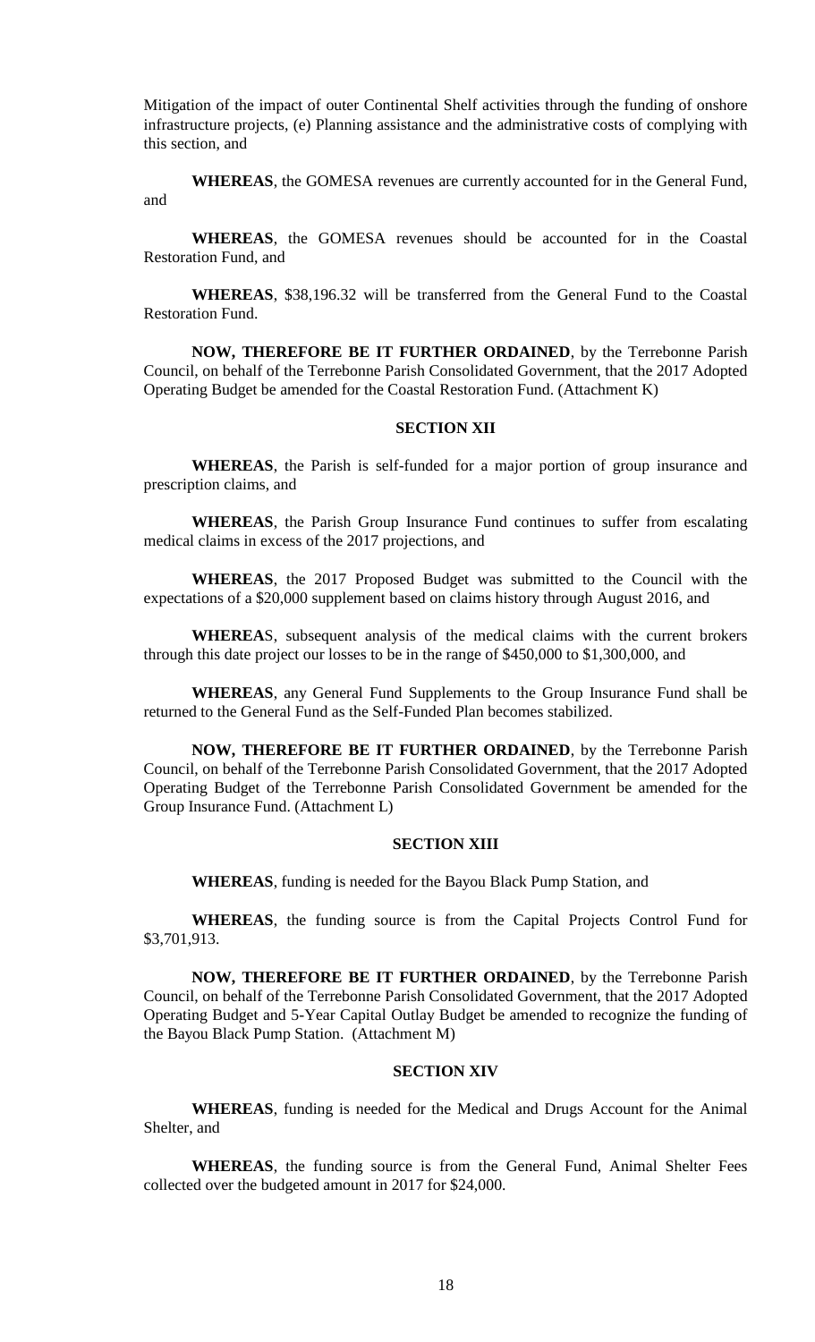Mitigation of the impact of outer Continental Shelf activities through the funding of onshore infrastructure projects, (e) Planning assistance and the administrative costs of complying with this section, and

**WHEREAS**, the GOMESA revenues are currently accounted for in the General Fund, and

**WHEREAS**, the GOMESA revenues should be accounted for in the Coastal Restoration Fund, and

**WHEREAS**, $38,196.32 will be transferred from the General Fund to the Coastal Restoration Fund.

**NOW, THEREFORE BE IT FURTHER ORDAINED**, by the Terrebonne Parish Council, on behalf of the Terrebonne Parish Consolidated Government, that the 2017 Adopted Operating Budget be amended for the Coastal Restoration Fund. (Attachment K)

### SECTION XII

**WHEREAS**, the Parish is self-funded for a major portion of group insurance and prescription claims, and

**WHEREAS**, the Parish Group Insurance Fund continues to suffer from escalating medical claims in excess of the 2017 projections, and

**WHEREAS**, the 2017 Proposed Budget was submitted to the Council with the expectations of a $20,000 supplement based on claims history through August 2016, and

**WHEREA**S, subsequent analysis of the medical claims with the current brokers through this date project our losses to be in the range of $450,000 to $1,300,000, and

**WHEREAS**, any General Fund Supplements to the Group Insurance Fund shall be returned to the General Fund as the Self-Funded Plan becomes stabilized.

**NOW, THEREFORE BE IT FURTHER ORDAINED**, by the Terrebonne Parish Council, on behalf of the Terrebonne Parish Consolidated Government, that the 2017 Adopted Operating Budget of the Terrebonne Parish Consolidated Government be amended for the Group Insurance Fund. (Attachment L)

### SECTION XIII

**WHEREAS**, funding is needed for the Bayou Black Pump Station, and

**WHEREAS**, the funding source is from the Capital Projects Control Fund for $3,701,913.

**NOW, THEREFORE BE IT FURTHER ORDAINED**, by the Terrebonne Parish Council, on behalf of the Terrebonne Parish Consolidated Government, that the 2017 Adopted Operating Budget and 5-Year Capital Outlay Budget be amended to recognize the funding of the Bayou Black Pump Station. (Attachment M)

### SECTION XIV

**WHEREAS**, funding is needed for the Medical and Drugs Account for the Animal Shelter, and

**WHEREAS**, the funding source is from the General Fund, Animal Shelter Fees collected over the budgeted amount in 2017 for $24,000.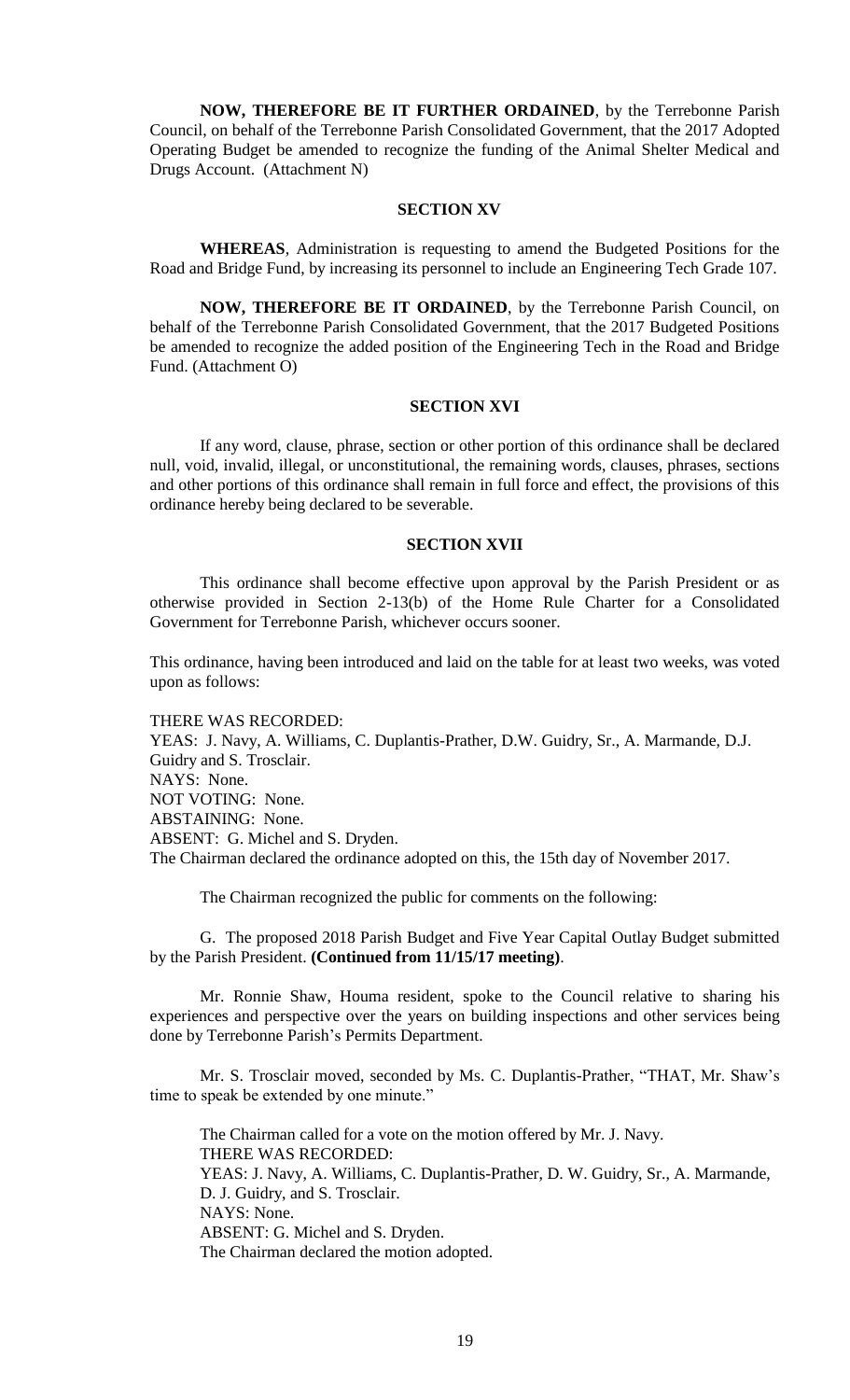**NOW, THEREFORE BE IT FURTHER ORDAINED**, by the Terrebonne Parish Council, on behalf of the Terrebonne Parish Consolidated Government, that the 2017 Adopted Operating Budget be amended to recognize the funding of the Animal Shelter Medical and Drugs Account. (Attachment N)

### SECTION XV

**WHEREAS**, Administration is requesting to amend the Budgeted Positions for the Road and Bridge Fund, by increasing its personnel to include an Engineering Tech Grade 107.

**NOW, THEREFORE BE IT ORDAINED**, by the Terrebonne Parish Council, on behalf of the Terrebonne Parish Consolidated Government, that the 2017 Budgeted Positions be amended to recognize the added position of the Engineering Tech in the Road and Bridge Fund. (Attachment O)

### SECTION XVI

If any word, clause, phrase, section or other portion of this ordinance shall be declared null, void, invalid, illegal, or unconstitutional, the remaining words, clauses, phrases, sections and other portions of this ordinance shall remain in full force and effect, the provisions of this ordinance hereby being declared to be severable.

### SECTION XVII

This ordinance shall become effective upon approval by the Parish President or as otherwise provided in Section 2-13(b) of the Home Rule Charter for a Consolidated Government for Terrebonne Parish, whichever occurs sooner.

This ordinance, having been introduced and laid on the table for at least two weeks, was voted upon as follows:

THERE WAS RECORDED:
YEAS: J. Navy, A. Williams, C. Duplantis-Prather, D.W. Guidry, Sr., A. Marmande, D.J. Guidry and S. Trosclair.
NAYS: None.
NOT VOTING: None.
ABSTAINING: None.
ABSENT: G. Michel and S. Dryden.
The Chairman declared the ordinance adopted on this, the 15th day of November 2017.

The Chairman recognized the public for comments on the following:

G. The proposed 2018 Parish Budget and Five Year Capital Outlay Budget submitted by the Parish President. **(Continued from 11/15/17 meeting)**.

Mr. Ronnie Shaw, Houma resident, spoke to the Council relative to sharing his experiences and perspective over the years on building inspections and other services being done by Terrebonne Parish's Permits Department.

Mr. S. Trosclair moved, seconded by Ms. C. Duplantis-Prather, "THAT, Mr. Shaw's time to speak be extended by one minute."

The Chairman called for a vote on the motion offered by Mr. J. Navy.
THERE WAS RECORDED:
YEAS: J. Navy, A. Williams, C. Duplantis-Prather, D. W. Guidry, Sr., A. Marmande, D. J. Guidry, and S. Trosclair.
NAYS: None.
ABSENT: G. Michel and S. Dryden.
The Chairman declared the motion adopted.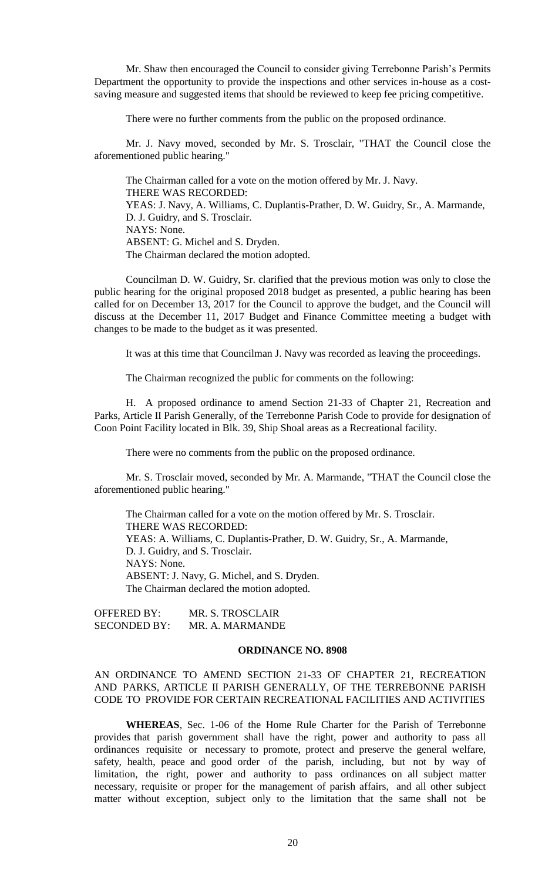Mr. Shaw then encouraged the Council to consider giving Terrebonne Parish's Permits Department the opportunity to provide the inspections and other services in-house as a cost-saving measure and suggested items that should be reviewed to keep fee pricing competitive.

There were no further comments from the public on the proposed ordinance.

Mr. J. Navy moved, seconded by Mr. S. Trosclair, "THAT the Council close the aforementioned public hearing."

The Chairman called for a vote on the motion offered by Mr. J. Navy.
THERE WAS RECORDED:
YEAS: J. Navy, A. Williams, C. Duplantis-Prather, D. W. Guidry, Sr., A. Marmande, D. J. Guidry, and S. Trosclair.
NAYS: None.
ABSENT: G. Michel and S. Dryden.
The Chairman declared the motion adopted.

Councilman D. W. Guidry, Sr. clarified that the previous motion was only to close the public hearing for the original proposed 2018 budget as presented, a public hearing has been called for on December 13, 2017 for the Council to approve the budget, and the Council will discuss at the December 11, 2017 Budget and Finance Committee meeting a budget with changes to be made to the budget as it was presented.

It was at this time that Councilman J. Navy was recorded as leaving the proceedings.

The Chairman recognized the public for comments on the following:

H. A proposed ordinance to amend Section 21-33 of Chapter 21, Recreation and Parks, Article II Parish Generally, of the Terrebonne Parish Code to provide for designation of Coon Point Facility located in Blk. 39, Ship Shoal areas as a Recreational facility.

There were no comments from the public on the proposed ordinance.

Mr. S. Trosclair moved, seconded by Mr. A. Marmande, "THAT the Council close the aforementioned public hearing."

The Chairman called for a vote on the motion offered by Mr. S. Trosclair.
THERE WAS RECORDED:
YEAS: A. Williams, C. Duplantis-Prather, D. W. Guidry, Sr., A. Marmande, D. J. Guidry, and S. Trosclair.
NAYS: None.
ABSENT: J. Navy, G. Michel, and S. Dryden.
The Chairman declared the motion adopted.

OFFERED BY: MR. S. TROSCLAIR
SECONDED BY: MR. A. MARMANDE

**ORDINANCE NO. 8908**

AN ORDINANCE TO AMEND SECTION 21-33 OF CHAPTER 21, RECREATION AND PARKS, ARTICLE II PARISH GENERALLY, OF THE TERREBONNE PARISH CODE TO PROVIDE FOR CERTAIN RECREATIONAL FACILITIES AND ACTIVITIES

**WHEREAS**, Sec. 1-06 of the Home Rule Charter for the Parish of Terrebonne provides that parish government shall have the right, power and authority to pass all ordinances requisite or necessary to promote, protect and preserve the general welfare, safety, health, peace and good order of the parish, including, but not by way of limitation, the right, power and authority to pass ordinances on all subject matter necessary, requisite or proper for the management of parish affairs, and all other subject matter without exception, subject only to the limitation that the same shall not be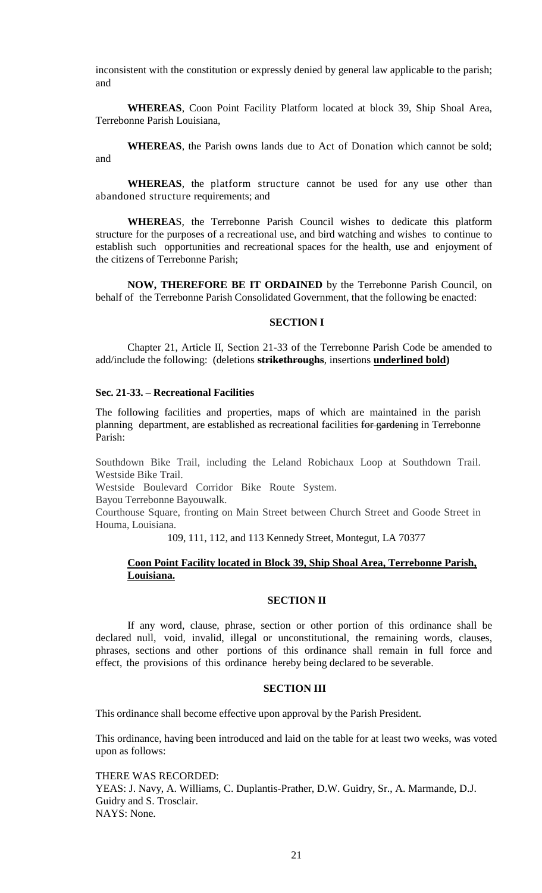inconsistent with the constitution or expressly denied by general law applicable to the parish; and

**WHEREAS**, Coon Point Facility Platform located at block 39, Ship Shoal Area, Terrebonne Parish Louisiana,

**WHEREAS**, the Parish owns lands due to Act of Donation which cannot be sold; and

**WHEREAS**, the platform structure cannot be used for any use other than abandoned structure requirements; and

**WHEREA**S, the Terrebonne Parish Council wishes to dedicate this platform structure for the purposes of a recreational use, and bird watching and wishes to continue to establish such opportunities and recreational spaces for the health, use and enjoyment of the citizens of Terrebonne Parish;

**NOW, THEREFORE BE IT ORDAINED** by the Terrebonne Parish Council, on behalf of the Terrebonne Parish Consolidated Government, that the following be enacted:

**SECTION I**

Chapter 21, Article II, Section 21-33 of the Terrebonne Parish Code be amended to add/include the following: (deletions ~~**strikethroughs**~~, insertions **underlined bold)**

**Sec. 21-33. – Recreational Facilities**

The following facilities and properties, maps of which are maintained in the parish planning department, are established as recreational facilities ~~for gardening~~ in Terrebonne Parish:

Southdown Bike Trail, including the Leland Robichaux Loop at Southdown Trail.
Westside Bike Trail.
Westside Boulevard Corridor Bike Route System.
Bayou Terrebonne Bayouwalk.
Courthouse Square, fronting on Main Street between Church Street and Goode Street in Houma, Louisiana.
109, 111, 112, and 113 Kennedy Street, Montegut, LA 70377

**<u>Coon Point Facility located in Block 39, Ship Shoal Area, Terrebonne Parish, Louisiana.</u>**

**SECTION II**

If any word, clause, phrase, section or other portion of this ordinance shall be declared null, void, invalid, illegal or unconstitutional, the remaining words, clauses, phrases, sections and other portions of this ordinance shall remain in full force and effect, the provisions of this ordinance hereby being declared to be severable.

**SECTION III**

This ordinance shall become effective upon approval by the Parish President.

This ordinance, having been introduced and laid on the table for at least two weeks, was voted upon as follows:

THERE WAS RECORDED:
YEAS: J. Navy, A. Williams, C. Duplantis-Prather, D.W. Guidry, Sr., A. Marmande, D.J. Guidry and S. Trosclair.
NAYS: None.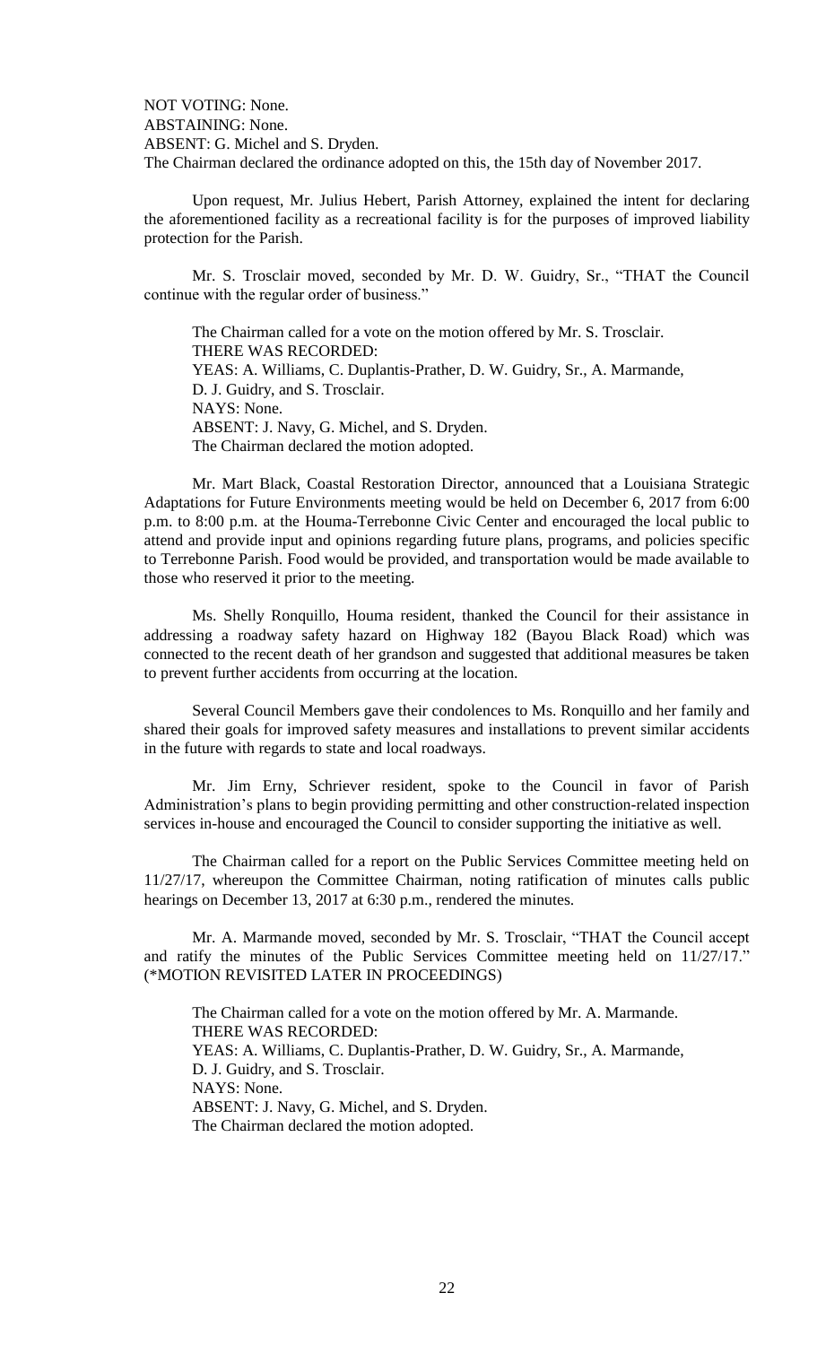NOT VOTING: None.
ABSTAINING: None.
ABSENT: G. Michel and S. Dryden.
The Chairman declared the ordinance adopted on this, the 15th day of November 2017.

Upon request, Mr. Julius Hebert, Parish Attorney, explained the intent for declaring the aforementioned facility as a recreational facility is for the purposes of improved liability protection for the Parish.

Mr. S. Trosclair moved, seconded by Mr. D. W. Guidry, Sr., "THAT the Council continue with the regular order of business."

The Chairman called for a vote on the motion offered by Mr. S. Trosclair.
THERE WAS RECORDED:
YEAS: A. Williams, C. Duplantis-Prather, D. W. Guidry, Sr., A. Marmande, D. J. Guidry, and S. Trosclair.
NAYS: None.
ABSENT: J. Navy, G. Michel, and S. Dryden.
The Chairman declared the motion adopted.

Mr. Mart Black, Coastal Restoration Director, announced that a Louisiana Strategic Adaptations for Future Environments meeting would be held on December 6, 2017 from 6:00 p.m. to 8:00 p.m. at the Houma-Terrebonne Civic Center and encouraged the local public to attend and provide input and opinions regarding future plans, programs, and policies specific to Terrebonne Parish. Food would be provided, and transportation would be made available to those who reserved it prior to the meeting.

Ms. Shelly Ronquillo, Houma resident, thanked the Council for their assistance in addressing a roadway safety hazard on Highway 182 (Bayou Black Road) which was connected to the recent death of her grandson and suggested that additional measures be taken to prevent further accidents from occurring at the location.

Several Council Members gave their condolences to Ms. Ronquillo and her family and shared their goals for improved safety measures and installations to prevent similar accidents in the future with regards to state and local roadways.

Mr. Jim Erny, Schriever resident, spoke to the Council in favor of Parish Administration's plans to begin providing permitting and other construction-related inspection services in-house and encouraged the Council to consider supporting the initiative as well.

The Chairman called for a report on the Public Services Committee meeting held on 11/27/17, whereupon the Committee Chairman, noting ratification of minutes calls public hearings on December 13, 2017 at 6:30 p.m., rendered the minutes.

Mr. A. Marmande moved, seconded by Mr. S. Trosclair, "THAT the Council accept and ratify the minutes of the Public Services Committee meeting held on 11/27/17." (*MOTION REVISITED LATER IN PROCEEDINGS)

The Chairman called for a vote on the motion offered by Mr. A. Marmande.
THERE WAS RECORDED:
YEAS: A. Williams, C. Duplantis-Prather, D. W. Guidry, Sr., A. Marmande, D. J. Guidry, and S. Trosclair.
NAYS: None.
ABSENT: J. Navy, G. Michel, and S. Dryden.
The Chairman declared the motion adopted.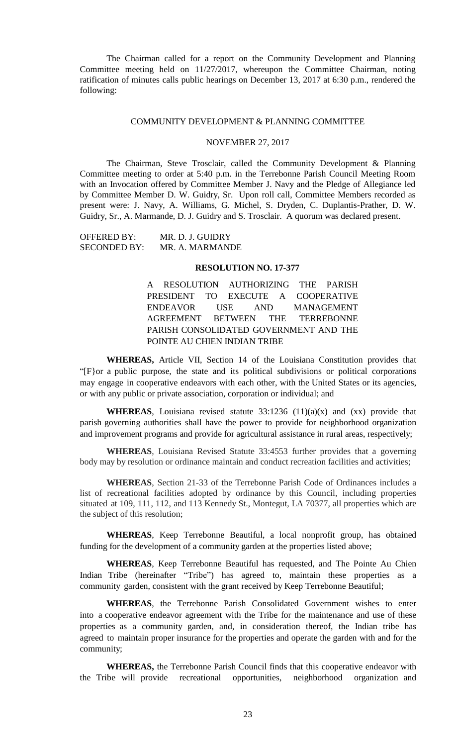The Chairman called for a report on the Community Development and Planning Committee meeting held on 11/27/2017, whereupon the Committee Chairman, noting ratification of minutes calls public hearings on December 13, 2017 at 6:30 p.m., rendered the following:

COMMUNITY DEVELOPMENT & PLANNING COMMITTEE

NOVEMBER 27, 2017

The Chairman, Steve Trosclair, called the Community Development & Planning Committee meeting to order at 5:40 p.m. in the Terrebonne Parish Council Meeting Room with an Invocation offered by Committee Member J. Navy and the Pledge of Allegiance led by Committee Member D. W. Guidry, Sr. Upon roll call, Committee Members recorded as present were: J. Navy, A. Williams, G. Michel, S. Dryden, C. Duplantis-Prather, D. W. Guidry, Sr., A. Marmande, D. J. Guidry and S. Trosclair. A quorum was declared present.

OFFERED BY: MR. D. J. GUIDRY
SECONDED BY: MR. A. MARMANDE

**RESOLUTION NO. 17-377**

A RESOLUTION AUTHORIZING THE PARISH PRESIDENT TO EXECUTE A COOPERATIVE ENDEAVOR USE AND MANAGEMENT AGREEMENT BETWEEN THE TERREBONNE PARISH CONSOLIDATED GOVERNMENT AND THE POINTE AU CHIEN INDIAN TRIBE

**WHEREAS,** Article VII, Section 14 of the Louisiana Constitution provides that "[F}or a public purpose, the state and its political subdivisions or political corporations may engage in cooperative endeavors with each other, with the United States or its agencies, or with any public or private association, corporation or individual; and

**WHEREAS**, Louisiana revised statute 33:1236 (11)(a)(x) and (xx) provide that parish governing authorities shall have the power to provide for neighborhood organization and improvement programs and provide for agricultural assistance in rural areas, respectively;

**WHEREAS**, Louisiana Revised Statute 33:4553 further provides that a governing body may by resolution or ordinance maintain and conduct recreation facilities and activities;

**WHEREAS**, Section 21-33 of the Terrebonne Parish Code of Ordinances includes a list of recreational facilities adopted by ordinance by this Council, including properties situated at 109, 111, 112, and 113 Kennedy St., Montegut, LA 70377, all properties which are the subject of this resolution;

**WHEREAS**, Keep Terrebonne Beautiful, a local nonprofit group, has obtained funding for the development of a community garden at the properties listed above;

**WHEREAS**, Keep Terrebonne Beautiful has requested, and The Pointe Au Chien Indian Tribe (hereinafter "Tribe") has agreed to, maintain these properties as a community garden, consistent with the grant received by Keep Terrebonne Beautiful;

**WHEREAS**, the Terrebonne Parish Consolidated Government wishes to enter into a cooperative endeavor agreement with the Tribe for the maintenance and use of these properties as a community garden, and, in consideration thereof, the Indian tribe has agreed to maintain proper insurance for the properties and operate the garden with and for the community;

**WHEREAS,** the Terrebonne Parish Council finds that this cooperative endeavor with the Tribe will provide recreational opportunities, neighborhood organization and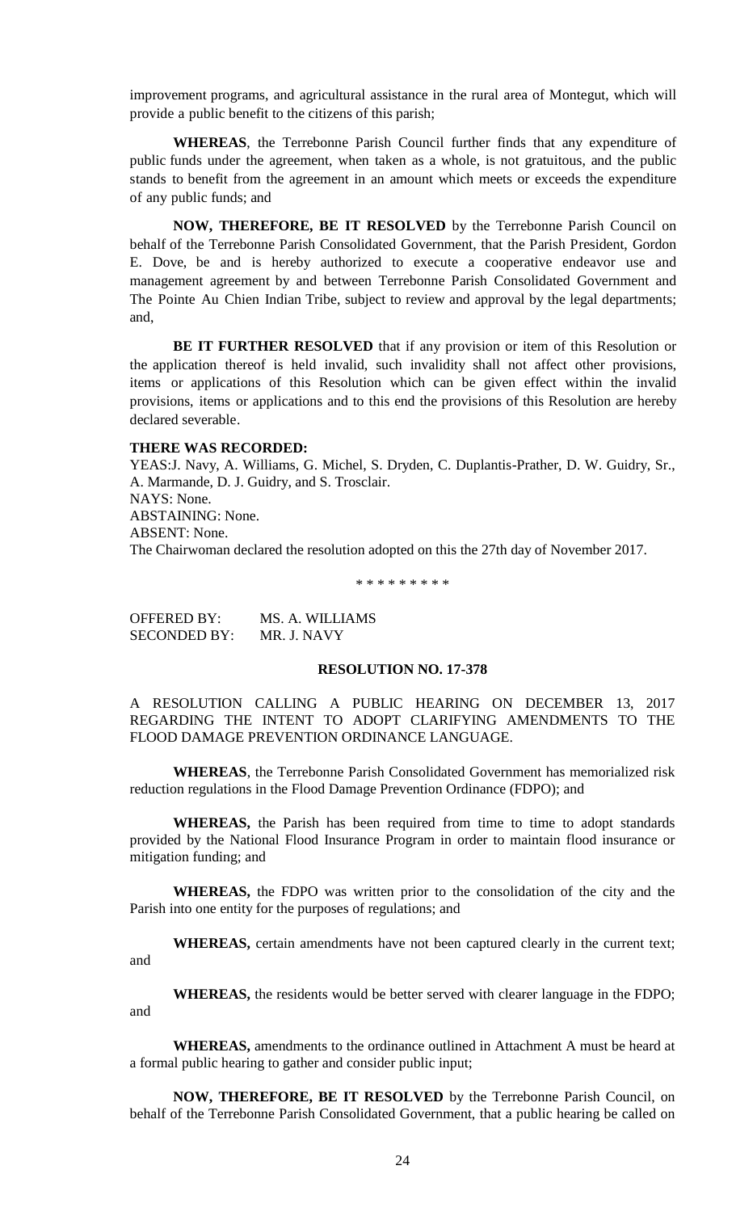improvement programs, and agricultural assistance in the rural area of Montegut, which will provide a public benefit to the citizens of this parish;

**WHEREAS**, the Terrebonne Parish Council further finds that any expenditure of public funds under the agreement, when taken as a whole, is not gratuitous, and the public stands to benefit from the agreement in an amount which meets or exceeds the expenditure of any public funds; and

**NOW, THEREFORE, BE IT RESOLVED** by the Terrebonne Parish Council on behalf of the Terrebonne Parish Consolidated Government, that the Parish President, Gordon E. Dove, be and is hereby authorized to execute a cooperative endeavor use and management agreement by and between Terrebonne Parish Consolidated Government and The Pointe Au Chien Indian Tribe, subject to review and approval by the legal departments; and,

**BE IT FURTHER RESOLVED** that if any provision or item of this Resolution or the application thereof is held invalid, such invalidity shall not affect other provisions, items or applications of this Resolution which can be given effect within the invalid provisions, items or applications and to this end the provisions of this Resolution are hereby declared severable.

**THERE WAS RECORDED:**

YEAS:J. Navy, A. Williams, G. Michel, S. Dryden, C. Duplantis-Prather, D. W. Guidry, Sr., A. Marmande, D. J. Guidry, and S. Trosclair.
NAYS: None.
ABSTAINING: None.
ABSENT: None.
The Chairwoman declared the resolution adopted on this the 27th day of November 2017.

\* \* \* \* \* \* \* \* \*

OFFERED BY: MS. A. WILLIAMS
SECONDED BY: MR. J. NAVY

**RESOLUTION NO. 17-378**

A RESOLUTION CALLING A PUBLIC HEARING ON DECEMBER 13, 2017 REGARDING THE INTENT TO ADOPT CLARIFYING AMENDMENTS TO THE FLOOD DAMAGE PREVENTION ORDINANCE LANGUAGE.

**WHEREAS**, the Terrebonne Parish Consolidated Government has memorialized risk reduction regulations in the Flood Damage Prevention Ordinance (FDPO); and

**WHEREAS,** the Parish has been required from time to time to adopt standards provided by the National Flood Insurance Program in order to maintain flood insurance or mitigation funding; and

**WHEREAS,** the FDPO was written prior to the consolidation of the city and the Parish into one entity for the purposes of regulations; and

**WHEREAS,** certain amendments have not been captured clearly in the current text; and

**WHEREAS,** the residents would be better served with clearer language in the FDPO; and

**WHEREAS,** amendments to the ordinance outlined in Attachment A must be heard at a formal public hearing to gather and consider public input;

**NOW, THEREFORE, BE IT RESOLVED** by the Terrebonne Parish Council, on behalf of the Terrebonne Parish Consolidated Government, that a public hearing be called on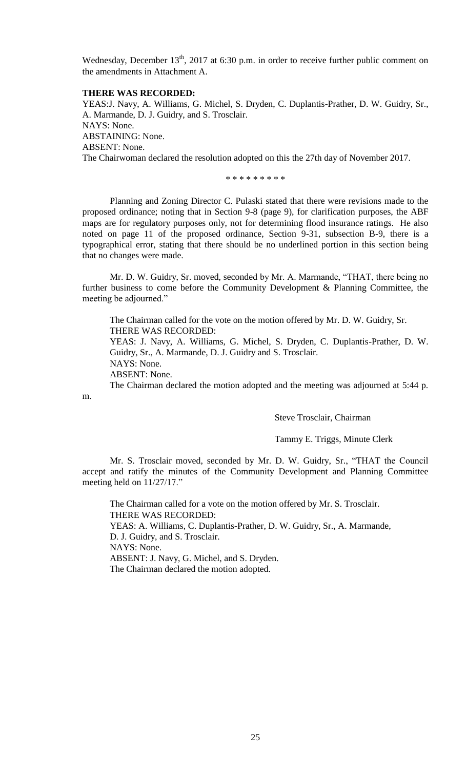Wednesday, December 13th, 2017 at 6:30 p.m. in order to receive further public comment on the amendments in Attachment A.

**THERE WAS RECORDED:**

YEAS:J. Navy, A. Williams, G. Michel, S. Dryden, C. Duplantis-Prather, D. W. Guidry, Sr., A. Marmande, D. J. Guidry, and S. Trosclair.
NAYS: None.
ABSTAINING: None.
ABSENT: None.
The Chairwoman declared the resolution adopted on this the 27th day of November 2017.

\* \* \* \* \* \* \* \* \*

Planning and Zoning Director C. Pulaski stated that there were revisions made to the proposed ordinance; noting that in Section 9-8 (page 9), for clarification purposes, the ABF maps are for regulatory purposes only, not for determining flood insurance ratings. He also noted on page 11 of the proposed ordinance, Section 9-31, subsection B-9, there is a typographical error, stating that there should be no underlined portion in this section being that no changes were made.

Mr. D. W. Guidry, Sr. moved, seconded by Mr. A. Marmande, "THAT, there being no further business to come before the Community Development & Planning Committee, the meeting be adjourned."

The Chairman called for the vote on the motion offered by Mr. D. W. Guidry, Sr.
THERE WAS RECORDED:
YEAS: J. Navy, A. Williams, G. Michel, S. Dryden, C. Duplantis-Prather, D. W. Guidry, Sr., A. Marmande, D. J. Guidry and S. Trosclair.
NAYS: None.
ABSENT: None.
The Chairman declared the motion adopted and the meeting was adjourned at 5:44 p. m.

Steve Trosclair, Chairman

Tammy E. Triggs, Minute Clerk

Mr. S. Trosclair moved, seconded by Mr. D. W. Guidry, Sr., "THAT the Council accept and ratify the minutes of the Community Development and Planning Committee meeting held on 11/27/17."

The Chairman called for a vote on the motion offered by Mr. S. Trosclair.
THERE WAS RECORDED:
YEAS: A. Williams, C. Duplantis-Prather, D. W. Guidry, Sr., A. Marmande, D. J. Guidry, and S. Trosclair.
NAYS: None.
ABSENT: J. Navy, G. Michel, and S. Dryden.
The Chairman declared the motion adopted.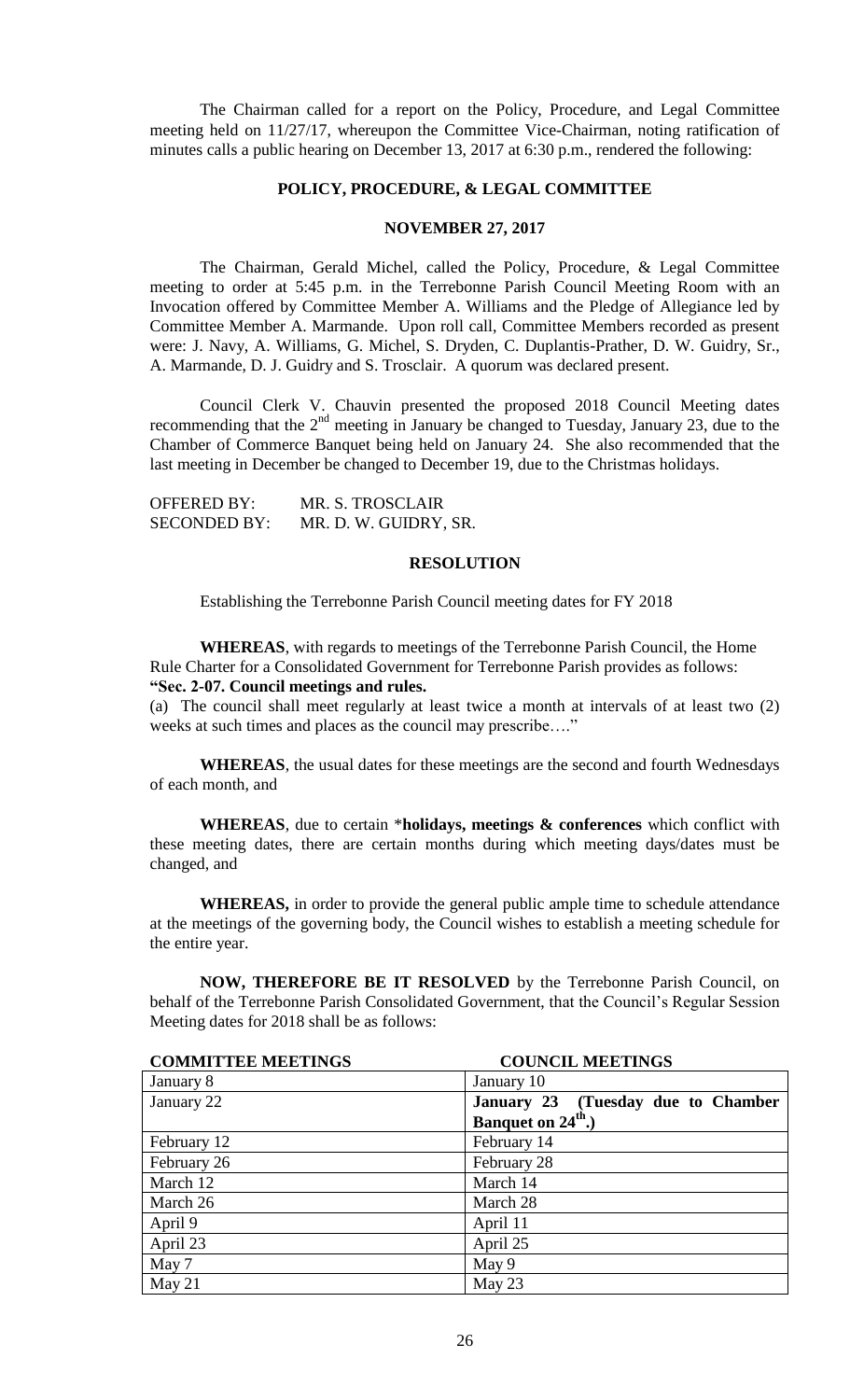The Chairman called for a report on the Policy, Procedure, and Legal Committee meeting held on 11/27/17, whereupon the Committee Vice-Chairman, noting ratification of minutes calls a public hearing on December 13, 2017 at 6:30 p.m., rendered the following:

## POLICY, PROCEDURE, & LEGAL COMMITTEE

### NOVEMBER 27, 2017

The Chairman, Gerald Michel, called the Policy, Procedure, & Legal Committee meeting to order at 5:45 p.m. in the Terrebonne Parish Council Meeting Room with an Invocation offered by Committee Member A. Williams and the Pledge of Allegiance led by Committee Member A. Marmande. Upon roll call, Committee Members recorded as present were: J. Navy, A. Williams, G. Michel, S. Dryden, C. Duplantis-Prather, D. W. Guidry, Sr., A. Marmande, D. J. Guidry and S. Trosclair. A quorum was declared present.

Council Clerk V. Chauvin presented the proposed 2018 Council Meeting dates recommending that the 2nd meeting in January be changed to Tuesday, January 23, due to the Chamber of Commerce Banquet being held on January 24. She also recommended that the last meeting in December be changed to December 19, due to the Christmas holidays.

OFFERED BY: MR. S. TROSCLAIR
SECONDED BY: MR. D. W. GUIDRY, SR.

### RESOLUTION

Establishing the Terrebonne Parish Council meeting dates for FY 2018

**WHEREAS**, with regards to meetings of the Terrebonne Parish Council, the Home Rule Charter for a Consolidated Government for Terrebonne Parish provides as follows:
**"Sec. 2-07. Council meetings and rules.**
(a) The council shall meet regularly at least twice a month at intervals of at least two (2) weeks at such times and places as the council may prescribe…."

**WHEREAS**, the usual dates for these meetings are the second and fourth Wednesdays of each month, and

**WHEREAS**, due to certain \***holidays, meetings & conferences** which conflict with these meeting dates, there are certain months during which meeting days/dates must be changed, and

**WHEREAS,** in order to provide the general public ample time to schedule attendance at the meetings of the governing body, the Council wishes to establish a meeting schedule for the entire year.

**NOW, THEREFORE BE IT RESOLVED** by the Terrebonne Parish Council, on behalf of the Terrebonne Parish Consolidated Government, that the Council's Regular Session Meeting dates for 2018 shall be as follows:

| COMMITTEE MEETINGS | COUNCIL MEETINGS |
|---|---|
| January 8 | January 10 |
| January 22 | **January 23 (Tuesday due to Chamber Banquet on 24th.)** |
| February 12 | February 14 |
| February 26 | February 28 |
| March 12 | March 14 |
| March 26 | March 28 |
| April 9 | April 11 |
| April 23 | April 25 |
| May 7 | May 9 |
| May 21 | May 23 |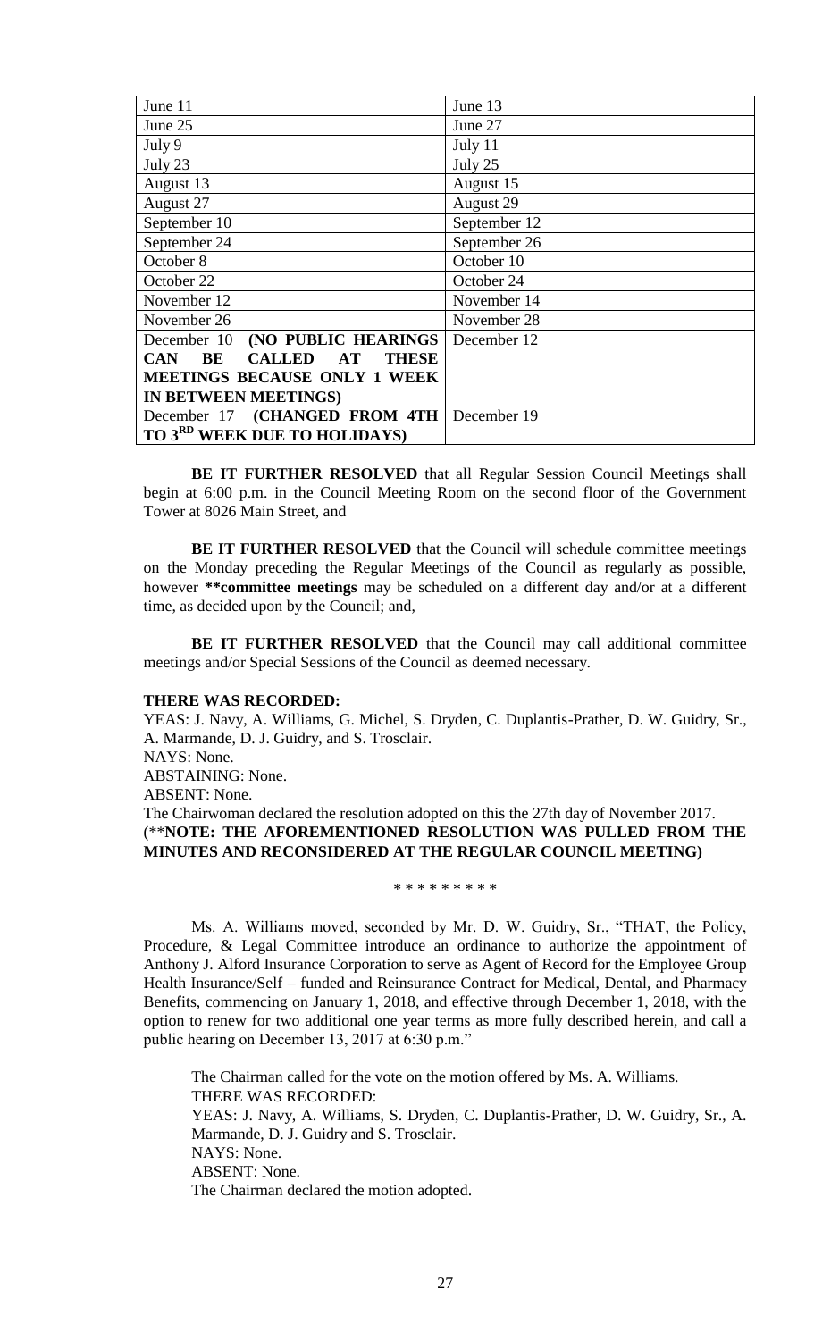| June 11 | June 13 |
|---|---|
| June 25 | June 27 |
| July 9 | July 11 |
| July 23 | July 25 |
| August 13 | August 15 |
| August 27 | August 29 |
| September 10 | September 12 |
| September 24 | September 26 |
| October 8 | October 10 |
| October 22 | October 24 |
| November 12 | November 14 |
| November 26 | November 28 |
| December 10 **(NO PUBLIC HEARINGS CAN BE CALLED AT THESE MEETINGS BECAUSE ONLY 1 WEEK IN BETWEEN MEETINGS)** | December 12 |
| December 17 **(CHANGED FROM 4TH TO 3RD WEEK DUE TO HOLIDAYS)** | December 19 |

**BE IT FURTHER RESOLVED** that all Regular Session Council Meetings shall begin at 6:00 p.m. in the Council Meeting Room on the second floor of the Government Tower at 8026 Main Street, and

**BE IT FURTHER RESOLVED** that the Council will schedule committee meetings on the Monday preceding the Regular Meetings of the Council as regularly as possible, however **\*\*committee meetings** may be scheduled on a different day and/or at a different time, as decided upon by the Council; and,

**BE IT FURTHER RESOLVED** that the Council may call additional committee meetings and/or Special Sessions of the Council as deemed necessary.

**THERE WAS RECORDED:**

YEAS: J. Navy, A. Williams, G. Michel, S. Dryden, C. Duplantis-Prather, D. W. Guidry, Sr., A. Marmande, D. J. Guidry, and S. Trosclair.

NAYS: None.

ABSTAINING: None.

ABSENT: None.

The Chairwoman declared the resolution adopted on this the 27th day of November 2017.

(\*\***NOTE: THE AFOREMENTIONED RESOLUTION WAS PULLED FROM THE MINUTES AND RECONSIDERED AT THE REGULAR COUNCIL MEETING)**

\* \* \* \* \* \* \* \* \*

Ms. A. Williams moved, seconded by Mr. D. W. Guidry, Sr., "THAT, the Policy, Procedure, & Legal Committee introduce an ordinance to authorize the appointment of Anthony J. Alford Insurance Corporation to serve as Agent of Record for the Employee Group Health Insurance/Self – funded and Reinsurance Contract for Medical, Dental, and Pharmacy Benefits, commencing on January 1, 2018, and effective through December 1, 2018, with the option to renew for two additional one year terms as more fully described herein, and call a public hearing on December 13, 2017 at 6:30 p.m."

The Chairman called for the vote on the motion offered by Ms. A. Williams.

THERE WAS RECORDED:

YEAS: J. Navy, A. Williams, S. Dryden, C. Duplantis-Prather, D. W. Guidry, Sr., A. Marmande, D. J. Guidry and S. Trosclair.

NAYS: None.

ABSENT: None.

The Chairman declared the motion adopted.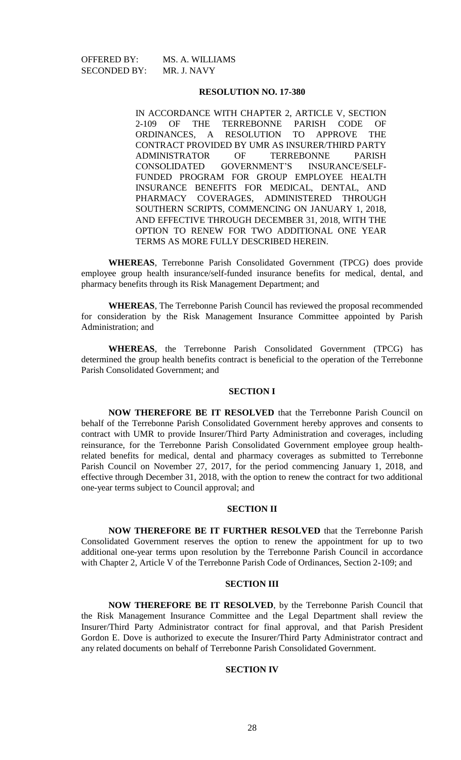OFFERED BY: MS. A. WILLIAMS
SECONDED BY: MR. J. NAVY

**RESOLUTION NO. 17-380**

IN ACCORDANCE WITH CHAPTER 2, ARTICLE V, SECTION 2-109 OF THE TERREBONNE PARISH CODE OF ORDINANCES, A RESOLUTION TO APPROVE THE CONTRACT PROVIDED BY UMR AS INSURER/THIRD PARTY ADMINISTRATOR OF TERREBONNE PARISH CONSOLIDATED GOVERNMENT'S INSURANCE/SELF-FUNDED PROGRAM FOR GROUP EMPLOYEE HEALTH INSURANCE BENEFITS FOR MEDICAL, DENTAL, AND PHARMACY COVERAGES, ADMINISTERED THROUGH SOUTHERN SCRIPTS, COMMENCING ON JANUARY 1, 2018, AND EFFECTIVE THROUGH DECEMBER 31, 2018, WITH THE OPTION TO RENEW FOR TWO ADDITIONAL ONE YEAR TERMS AS MORE FULLY DESCRIBED HEREIN.

**WHEREAS**, Terrebonne Parish Consolidated Government (TPCG) does provide employee group health insurance/self-funded insurance benefits for medical, dental, and pharmacy benefits through its Risk Management Department; and

**WHEREAS**, The Terrebonne Parish Council has reviewed the proposal recommended for consideration by the Risk Management Insurance Committee appointed by Parish Administration; and

**WHEREAS**, the Terrebonne Parish Consolidated Government (TPCG) has determined the group health benefits contract is beneficial to the operation of the Terrebonne Parish Consolidated Government; and

**SECTION I**

**NOW THEREFORE BE IT RESOLVED** that the Terrebonne Parish Council on behalf of the Terrebonne Parish Consolidated Government hereby approves and consents to contract with UMR to provide Insurer/Third Party Administration and coverages, including reinsurance, for the Terrebonne Parish Consolidated Government employee group health-related benefits for medical, dental and pharmacy coverages as submitted to Terrebonne Parish Council on November 27, 2017, for the period commencing January 1, 2018, and effective through December 31, 2018, with the option to renew the contract for two additional one-year terms subject to Council approval; and

**SECTION II**

**NOW THEREFORE BE IT FURTHER RESOLVED** that the Terrebonne Parish Consolidated Government reserves the option to renew the appointment for up to two additional one-year terms upon resolution by the Terrebonne Parish Council in accordance with Chapter 2, Article V of the Terrebonne Parish Code of Ordinances, Section 2-109; and

**SECTION III**

**NOW THEREFORE BE IT RESOLVED**, by the Terrebonne Parish Council that the Risk Management Insurance Committee and the Legal Department shall review the Insurer/Third Party Administrator contract for final approval, and that Parish President Gordon E. Dove is authorized to execute the Insurer/Third Party Administrator contract and any related documents on behalf of Terrebonne Parish Consolidated Government.

**SECTION IV**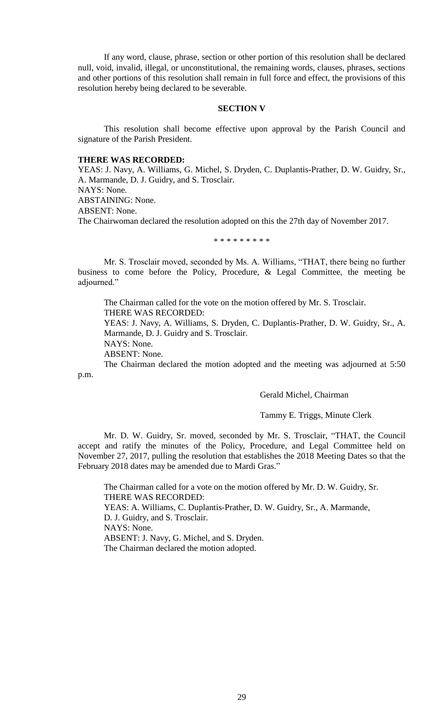If any word, clause, phrase, section or other portion of this resolution shall be declared null, void, invalid, illegal, or unconstitutional, the remaining words, clauses, phrases, sections and other portions of this resolution shall remain in full force and effect, the provisions of this resolution hereby being declared to be severable.

### SECTION V

This resolution shall become effective upon approval by the Parish Council and signature of the Parish President.

**THERE WAS RECORDED:**

YEAS: J. Navy, A. Williams, G. Michel, S. Dryden, C. Duplantis-Prather, D. W. Guidry, Sr., A. Marmande, D. J. Guidry, and S. Trosclair.

NAYS: None.

ABSTAINING: None.

ABSENT: None.

The Chairwoman declared the resolution adopted on this the 27th day of November 2017.

\* \* \* \* \* \* \* \* \*

Mr. S. Trosclair moved, seconded by Ms. A. Williams, "THAT, there being no further business to come before the Policy, Procedure, & Legal Committee, the meeting be adjourned."

The Chairman called for the vote on the motion offered by Mr. S. Trosclair.

THERE WAS RECORDED:

YEAS: J. Navy, A. Williams, S. Dryden, C. Duplantis-Prather, D. W. Guidry, Sr., A. Marmande, D. J. Guidry and S. Trosclair.

NAYS: None.

ABSENT: None.

The Chairman declared the motion adopted and the meeting was adjourned at 5:50 p.m.

Gerald Michel, Chairman

Tammy E. Triggs, Minute Clerk

Mr. D. W. Guidry, Sr. moved, seconded by Mr. S. Trosclair, "THAT, the Council accept and ratify the minutes of the Policy, Procedure, and Legal Committee held on November 27, 2017, pulling the resolution that establishes the 2018 Meeting Dates so that the February 2018 dates may be amended due to Mardi Gras."

The Chairman called for a vote on the motion offered by Mr. D. W. Guidry, Sr.

THERE WAS RECORDED:

YEAS: A. Williams, C. Duplantis-Prather, D. W. Guidry, Sr., A. Marmande, D. J. Guidry, and S. Trosclair.

NAYS: None.

ABSENT: J. Navy, G. Michel, and S. Dryden.

The Chairman declared the motion adopted.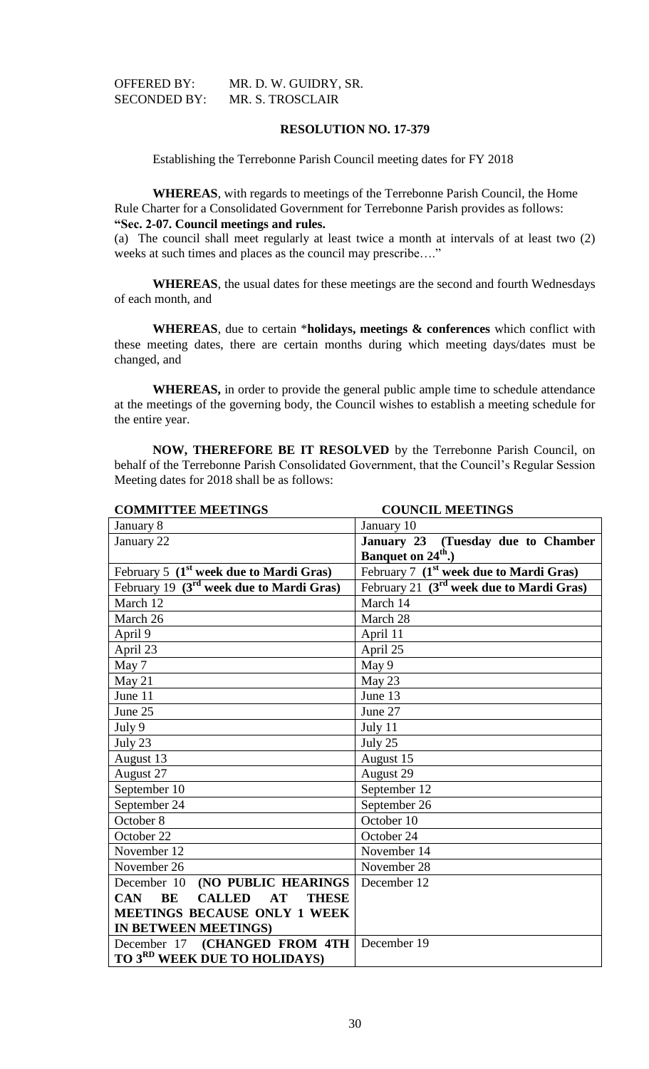OFFERED BY: MR. D. W. GUIDRY, SR.
SECONDED BY: MR. S. TROSCLAIR

**RESOLUTION NO. 17-379**

Establishing the Terrebonne Parish Council meeting dates for FY 2018

**WHEREAS**, with regards to meetings of the Terrebonne Parish Council, the Home Rule Charter for a Consolidated Government for Terrebonne Parish provides as follows:
**"Sec. 2-07. Council meetings and rules.**
(a) The council shall meet regularly at least twice a month at intervals of at least two (2) weeks at such times and places as the council may prescribe…."

**WHEREAS**, the usual dates for these meetings are the second and fourth Wednesdays of each month, and

**WHEREAS**, due to certain \***holidays, meetings & conferences** which conflict with these meeting dates, there are certain months during which meeting days/dates must be changed, and

**WHEREAS,** in order to provide the general public ample time to schedule attendance at the meetings of the governing body, the Council wishes to establish a meeting schedule for the entire year.

**NOW, THEREFORE BE IT RESOLVED** by the Terrebonne Parish Council, on behalf of the Terrebonne Parish Consolidated Government, that the Council's Regular Session Meeting dates for 2018 shall be as follows:

| COMMITTEE MEETINGS | COUNCIL MEETINGS |
|---|---|
| January 8 | January 10 |
| January 22 | **January 23 (Tuesday due to Chamber Banquet on 24th.)** |
| February 5 **(1st week due to Mardi Gras)** | February 7 **(1st week due to Mardi Gras)** |
| February 19 **(3rd week due to Mardi Gras)** | February 21 **(3rd week due to Mardi Gras)** |
| March 12 | March 14 |
| March 26 | March 28 |
| April 9 | April 11 |
| April 23 | April 25 |
| May 7 | May 9 |
| May 21 | May 23 |
| June 11 | June 13 |
| June 25 | June 27 |
| July 9 | July 11 |
| July 23 | July 25 |
| August 13 | August 15 |
| August 27 | August 29 |
| September 10 | September 12 |
| September 24 | September 26 |
| October 8 | October 10 |
| October 22 | October 24 |
| November 12 | November 14 |
| November 26 | November 28 |
| December 10 **(NO PUBLIC HEARINGS CAN BE CALLED AT THESE MEETINGS BECAUSE ONLY 1 WEEK IN BETWEEN MEETINGS)** | December 12 |
| December 17 **(CHANGED FROM 4TH TO 3RD WEEK DUE TO HOLIDAYS)** | December 19 |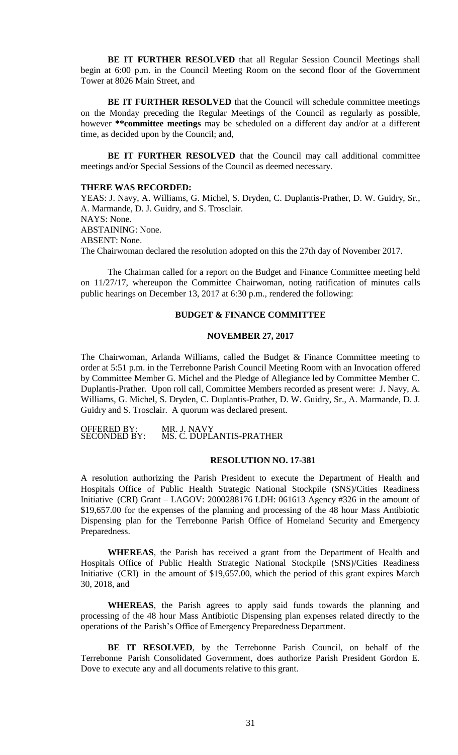**BE IT FURTHER RESOLVED** that all Regular Session Council Meetings shall begin at 6:00 p.m. in the Council Meeting Room on the second floor of the Government Tower at 8026 Main Street, and

**BE IT FURTHER RESOLVED** that the Council will schedule committee meetings on the Monday preceding the Regular Meetings of the Council as regularly as possible, however **\*\*committee meetings** may be scheduled on a different day and/or at a different time, as decided upon by the Council; and,

**BE IT FURTHER RESOLVED** that the Council may call additional committee meetings and/or Special Sessions of the Council as deemed necessary.

**THERE WAS RECORDED:**
YEAS: J. Navy, A. Williams, G. Michel, S. Dryden, C. Duplantis-Prather, D. W. Guidry, Sr., A. Marmande, D. J. Guidry, and S. Trosclair.
NAYS: None.
ABSTAINING: None.
ABSENT: None.
The Chairwoman declared the resolution adopted on this the 27th day of November 2017.

The Chairman called for a report on the Budget and Finance Committee meeting held on 11/27/17, whereupon the Committee Chairwoman, noting ratification of minutes calls public hearings on December 13, 2017 at 6:30 p.m., rendered the following:

**BUDGET & FINANCE COMMITTEE**

**NOVEMBER 27, 2017**

The Chairwoman, Arlanda Williams, called the Budget & Finance Committee meeting to order at 5:51 p.m. in the Terrebonne Parish Council Meeting Room with an Invocation offered by Committee Member G. Michel and the Pledge of Allegiance led by Committee Member C. Duplantis-Prather. Upon roll call, Committee Members recorded as present were: J. Navy, A. Williams, G. Michel, S. Dryden, C. Duplantis-Prather, D. W. Guidry, Sr., A. Marmande, D. J. Guidry and S. Trosclair. A quorum was declared present.

OFFERED BY: MR. J. NAVY
SECONDED BY: MS. C. DUPLANTIS-PRATHER

**RESOLUTION NO. 17-381**

A resolution authorizing the Parish President to execute the Department of Health and Hospitals Office of Public Health Strategic National Stockpile (SNS)/Cities Readiness Initiative (CRI) Grant – LAGOV: 2000288176 LDH: 061613 Agency #326 in the amount of $19,657.00 for the expenses of the planning and processing of the 48 hour Mass Antibiotic Dispensing plan for the Terrebonne Parish Office of Homeland Security and Emergency Preparedness.

**WHEREAS**, the Parish has received a grant from the Department of Health and Hospitals Office of Public Health Strategic National Stockpile (SNS)/Cities Readiness Initiative (CRI) in the amount of $19,657.00, which the period of this grant expires March 30, 2018, and

**WHEREAS**, the Parish agrees to apply said funds towards the planning and processing of the 48 hour Mass Antibiotic Dispensing plan expenses related directly to the operations of the Parish's Office of Emergency Preparedness Department.

**BE IT RESOLVED**, by the Terrebonne Parish Council, on behalf of the Terrebonne Parish Consolidated Government, does authorize Parish President Gordon E. Dove to execute any and all documents relative to this grant.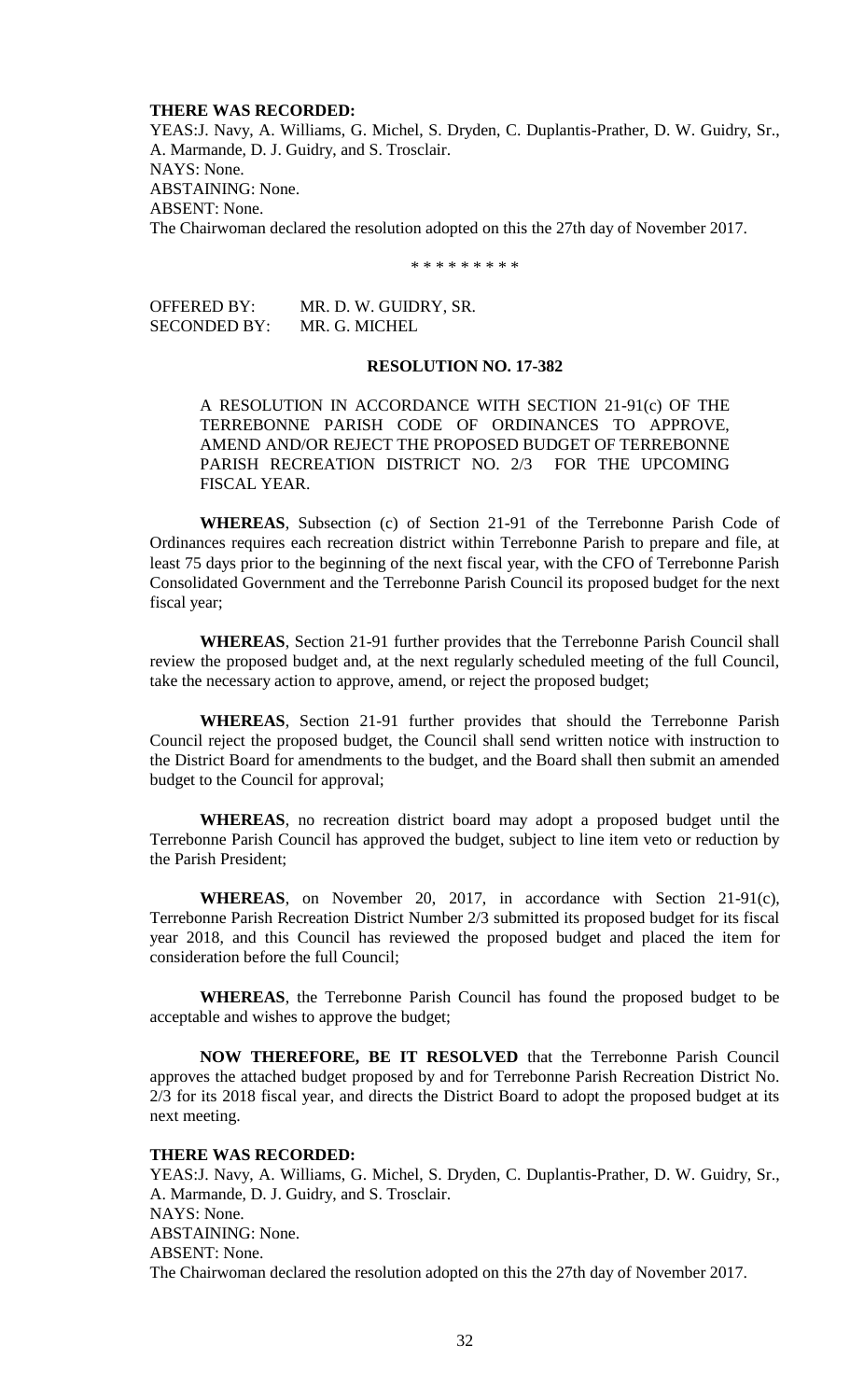**THERE WAS RECORDED:**

YEAS:J. Navy, A. Williams, G. Michel, S. Dryden, C. Duplantis-Prather, D. W. Guidry, Sr., A. Marmande, D. J. Guidry, and S. Trosclair.

NAYS: None.

ABSTAINING: None.

ABSENT: None.

The Chairwoman declared the resolution adopted on this the 27th day of November 2017.

\* \* \* \* \* \* \* \* \*

OFFERED BY: MR. D. W. GUIDRY, SR.
SECONDED BY: MR. G. MICHEL

**RESOLUTION NO. 17-382**

A RESOLUTION IN ACCORDANCE WITH SECTION 21-91(c) OF THE TERREBONNE PARISH CODE OF ORDINANCES TO APPROVE, AMEND AND/OR REJECT THE PROPOSED BUDGET OF TERREBONNE PARISH RECREATION DISTRICT NO. 2/3 FOR THE UPCOMING FISCAL YEAR.

**WHEREAS**, Subsection (c) of Section 21-91 of the Terrebonne Parish Code of Ordinances requires each recreation district within Terrebonne Parish to prepare and file, at least 75 days prior to the beginning of the next fiscal year, with the CFO of Terrebonne Parish Consolidated Government and the Terrebonne Parish Council its proposed budget for the next fiscal year;

**WHEREAS**, Section 21-91 further provides that the Terrebonne Parish Council shall review the proposed budget and, at the next regularly scheduled meeting of the full Council, take the necessary action to approve, amend, or reject the proposed budget;

**WHEREAS**, Section 21-91 further provides that should the Terrebonne Parish Council reject the proposed budget, the Council shall send written notice with instruction to the District Board for amendments to the budget, and the Board shall then submit an amended budget to the Council for approval;

**WHEREAS**, no recreation district board may adopt a proposed budget until the Terrebonne Parish Council has approved the budget, subject to line item veto or reduction by the Parish President;

**WHEREAS**, on November 20, 2017, in accordance with Section 21-91(c), Terrebonne Parish Recreation District Number 2/3 submitted its proposed budget for its fiscal year 2018, and this Council has reviewed the proposed budget and placed the item for consideration before the full Council;

**WHEREAS**, the Terrebonne Parish Council has found the proposed budget to be acceptable and wishes to approve the budget;

**NOW THEREFORE, BE IT RESOLVED** that the Terrebonne Parish Council approves the attached budget proposed by and for Terrebonne Parish Recreation District No. 2/3 for its 2018 fiscal year, and directs the District Board to adopt the proposed budget at its next meeting.

**THERE WAS RECORDED:**

YEAS:J. Navy, A. Williams, G. Michel, S. Dryden, C. Duplantis-Prather, D. W. Guidry, Sr., A. Marmande, D. J. Guidry, and S. Trosclair.

NAYS: None.

ABSTAINING: None.

ABSENT: None.

The Chairwoman declared the resolution adopted on this the 27th day of November 2017.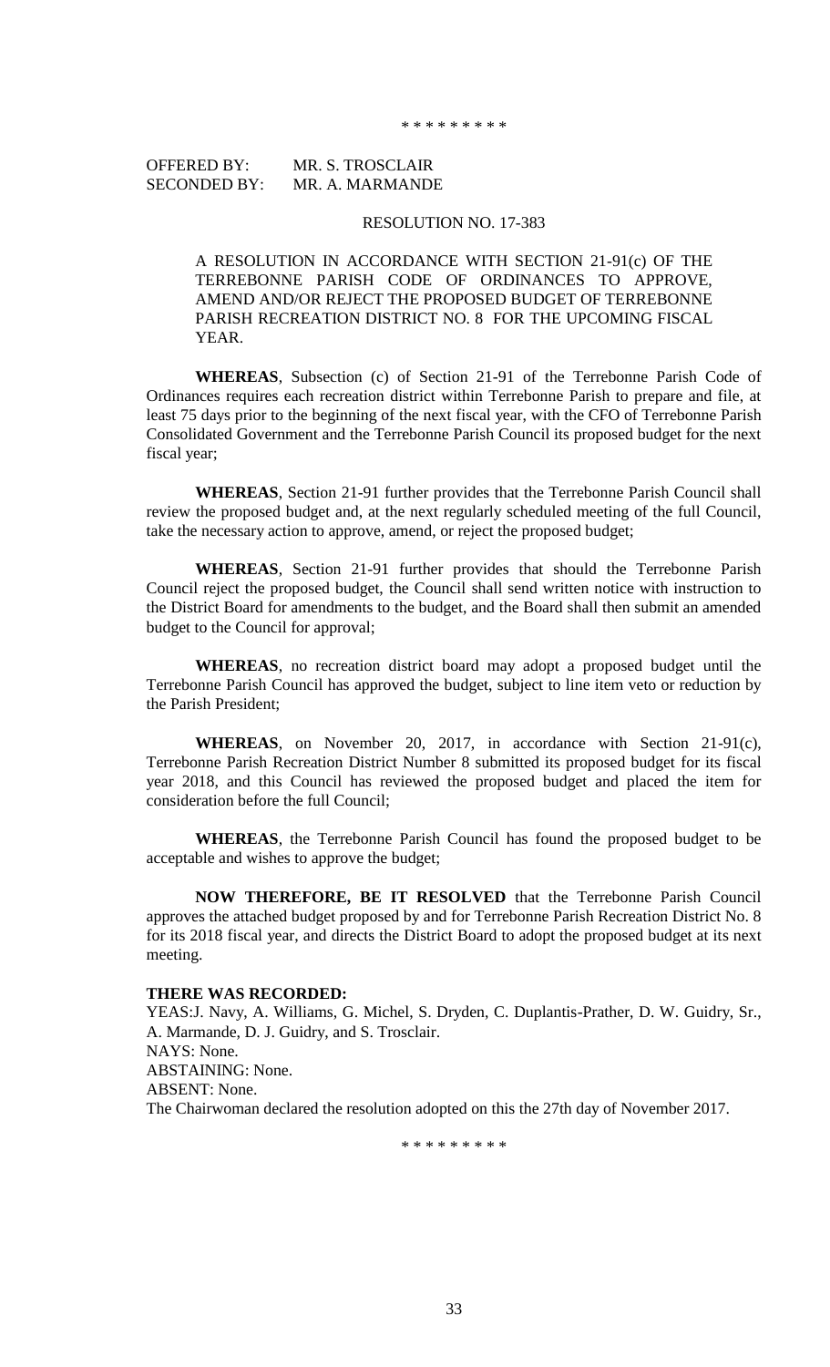\* \* \* \* \* \* \* \* \*

OFFERED BY: MR. S. TROSCLAIR
SECONDED BY: MR. A. MARMANDE

RESOLUTION NO. 17-383

A RESOLUTION IN ACCORDANCE WITH SECTION 21-91(c) OF THE TERREBONNE PARISH CODE OF ORDINANCES TO APPROVE, AMEND AND/OR REJECT THE PROPOSED BUDGET OF TERREBONNE PARISH RECREATION DISTRICT NO. 8 FOR THE UPCOMING FISCAL YEAR.

**WHEREAS**, Subsection (c) of Section 21-91 of the Terrebonne Parish Code of Ordinances requires each recreation district within Terrebonne Parish to prepare and file, at least 75 days prior to the beginning of the next fiscal year, with the CFO of Terrebonne Parish Consolidated Government and the Terrebonne Parish Council its proposed budget for the next fiscal year;

**WHEREAS**, Section 21-91 further provides that the Terrebonne Parish Council shall review the proposed budget and, at the next regularly scheduled meeting of the full Council, take the necessary action to approve, amend, or reject the proposed budget;

**WHEREAS**, Section 21-91 further provides that should the Terrebonne Parish Council reject the proposed budget, the Council shall send written notice with instruction to the District Board for amendments to the budget, and the Board shall then submit an amended budget to the Council for approval;

**WHEREAS**, no recreation district board may adopt a proposed budget until the Terrebonne Parish Council has approved the budget, subject to line item veto or reduction by the Parish President;

**WHEREAS**, on November 20, 2017, in accordance with Section 21-91(c), Terrebonne Parish Recreation District Number 8 submitted its proposed budget for its fiscal year 2018, and this Council has reviewed the proposed budget and placed the item for consideration before the full Council;

**WHEREAS**, the Terrebonne Parish Council has found the proposed budget to be acceptable and wishes to approve the budget;

**NOW THEREFORE, BE IT RESOLVED** that the Terrebonne Parish Council approves the attached budget proposed by and for Terrebonne Parish Recreation District No. 8 for its 2018 fiscal year, and directs the District Board to adopt the proposed budget at its next meeting.

**THERE WAS RECORDED:**
YEAS:J. Navy, A. Williams, G. Michel, S. Dryden, C. Duplantis-Prather, D. W. Guidry, Sr., A. Marmande, D. J. Guidry, and S. Trosclair.
NAYS: None.
ABSTAINING: None.
ABSENT: None.
The Chairwoman declared the resolution adopted on this the 27th day of November 2017.

\* \* \* \* \* \* \* \* \*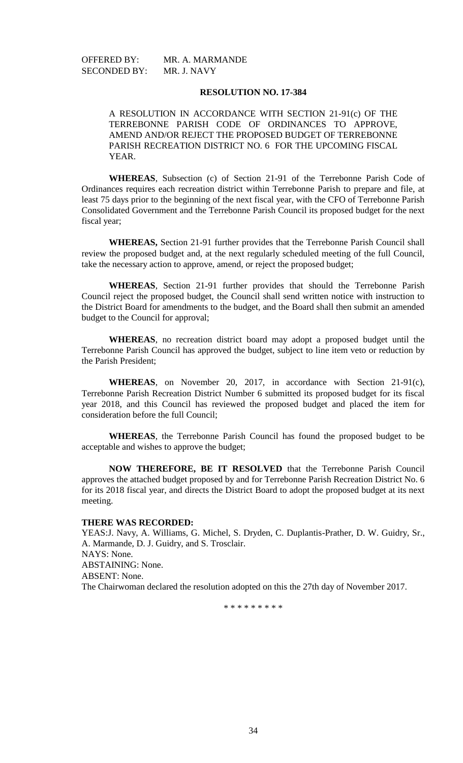OFFERED BY: MR. A. MARMANDE
SECONDED BY: MR. J. NAVY

**RESOLUTION NO. 17-384**

A RESOLUTION IN ACCORDANCE WITH SECTION 21-91(c) OF THE TERREBONNE PARISH CODE OF ORDINANCES TO APPROVE, AMEND AND/OR REJECT THE PROPOSED BUDGET OF TERREBONNE PARISH RECREATION DISTRICT NO. 6 FOR THE UPCOMING FISCAL YEAR.

**WHEREAS**, Subsection (c) of Section 21-91 of the Terrebonne Parish Code of Ordinances requires each recreation district within Terrebonne Parish to prepare and file, at least 75 days prior to the beginning of the next fiscal year, with the CFO of Terrebonne Parish Consolidated Government and the Terrebonne Parish Council its proposed budget for the next fiscal year;

**WHEREAS,** Section 21-91 further provides that the Terrebonne Parish Council shall review the proposed budget and, at the next regularly scheduled meeting of the full Council, take the necessary action to approve, amend, or reject the proposed budget;

**WHEREAS**, Section 21-91 further provides that should the Terrebonne Parish Council reject the proposed budget, the Council shall send written notice with instruction to the District Board for amendments to the budget, and the Board shall then submit an amended budget to the Council for approval;

**WHEREAS**, no recreation district board may adopt a proposed budget until the Terrebonne Parish Council has approved the budget, subject to line item veto or reduction by the Parish President;

**WHEREAS**, on November 20, 2017, in accordance with Section 21-91(c), Terrebonne Parish Recreation District Number 6 submitted its proposed budget for its fiscal year 2018, and this Council has reviewed the proposed budget and placed the item for consideration before the full Council;

**WHEREAS**, the Terrebonne Parish Council has found the proposed budget to be acceptable and wishes to approve the budget;

**NOW THEREFORE, BE IT RESOLVED** that the Terrebonne Parish Council approves the attached budget proposed by and for Terrebonne Parish Recreation District No. 6 for its 2018 fiscal year, and directs the District Board to adopt the proposed budget at its next meeting.

**THERE WAS RECORDED:**

YEAS:J. Navy, A. Williams, G. Michel, S. Dryden, C. Duplantis-Prather, D. W. Guidry, Sr., A. Marmande, D. J. Guidry, and S. Trosclair.
NAYS: None.
ABSTAINING: None.
ABSENT: None.
The Chairwoman declared the resolution adopted on this the 27th day of November 2017.

\* \* \* \* \* \* \* \* \*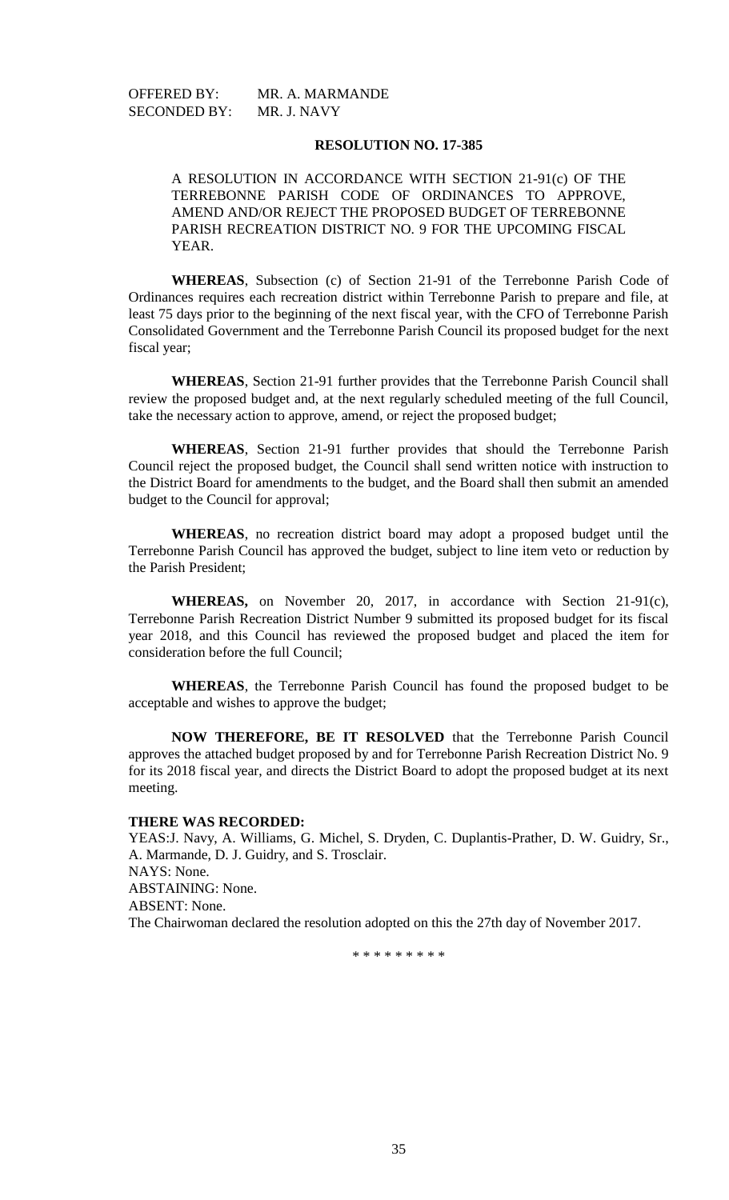OFFERED BY: MR. A. MARMANDE
SECONDED BY: MR. J. NAVY

**RESOLUTION NO. 17-385**

A RESOLUTION IN ACCORDANCE WITH SECTION 21-91(c) OF THE TERREBONNE PARISH CODE OF ORDINANCES TO APPROVE, AMEND AND/OR REJECT THE PROPOSED BUDGET OF TERREBONNE PARISH RECREATION DISTRICT NO. 9 FOR THE UPCOMING FISCAL YEAR.

**WHEREAS**, Subsection (c) of Section 21-91 of the Terrebonne Parish Code of Ordinances requires each recreation district within Terrebonne Parish to prepare and file, at least 75 days prior to the beginning of the next fiscal year, with the CFO of Terrebonne Parish Consolidated Government and the Terrebonne Parish Council its proposed budget for the next fiscal year;

**WHEREAS**, Section 21-91 further provides that the Terrebonne Parish Council shall review the proposed budget and, at the next regularly scheduled meeting of the full Council, take the necessary action to approve, amend, or reject the proposed budget;

**WHEREAS**, Section 21-91 further provides that should the Terrebonne Parish Council reject the proposed budget, the Council shall send written notice with instruction to the District Board for amendments to the budget, and the Board shall then submit an amended budget to the Council for approval;

**WHEREAS**, no recreation district board may adopt a proposed budget until the Terrebonne Parish Council has approved the budget, subject to line item veto or reduction by the Parish President;

**WHEREAS,** on November 20, 2017, in accordance with Section 21-91(c), Terrebonne Parish Recreation District Number 9 submitted its proposed budget for its fiscal year 2018, and this Council has reviewed the proposed budget and placed the item for consideration before the full Council;

**WHEREAS**, the Terrebonne Parish Council has found the proposed budget to be acceptable and wishes to approve the budget;

**NOW THEREFORE, BE IT RESOLVED** that the Terrebonne Parish Council approves the attached budget proposed by and for Terrebonne Parish Recreation District No. 9 for its 2018 fiscal year, and directs the District Board to adopt the proposed budget at its next meeting.

**THERE WAS RECORDED:**

YEAS:J. Navy, A. Williams, G. Michel, S. Dryden, C. Duplantis-Prather, D. W. Guidry, Sr., A. Marmande, D. J. Guidry, and S. Trosclair.
NAYS: None.
ABSTAINING: None.
ABSENT: None.
The Chairwoman declared the resolution adopted on this the 27th day of November 2017.

\* \* \* \* \* \* \* \* \*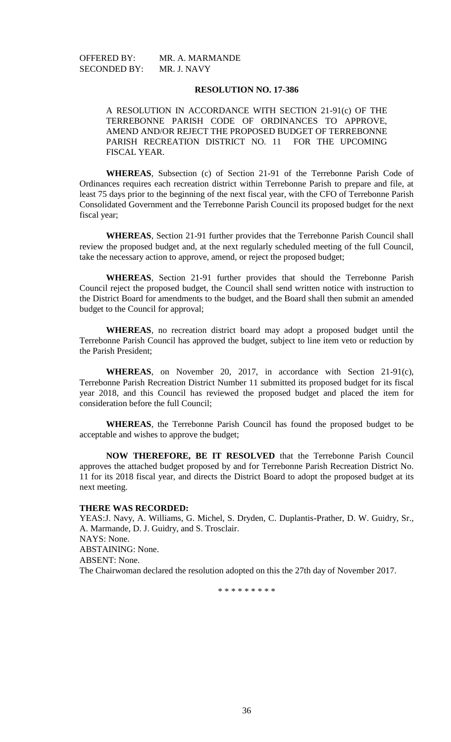OFFERED BY: MR. A. MARMANDE
SECONDED BY: MR. J. NAVY

**RESOLUTION NO. 17-386**

A RESOLUTION IN ACCORDANCE WITH SECTION 21-91(c) OF THE TERREBONNE PARISH CODE OF ORDINANCES TO APPROVE, AMEND AND/OR REJECT THE PROPOSED BUDGET OF TERREBONNE PARISH RECREATION DISTRICT NO. 11 FOR THE UPCOMING FISCAL YEAR.

**WHEREAS**, Subsection (c) of Section 21-91 of the Terrebonne Parish Code of Ordinances requires each recreation district within Terrebonne Parish to prepare and file, at least 75 days prior to the beginning of the next fiscal year, with the CFO of Terrebonne Parish Consolidated Government and the Terrebonne Parish Council its proposed budget for the next fiscal year;

**WHEREAS**, Section 21-91 further provides that the Terrebonne Parish Council shall review the proposed budget and, at the next regularly scheduled meeting of the full Council, take the necessary action to approve, amend, or reject the proposed budget;

**WHEREAS**, Section 21-91 further provides that should the Terrebonne Parish Council reject the proposed budget, the Council shall send written notice with instruction to the District Board for amendments to the budget, and the Board shall then submit an amended budget to the Council for approval;

**WHEREAS**, no recreation district board may adopt a proposed budget until the Terrebonne Parish Council has approved the budget, subject to line item veto or reduction by the Parish President;

**WHEREAS**, on November 20, 2017, in accordance with Section 21-91(c), Terrebonne Parish Recreation District Number 11 submitted its proposed budget for its fiscal year 2018, and this Council has reviewed the proposed budget and placed the item for consideration before the full Council;

**WHEREAS**, the Terrebonne Parish Council has found the proposed budget to be acceptable and wishes to approve the budget;

**NOW THEREFORE, BE IT RESOLVED** that the Terrebonne Parish Council approves the attached budget proposed by and for Terrebonne Parish Recreation District No. 11 for its 2018 fiscal year, and directs the District Board to adopt the proposed budget at its next meeting.

**THERE WAS RECORDED:**

YEAS:J. Navy, A. Williams, G. Michel, S. Dryden, C. Duplantis-Prather, D. W. Guidry, Sr., A. Marmande, D. J. Guidry, and S. Trosclair.
NAYS: None.
ABSTAINING: None.
ABSENT: None.
The Chairwoman declared the resolution adopted on this the 27th day of November 2017.

\* \* \* \* \* \* \* \* \*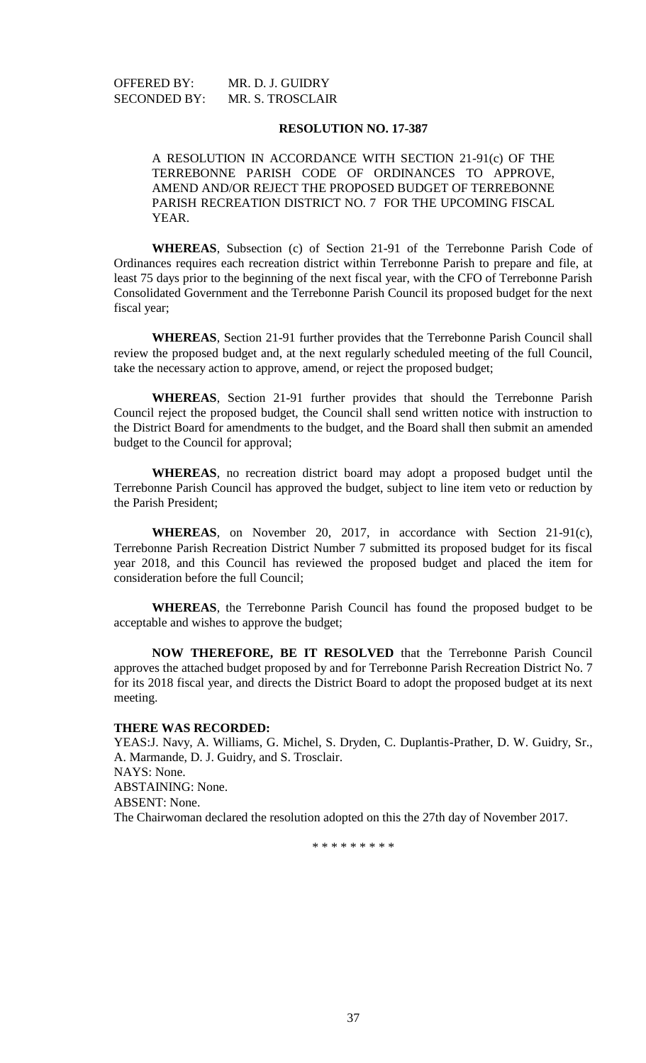OFFERED BY: MR. D. J. GUIDRY
SECONDED BY: MR. S. TROSCLAIR

**RESOLUTION NO. 17-387**

A RESOLUTION IN ACCORDANCE WITH SECTION 21-91(c) OF THE TERREBONNE PARISH CODE OF ORDINANCES TO APPROVE, AMEND AND/OR REJECT THE PROPOSED BUDGET OF TERREBONNE PARISH RECREATION DISTRICT NO. 7 FOR THE UPCOMING FISCAL YEAR.

**WHEREAS**, Subsection (c) of Section 21-91 of the Terrebonne Parish Code of Ordinances requires each recreation district within Terrebonne Parish to prepare and file, at least 75 days prior to the beginning of the next fiscal year, with the CFO of Terrebonne Parish Consolidated Government and the Terrebonne Parish Council its proposed budget for the next fiscal year;

**WHEREAS**, Section 21-91 further provides that the Terrebonne Parish Council shall review the proposed budget and, at the next regularly scheduled meeting of the full Council, take the necessary action to approve, amend, or reject the proposed budget;

**WHEREAS**, Section 21-91 further provides that should the Terrebonne Parish Council reject the proposed budget, the Council shall send written notice with instruction to the District Board for amendments to the budget, and the Board shall then submit an amended budget to the Council for approval;

**WHEREAS**, no recreation district board may adopt a proposed budget until the Terrebonne Parish Council has approved the budget, subject to line item veto or reduction by the Parish President;

**WHEREAS**, on November 20, 2017, in accordance with Section 21-91(c), Terrebonne Parish Recreation District Number 7 submitted its proposed budget for its fiscal year 2018, and this Council has reviewed the proposed budget and placed the item for consideration before the full Council;

**WHEREAS**, the Terrebonne Parish Council has found the proposed budget to be acceptable and wishes to approve the budget;

**NOW THEREFORE, BE IT RESOLVED** that the Terrebonne Parish Council approves the attached budget proposed by and for Terrebonne Parish Recreation District No. 7 for its 2018 fiscal year, and directs the District Board to adopt the proposed budget at its next meeting.

**THERE WAS RECORDED:**

YEAS:J. Navy, A. Williams, G. Michel, S. Dryden, C. Duplantis-Prather, D. W. Guidry, Sr., A. Marmande, D. J. Guidry, and S. Trosclair.
NAYS: None.
ABSTAINING: None.
ABSENT: None.
The Chairwoman declared the resolution adopted on this the 27th day of November 2017.

\* \* \* \* \* \* \* \* \*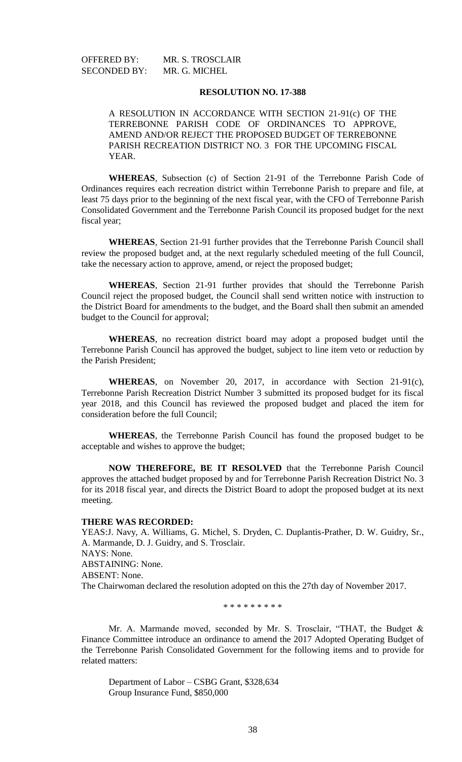OFFERED BY: MR. S. TROSCLAIR
SECONDED BY: MR. G. MICHEL

**RESOLUTION NO. 17-388**

A RESOLUTION IN ACCORDANCE WITH SECTION 21-91(c) OF THE TERREBONNE PARISH CODE OF ORDINANCES TO APPROVE, AMEND AND/OR REJECT THE PROPOSED BUDGET OF TERREBONNE PARISH RECREATION DISTRICT NO. 3 FOR THE UPCOMING FISCAL YEAR.

**WHEREAS**, Subsection (c) of Section 21-91 of the Terrebonne Parish Code of Ordinances requires each recreation district within Terrebonne Parish to prepare and file, at least 75 days prior to the beginning of the next fiscal year, with the CFO of Terrebonne Parish Consolidated Government and the Terrebonne Parish Council its proposed budget for the next fiscal year;

**WHEREAS**, Section 21-91 further provides that the Terrebonne Parish Council shall review the proposed budget and, at the next regularly scheduled meeting of the full Council, take the necessary action to approve, amend, or reject the proposed budget;

**WHEREAS**, Section 21-91 further provides that should the Terrebonne Parish Council reject the proposed budget, the Council shall send written notice with instruction to the District Board for amendments to the budget, and the Board shall then submit an amended budget to the Council for approval;

**WHEREAS**, no recreation district board may adopt a proposed budget until the Terrebonne Parish Council has approved the budget, subject to line item veto or reduction by the Parish President;

**WHEREAS**, on November 20, 2017, in accordance with Section 21-91(c), Terrebonne Parish Recreation District Number 3 submitted its proposed budget for its fiscal year 2018, and this Council has reviewed the proposed budget and placed the item for consideration before the full Council;

**WHEREAS**, the Terrebonne Parish Council has found the proposed budget to be acceptable and wishes to approve the budget;

**NOW THEREFORE, BE IT RESOLVED** that the Terrebonne Parish Council approves the attached budget proposed by and for Terrebonne Parish Recreation District No. 3 for its 2018 fiscal year, and directs the District Board to adopt the proposed budget at its next meeting.

**THERE WAS RECORDED:**
YEAS:J. Navy, A. Williams, G. Michel, S. Dryden, C. Duplantis-Prather, D. W. Guidry, Sr., A. Marmande, D. J. Guidry, and S. Trosclair.
NAYS: None.
ABSTAINING: None.
ABSENT: None.
The Chairwoman declared the resolution adopted on this the 27th day of November 2017.

\* \* \* \* \* \* \* \* \*

Mr. A. Marmande moved, seconded by Mr. S. Trosclair, "THAT, the Budget & Finance Committee introduce an ordinance to amend the 2017 Adopted Operating Budget of the Terrebonne Parish Consolidated Government for the following items and to provide for related matters:

Department of Labor – CSBG Grant, $328,634
Group Insurance Fund, $850,000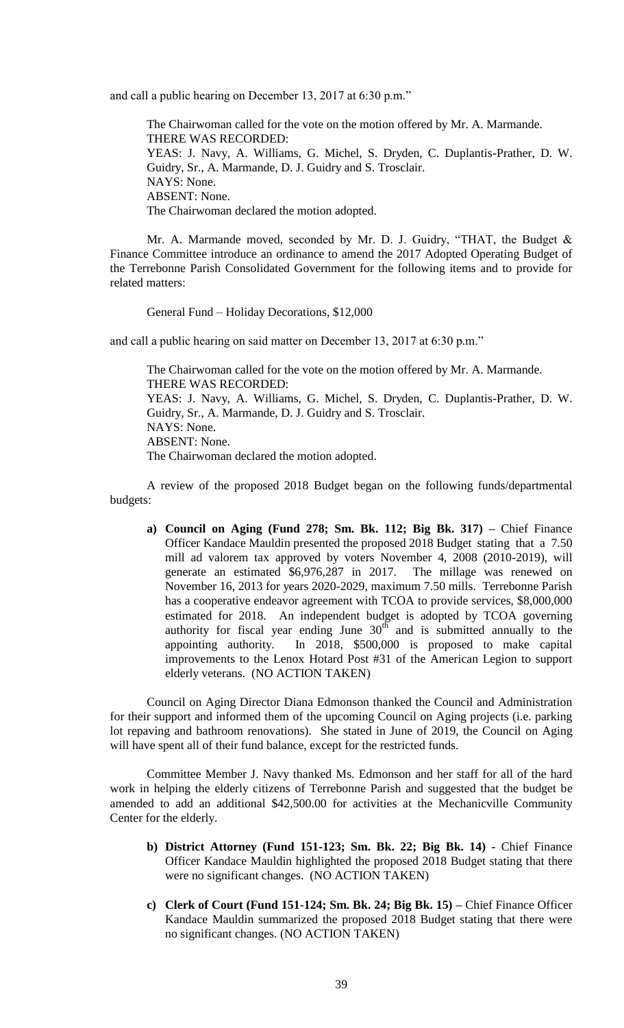and call a public hearing on December 13, 2017 at 6:30 p.m."

The Chairwoman called for the vote on the motion offered by Mr. A. Marmande.
THERE WAS RECORDED:
YEAS: J. Navy, A. Williams, G. Michel, S. Dryden, C. Duplantis-Prather, D. W. Guidry, Sr., A. Marmande, D. J. Guidry and S. Trosclair.
NAYS: None.
ABSENT: None.
The Chairwoman declared the motion adopted.

Mr. A. Marmande moved, seconded by Mr. D. J. Guidry, "THAT, the Budget & Finance Committee introduce an ordinance to amend the 2017 Adopted Operating Budget of the Terrebonne Parish Consolidated Government for the following items and to provide for related matters:

General Fund – Holiday Decorations, $12,000

and call a public hearing on said matter on December 13, 2017 at 6:30 p.m."

The Chairwoman called for the vote on the motion offered by Mr. A. Marmande.
THERE WAS RECORDED:
YEAS: J. Navy, A. Williams, G. Michel, S. Dryden, C. Duplantis-Prather, D. W. Guidry, Sr., A. Marmande, D. J. Guidry and S. Trosclair.
NAYS: None.
ABSENT: None.
The Chairwoman declared the motion adopted.

A review of the proposed 2018 Budget began on the following funds/departmental budgets:

a) **Council on Aging (Fund 278; Sm. Bk. 112; Big Bk. 317) –** Chief Finance Officer Kandace Mauldin presented the proposed 2018 Budget stating that a 7.50 mill ad valorem tax approved by voters November 4, 2008 (2010-2019), will generate an estimated $6,976,287 in 2017. The millage was renewed on November 16, 2013 for years 2020-2029, maximum 7.50 mills. Terrebonne Parish has a cooperative endeavor agreement with TCOA to provide services, $8,000,000 estimated for 2018. An independent budget is adopted by TCOA governing authority for fiscal year ending June 30th and is submitted annually to the appointing authority. In 2018, $500,000 is proposed to make capital improvements to the Lenox Hotard Post #31 of the American Legion to support elderly veterans. (NO ACTION TAKEN)

Council on Aging Director Diana Edmonson thanked the Council and Administration for their support and informed them of the upcoming Council on Aging projects (i.e. parking lot repaving and bathroom renovations). She stated in June of 2019, the Council on Aging will have spent all of their fund balance, except for the restricted funds.

Committee Member J. Navy thanked Ms. Edmonson and her staff for all of the hard work in helping the elderly citizens of Terrebonne Parish and suggested that the budget be amended to add an additional $42,500.00 for activities at the Mechanicville Community Center for the elderly.

b) **District Attorney (Fund 151-123; Sm. Bk. 22; Big Bk. 14) -** Chief Finance Officer Kandace Mauldin highlighted the proposed 2018 Budget stating that there were no significant changes. (NO ACTION TAKEN)

c) **Clerk of Court (Fund 151-124; Sm. Bk. 24; Big Bk. 15) –** Chief Finance Officer Kandace Mauldin summarized the proposed 2018 Budget stating that there were no significant changes. (NO ACTION TAKEN)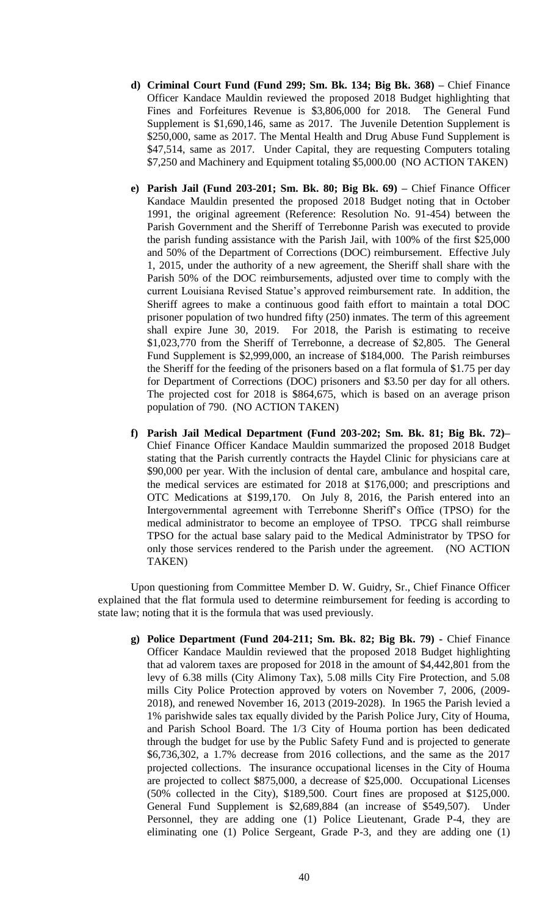- **d) Criminal Court Fund (Fund 299; Sm. Bk. 134; Big Bk. 368) –** Chief Finance Officer Kandace Mauldin reviewed the proposed 2018 Budget highlighting that Fines and Forfeitures Revenue is $3,806,000 for 2018. The General Fund Supplement is $1,690,146, same as 2017. The Juvenile Detention Supplement is $250,000, same as 2017. The Mental Health and Drug Abuse Fund Supplement is $47,514, same as 2017. Under Capital, they are requesting Computers totaling $7,250 and Machinery and Equipment totaling $5,000.00 (NO ACTION TAKEN)

- **e) Parish Jail (Fund 203-201; Sm. Bk. 80; Big Bk. 69) –** Chief Finance Officer Kandace Mauldin presented the proposed 2018 Budget noting that in October 1991, the original agreement (Reference: Resolution No. 91-454) between the Parish Government and the Sheriff of Terrebonne Parish was executed to provide the parish funding assistance with the Parish Jail, with 100% of the first $25,000 and 50% of the Department of Corrections (DOC) reimbursement. Effective July 1, 2015, under the authority of a new agreement, the Sheriff shall share with the Parish 50% of the DOC reimbursements, adjusted over time to comply with the current Louisiana Revised Statue's approved reimbursement rate. In addition, the Sheriff agrees to make a continuous good faith effort to maintain a total DOC prisoner population of two hundred fifty (250) inmates. The term of this agreement shall expire June 30, 2019. For 2018, the Parish is estimating to receive $1,023,770 from the Sheriff of Terrebonne, a decrease of $2,805. The General Fund Supplement is $2,999,000, an increase of $184,000. The Parish reimburses the Sheriff for the feeding of the prisoners based on a flat formula of $1.75 per day for Department of Corrections (DOC) prisoners and $3.50 per day for all others. The projected cost for 2018 is $864,675, which is based on an average prison population of 790. (NO ACTION TAKEN)

- **f) Parish Jail Medical Department (Fund 203-202; Sm. Bk. 81; Big Bk. 72)–** Chief Finance Officer Kandace Mauldin summarized the proposed 2018 Budget stating that the Parish currently contracts the Haydel Clinic for physicians care at $90,000 per year. With the inclusion of dental care, ambulance and hospital care, the medical services are estimated for 2018 at $176,000; and prescriptions and OTC Medications at $199,170. On July 8, 2016, the Parish entered into an Intergovernmental agreement with Terrebonne Sheriff's Office (TPSO) for the medical administrator to become an employee of TPSO. TPCG shall reimburse TPSO for the actual base salary paid to the Medical Administrator by TPSO for only those services rendered to the Parish under the agreement. (NO ACTION TAKEN)

Upon questioning from Committee Member D. W. Guidry, Sr., Chief Finance Officer explained that the flat formula used to determine reimbursement for feeding is according to state law; noting that it is the formula that was used previously.

- **g) Police Department (Fund 204-211; Sm. Bk. 82; Big Bk. 79) -** Chief Finance Officer Kandace Mauldin reviewed that the proposed 2018 Budget highlighting that ad valorem taxes are proposed for 2018 in the amount of $4,442,801 from the levy of 6.38 mills (City Alimony Tax), 5.08 mills City Fire Protection, and 5.08 mills City Police Protection approved by voters on November 7, 2006, (2009-2018), and renewed November 16, 2013 (2019-2028). In 1965 the Parish levied a 1% parishwide sales tax equally divided by the Parish Police Jury, City of Houma, and Parish School Board. The 1/3 City of Houma portion has been dedicated through the budget for use by the Public Safety Fund and is projected to generate $6,736,302, a 1.7% decrease from 2016 collections, and the same as the 2017 projected collections. The insurance occupational licenses in the City of Houma are projected to collect $875,000, a decrease of $25,000. Occupational Licenses (50% collected in the City), $189,500. Court fines are proposed at $125,000. General Fund Supplement is $2,689,884 (an increase of $549,507). Under Personnel, they are adding one (1) Police Lieutenant, Grade P-4, they are eliminating one (1) Police Sergeant, Grade P-3, and they are adding one (1)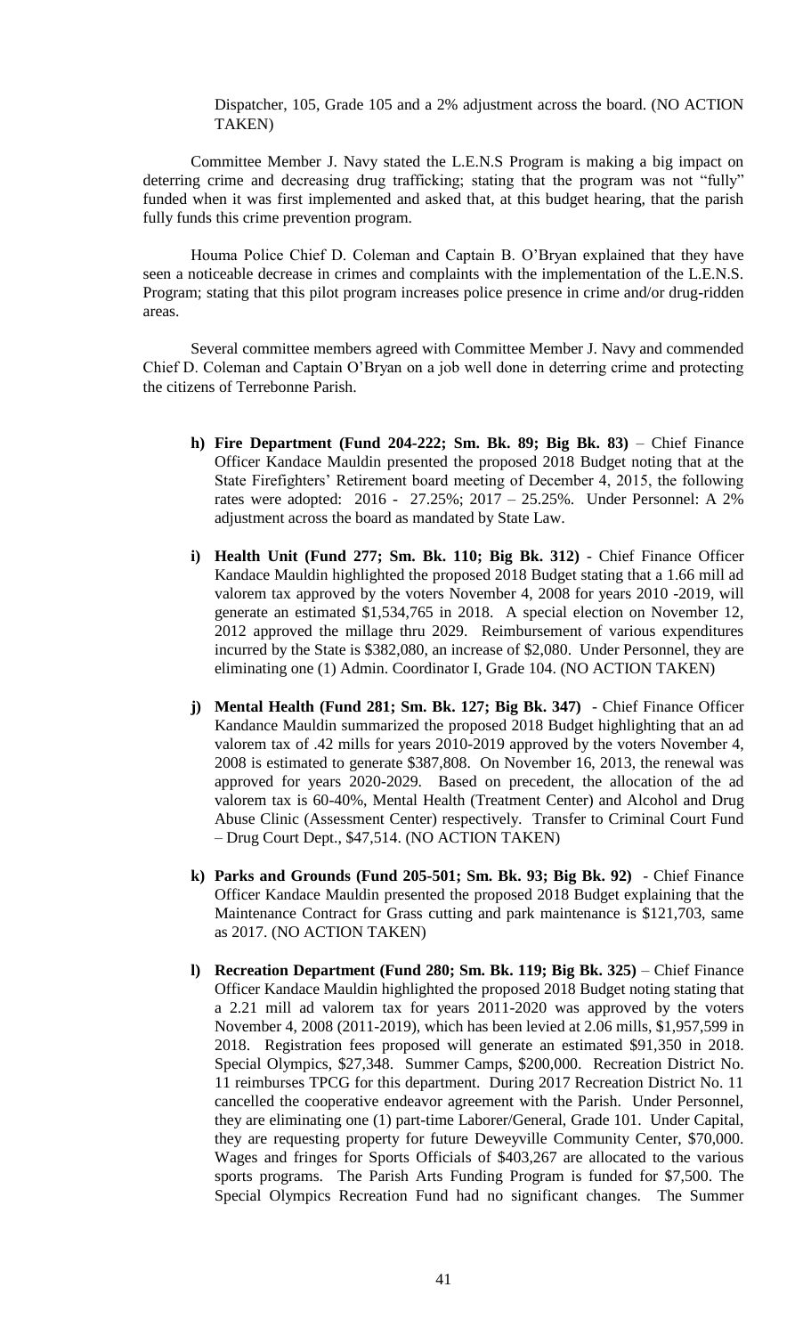Dispatcher, 105, Grade 105 and a 2% adjustment across the board. (NO ACTION TAKEN)

Committee Member J. Navy stated the L.E.N.S Program is making a big impact on deterring crime and decreasing drug trafficking; stating that the program was not "fully" funded when it was first implemented and asked that, at this budget hearing, that the parish fully funds this crime prevention program.

Houma Police Chief D. Coleman and Captain B. O'Bryan explained that they have seen a noticeable decrease in crimes and complaints with the implementation of the L.E.N.S. Program; stating that this pilot program increases police presence in crime and/or drug-ridden areas.

Several committee members agreed with Committee Member J. Navy and commended Chief D. Coleman and Captain O'Bryan on a job well done in deterring crime and protecting the citizens of Terrebonne Parish.

h) **Fire Department (Fund 204-222; Sm. Bk. 89; Big Bk. 83)** – Chief Finance Officer Kandace Mauldin presented the proposed 2018 Budget noting that at the State Firefighters' Retirement board meeting of December 4, 2015, the following rates were adopted: 2016 - 27.25%; 2017 – 25.25%. Under Personnel: A 2% adjustment across the board as mandated by State Law.

i) **Health Unit (Fund 277; Sm. Bk. 110; Big Bk. 312)** - Chief Finance Officer Kandace Mauldin highlighted the proposed 2018 Budget stating that a 1.66 mill ad valorem tax approved by the voters November 4, 2008 for years 2010 -2019, will generate an estimated $1,534,765 in 2018. A special election on November 12, 2012 approved the millage thru 2029. Reimbursement of various expenditures incurred by the State is $382,080, an increase of $2,080. Under Personnel, they are eliminating one (1) Admin. Coordinator I, Grade 104. (NO ACTION TAKEN)

j) **Mental Health (Fund 281; Sm. Bk. 127; Big Bk. 347)** - Chief Finance Officer Kandance Mauldin summarized the proposed 2018 Budget highlighting that an ad valorem tax of .42 mills for years 2010-2019 approved by the voters November 4, 2008 is estimated to generate $387,808. On November 16, 2013, the renewal was approved for years 2020-2029. Based on precedent, the allocation of the ad valorem tax is 60-40%, Mental Health (Treatment Center) and Alcohol and Drug Abuse Clinic (Assessment Center) respectively. Transfer to Criminal Court Fund – Drug Court Dept., $47,514. (NO ACTION TAKEN)

k) **Parks and Grounds (Fund 205-501; Sm. Bk. 93; Big Bk. 92)** - Chief Finance Officer Kandace Mauldin presented the proposed 2018 Budget explaining that the Maintenance Contract for Grass cutting and park maintenance is $121,703, same as 2017. (NO ACTION TAKEN)

l) **Recreation Department (Fund 280; Sm. Bk. 119; Big Bk. 325)** – Chief Finance Officer Kandace Mauldin highlighted the proposed 2018 Budget noting stating that a 2.21 mill ad valorem tax for years 2011-2020 was approved by the voters November 4, 2008 (2011-2019), which has been levied at 2.06 mills, $1,957,599 in 2018. Registration fees proposed will generate an estimated $91,350 in 2018. Special Olympics, $27,348. Summer Camps, $200,000. Recreation District No. 11 reimburses TPCG for this department. During 2017 Recreation District No. 11 cancelled the cooperative endeavor agreement with the Parish. Under Personnel, they are eliminating one (1) part-time Laborer/General, Grade 101. Under Capital, they are requesting property for future Deweyville Community Center, $70,000. Wages and fringes for Sports Officials of $403,267 are allocated to the various sports programs. The Parish Arts Funding Program is funded for $7,500. The Special Olympics Recreation Fund had no significant changes. The Summer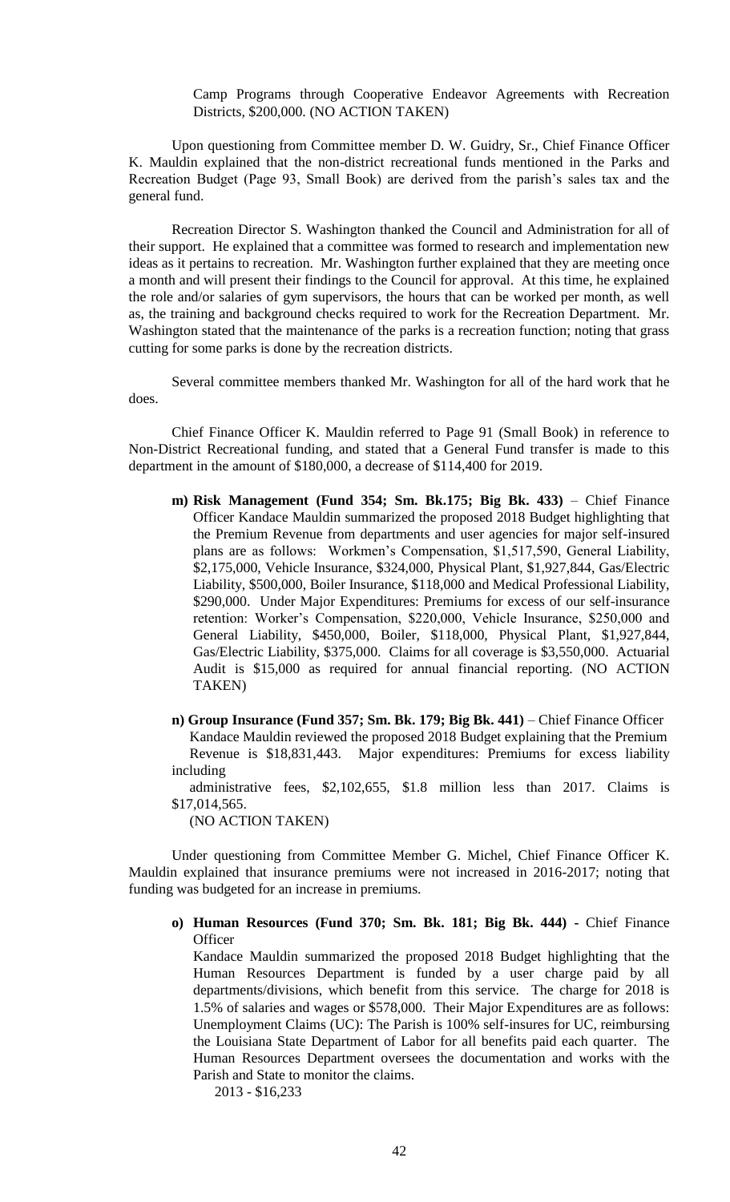Camp Programs through Cooperative Endeavor Agreements with Recreation Districts, $200,000. (NO ACTION TAKEN)

Upon questioning from Committee member D. W. Guidry, Sr., Chief Finance Officer K. Mauldin explained that the non-district recreational funds mentioned in the Parks and Recreation Budget (Page 93, Small Book) are derived from the parish's sales tax and the general fund.

Recreation Director S. Washington thanked the Council and Administration for all of their support. He explained that a committee was formed to research and implementation new ideas as it pertains to recreation. Mr. Washington further explained that they are meeting once a month and will present their findings to the Council for approval. At this time, he explained the role and/or salaries of gym supervisors, the hours that can be worked per month, as well as, the training and background checks required to work for the Recreation Department. Mr. Washington stated that the maintenance of the parks is a recreation function; noting that grass cutting for some parks is done by the recreation districts.

Several committee members thanked Mr. Washington for all of the hard work that he does.

Chief Finance Officer K. Mauldin referred to Page 91 (Small Book) in reference to Non-District Recreational funding, and stated that a General Fund transfer is made to this department in the amount of $180,000, a decrease of $114,400 for 2019.

m) **Risk Management (Fund 354; Sm. Bk.175; Big Bk. 433)** – Chief Finance Officer Kandace Mauldin summarized the proposed 2018 Budget highlighting that the Premium Revenue from departments and user agencies for major self-insured plans are as follows: Workmen's Compensation, $1,517,590, General Liability, $2,175,000, Vehicle Insurance, $324,000, Physical Plant, $1,927,844, Gas/Electric Liability, $500,000, Boiler Insurance, $118,000 and Medical Professional Liability, $290,000. Under Major Expenditures: Premiums for excess of our self-insurance retention: Worker's Compensation, $220,000, Vehicle Insurance, $250,000 and General Liability, $450,000, Boiler, $118,000, Physical Plant, $1,927,844, Gas/Electric Liability, $375,000. Claims for all coverage is $3,550,000. Actuarial Audit is $15,000 as required for annual financial reporting. (NO ACTION TAKEN)

n) **Group Insurance (Fund 357; Sm. Bk. 179; Big Bk. 441)** – Chief Finance Officer Kandace Mauldin reviewed the proposed 2018 Budget explaining that the Premium Revenue is $18,831,443. Major expenditures: Premiums for excess liability including administrative fees, $2,102,655, $1.8 million less than 2017. Claims is $17,014,565.
(NO ACTION TAKEN)

Under questioning from Committee Member G. Michel, Chief Finance Officer K. Mauldin explained that insurance premiums were not increased in 2016-2017; noting that funding was budgeted for an increase in premiums.

o) **Human Resources (Fund 370; Sm. Bk. 181; Big Bk. 444) -** Chief Finance Officer Kandace Mauldin summarized the proposed 2018 Budget highlighting that the Human Resources Department is funded by a user charge paid by all departments/divisions, which benefit from this service. The charge for 2018 is 1.5% of salaries and wages or $578,000. Their Major Expenditures are as follows: Unemployment Claims (UC): The Parish is 100% self-insures for UC, reimbursing the Louisiana State Department of Labor for all benefits paid each quarter. The Human Resources Department oversees the documentation and works with the Parish and State to monitor the claims.

2013 - $16,233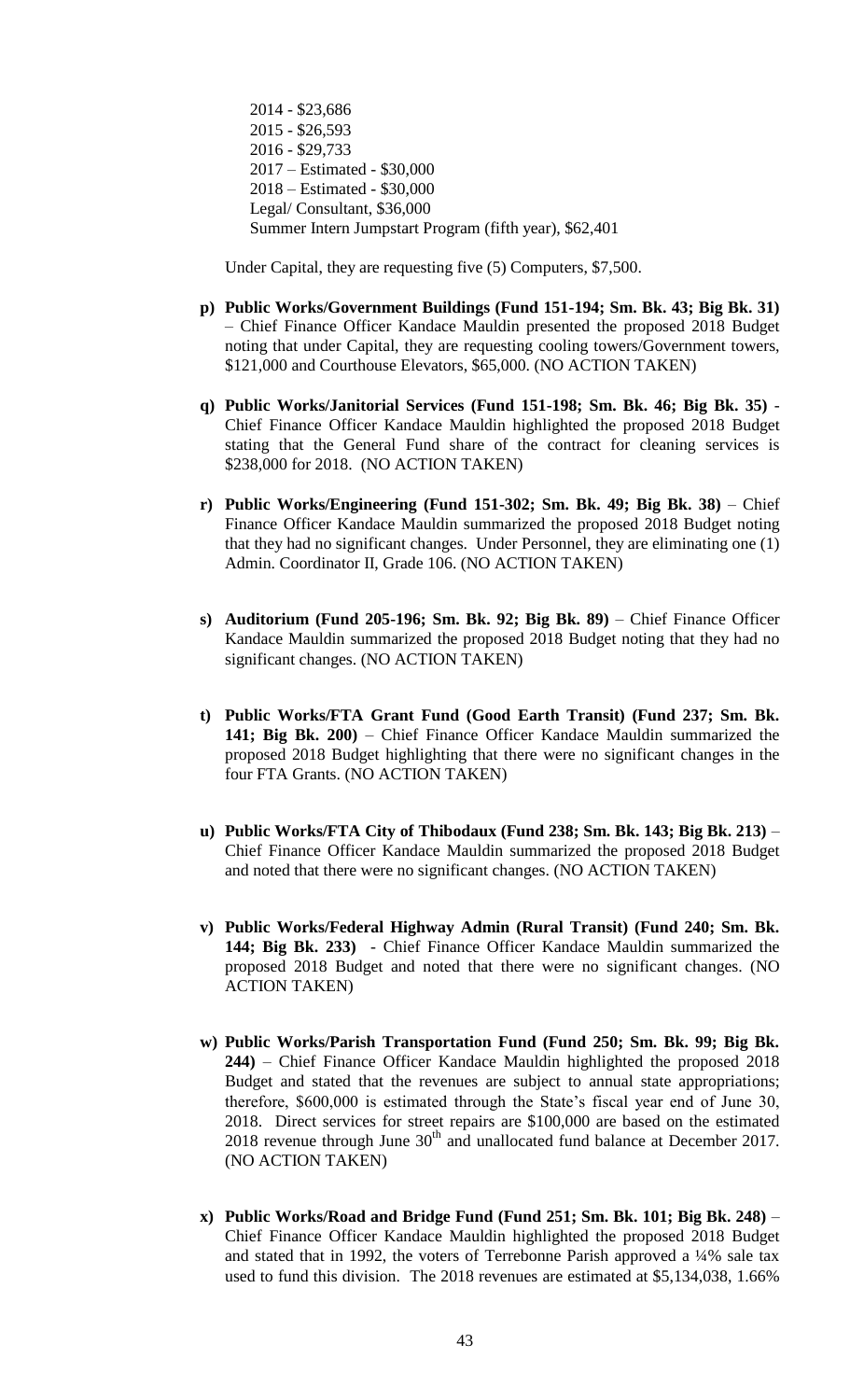2014 - $23,686
2015 - $26,593
2016 - $29,733
2017 – Estimated - $30,000
2018 – Estimated - $30,000
Legal/ Consultant, $36,000
Summer Intern Jumpstart Program (fifth year), $62,401

Under Capital, they are requesting five (5) Computers, $7,500.

p) **Public Works/Government Buildings (Fund 151-194; Sm. Bk. 43; Big Bk. 31)** – Chief Finance Officer Kandace Mauldin presented the proposed 2018 Budget noting that under Capital, they are requesting cooling towers/Government towers, $121,000 and Courthouse Elevators, $65,000. (NO ACTION TAKEN)

q) **Public Works/Janitorial Services (Fund 151-198; Sm. Bk. 46; Big Bk. 35)** - Chief Finance Officer Kandace Mauldin highlighted the proposed 2018 Budget stating that the General Fund share of the contract for cleaning services is $238,000 for 2018. (NO ACTION TAKEN)

r) **Public Works/Engineering (Fund 151-302; Sm. Bk. 49; Big Bk. 38)** – Chief Finance Officer Kandace Mauldin summarized the proposed 2018 Budget noting that they had no significant changes. Under Personnel, they are eliminating one (1) Admin. Coordinator II, Grade 106. (NO ACTION TAKEN)

s) **Auditorium (Fund 205-196; Sm. Bk. 92; Big Bk. 89)** – Chief Finance Officer Kandace Mauldin summarized the proposed 2018 Budget noting that they had no significant changes. (NO ACTION TAKEN)

t) **Public Works/FTA Grant Fund (Good Earth Transit) (Fund 237; Sm. Bk. 141; Big Bk. 200)** – Chief Finance Officer Kandace Mauldin summarized the proposed 2018 Budget highlighting that there were no significant changes in the four FTA Grants. (NO ACTION TAKEN)

u) **Public Works/FTA City of Thibodaux (Fund 238; Sm. Bk. 143; Big Bk. 213)** – Chief Finance Officer Kandace Mauldin summarized the proposed 2018 Budget and noted that there were no significant changes. (NO ACTION TAKEN)

v) **Public Works/Federal Highway Admin (Rural Transit) (Fund 240; Sm. Bk. 144; Big Bk. 233)** - Chief Finance Officer Kandace Mauldin summarized the proposed 2018 Budget and noted that there were no significant changes. (NO ACTION TAKEN)

w) **Public Works/Parish Transportation Fund (Fund 250; Sm. Bk. 99; Big Bk. 244)** – Chief Finance Officer Kandace Mauldin highlighted the proposed 2018 Budget and stated that the revenues are subject to annual state appropriations; therefore, $600,000 is estimated through the State's fiscal year end of June 30, 2018. Direct services for street repairs are $100,000 are based on the estimated 2018 revenue through June 30th and unallocated fund balance at December 2017. (NO ACTION TAKEN)

x) **Public Works/Road and Bridge Fund (Fund 251; Sm. Bk. 101; Big Bk. 248)** – Chief Finance Officer Kandace Mauldin highlighted the proposed 2018 Budget and stated that in 1992, the voters of Terrebonne Parish approved a ¼% sale tax used to fund this division. The 2018 revenues are estimated at $5,134,038, 1.66%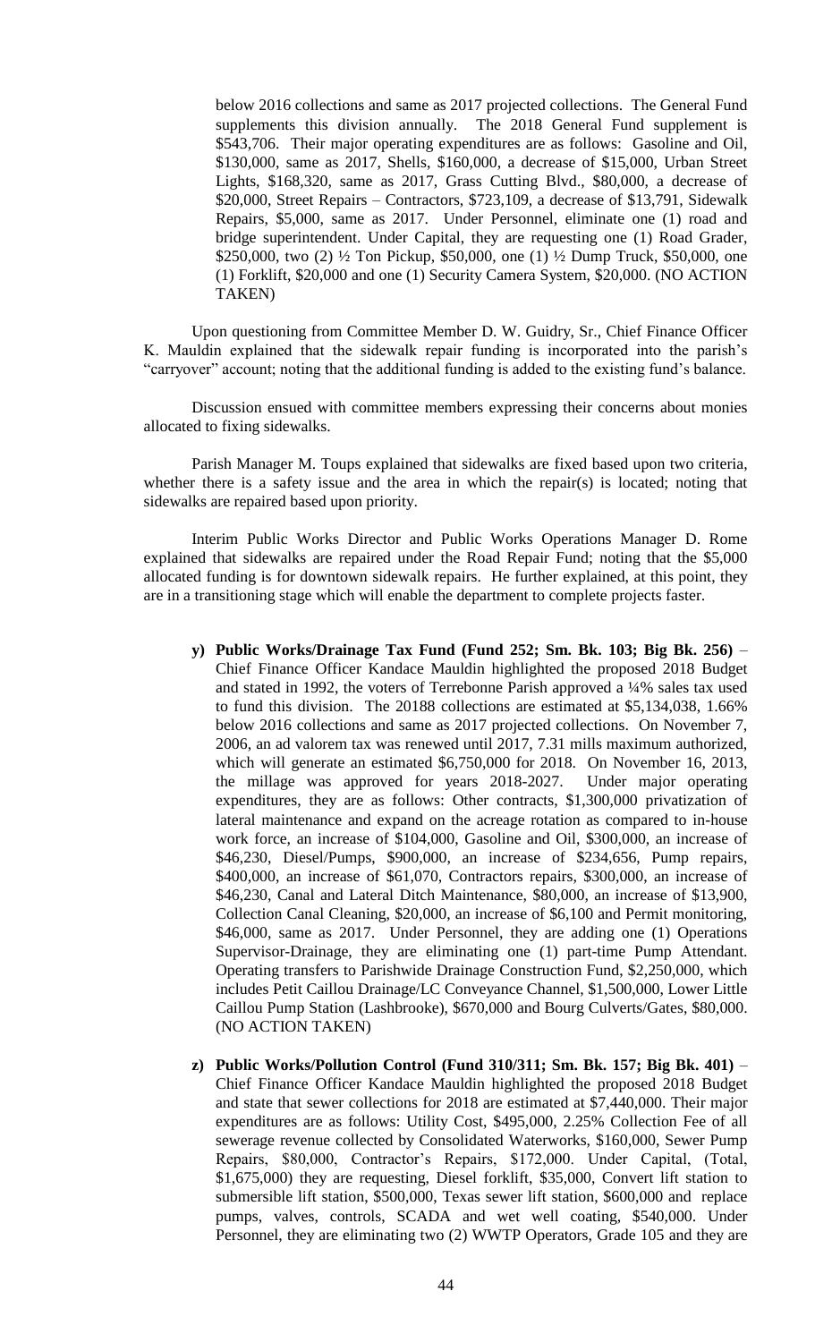below 2016 collections and same as 2017 projected collections. The General Fund supplements this division annually. The 2018 General Fund supplement is $543,706. Their major operating expenditures are as follows: Gasoline and Oil, $130,000, same as 2017, Shells, $160,000, a decrease of $15,000, Urban Street Lights, $168,320, same as 2017, Grass Cutting Blvd., $80,000, a decrease of $20,000, Street Repairs – Contractors, $723,109, a decrease of $13,791, Sidewalk Repairs, $5,000, same as 2017. Under Personnel, eliminate one (1) road and bridge superintendent. Under Capital, they are requesting one (1) Road Grader, $250,000, two (2) ½ Ton Pickup, $50,000, one (1) ½ Dump Truck, $50,000, one (1) Forklift, $20,000 and one (1) Security Camera System, $20,000. (NO ACTION TAKEN)

Upon questioning from Committee Member D. W. Guidry, Sr., Chief Finance Officer K. Mauldin explained that the sidewalk repair funding is incorporated into the parish's "carryover" account; noting that the additional funding is added to the existing fund's balance.

Discussion ensued with committee members expressing their concerns about monies allocated to fixing sidewalks.

Parish Manager M. Toups explained that sidewalks are fixed based upon two criteria, whether there is a safety issue and the area in which the repair(s) is located; noting that sidewalks are repaired based upon priority.

Interim Public Works Director and Public Works Operations Manager D. Rome explained that sidewalks are repaired under the Road Repair Fund; noting that the $5,000 allocated funding is for downtown sidewalk repairs. He further explained, at this point, they are in a transitioning stage which will enable the department to complete projects faster.

y) **Public Works/Drainage Tax Fund (Fund 252; Sm. Bk. 103; Big Bk. 256)** – Chief Finance Officer Kandace Mauldin highlighted the proposed 2018 Budget and stated in 1992, the voters of Terrebonne Parish approved a ¼% sales tax used to fund this division. The 20188 collections are estimated at $5,134,038, 1.66% below 2016 collections and same as 2017 projected collections. On November 7, 2006, an ad valorem tax was renewed until 2017, 7.31 mills maximum authorized, which will generate an estimated $6,750,000 for 2018. On November 16, 2013, the millage was approved for years 2018-2027. Under major operating expenditures, they are as follows: Other contracts, $1,300,000 privatization of lateral maintenance and expand on the acreage rotation as compared to in-house work force, an increase of $104,000, Gasoline and Oil, $300,000, an increase of $46,230, Diesel/Pumps, $900,000, an increase of $234,656, Pump repairs, $400,000, an increase of $61,070, Contractors repairs, $300,000, an increase of $46,230, Canal and Lateral Ditch Maintenance, $80,000, an increase of $13,900, Collection Canal Cleaning, $20,000, an increase of $6,100 and Permit monitoring, $46,000, same as 2017. Under Personnel, they are adding one (1) Operations Supervisor-Drainage, they are eliminating one (1) part-time Pump Attendant. Operating transfers to Parishwide Drainage Construction Fund, $2,250,000, which includes Petit Caillou Drainage/LC Conveyance Channel, $1,500,000, Lower Little Caillou Pump Station (Lashbrooke), $670,000 and Bourg Culverts/Gates, $80,000. (NO ACTION TAKEN)

z) **Public Works/Pollution Control (Fund 310/311; Sm. Bk. 157; Big Bk. 401)** – Chief Finance Officer Kandace Mauldin highlighted the proposed 2018 Budget and state that sewer collections for 2018 are estimated at $7,440,000. Their major expenditures are as follows: Utility Cost, $495,000, 2.25% Collection Fee of all sewerage revenue collected by Consolidated Waterworks, $160,000, Sewer Pump Repairs, $80,000, Contractor's Repairs, $172,000. Under Capital, (Total, $1,675,000) they are requesting, Diesel forklift, $35,000, Convert lift station to submersible lift station, $500,000, Texas sewer lift station, $600,000 and replace pumps, valves, controls, SCADA and wet well coating, $540,000. Under Personnel, they are eliminating two (2) WWTP Operators, Grade 105 and they are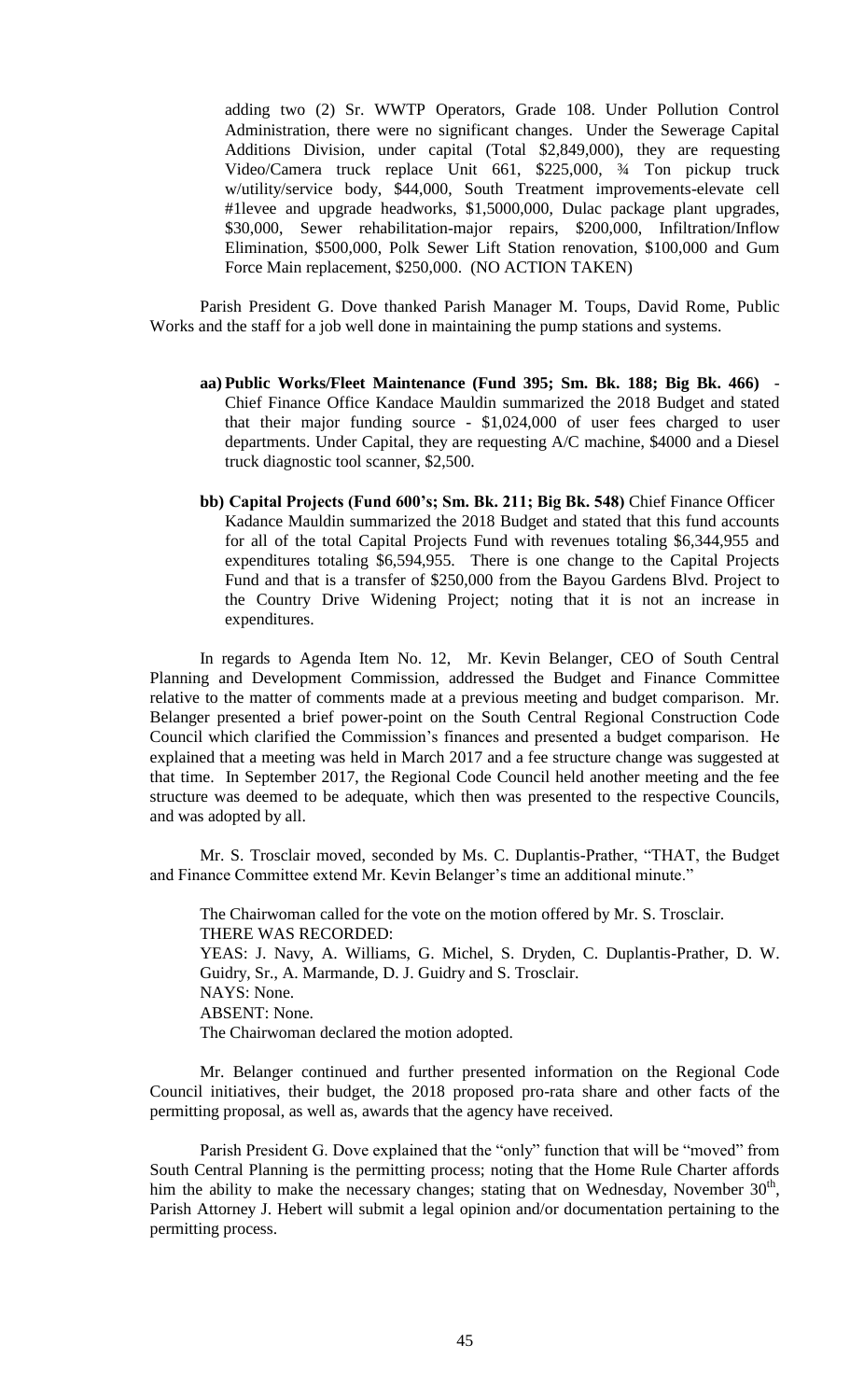adding two (2) Sr. WWTP Operators, Grade 108. Under Pollution Control Administration, there were no significant changes. Under the Sewerage Capital Additions Division, under capital (Total $2,849,000), they are requesting Video/Camera truck replace Unit 661, $225,000, ¾ Ton pickup truck w/utility/service body, $44,000, South Treatment improvements-elevate cell #1levee and upgrade headworks, $1,5000,000, Dulac package plant upgrades, $30,000, Sewer rehabilitation-major repairs, $200,000, Infiltration/Inflow Elimination, $500,000, Polk Sewer Lift Station renovation, $100,000 and Gum Force Main replacement, $250,000. (NO ACTION TAKEN)

Parish President G. Dove thanked Parish Manager M. Toups, David Rome, Public Works and the staff for a job well done in maintaining the pump stations and systems.

**aa) Public Works/Fleet Maintenance (Fund 395; Sm. Bk. 188; Big Bk. 466)** - Chief Finance Office Kandace Mauldin summarized the 2018 Budget and stated that their major funding source - $1,024,000 of user fees charged to user departments. Under Capital, they are requesting A/C machine, $4000 and a Diesel truck diagnostic tool scanner, $2,500.

**bb) Capital Projects (Fund 600's; Sm. Bk. 211; Big Bk. 548)** Chief Finance Officer Kadance Mauldin summarized the 2018 Budget and stated that this fund accounts for all of the total Capital Projects Fund with revenues totaling $6,344,955 and expenditures totaling $6,594,955. There is one change to the Capital Projects Fund and that is a transfer of $250,000 from the Bayou Gardens Blvd. Project to the Country Drive Widening Project; noting that it is not an increase in expenditures.

In regards to Agenda Item No. 12, Mr. Kevin Belanger, CEO of South Central Planning and Development Commission, addressed the Budget and Finance Committee relative to the matter of comments made at a previous meeting and budget comparison. Mr. Belanger presented a brief power-point on the South Central Regional Construction Code Council which clarified the Commission's finances and presented a budget comparison. He explained that a meeting was held in March 2017 and a fee structure change was suggested at that time. In September 2017, the Regional Code Council held another meeting and the fee structure was deemed to be adequate, which then was presented to the respective Councils, and was adopted by all.

Mr. S. Trosclair moved, seconded by Ms. C. Duplantis-Prather, "THAT, the Budget and Finance Committee extend Mr. Kevin Belanger's time an additional minute."

The Chairwoman called for the vote on the motion offered by Mr. S. Trosclair.
THERE WAS RECORDED:
YEAS: J. Navy, A. Williams, G. Michel, S. Dryden, C. Duplantis-Prather, D. W. Guidry, Sr., A. Marmande, D. J. Guidry and S. Trosclair.
NAYS: None.
ABSENT: None.
The Chairwoman declared the motion adopted.

Mr. Belanger continued and further presented information on the Regional Code Council initiatives, their budget, the 2018 proposed pro-rata share and other facts of the permitting proposal, as well as, awards that the agency have received.

Parish President G. Dove explained that the "only" function that will be "moved" from South Central Planning is the permitting process; noting that the Home Rule Charter affords him the ability to make the necessary changes; stating that on Wednesday, November 30th, Parish Attorney J. Hebert will submit a legal opinion and/or documentation pertaining to the permitting process.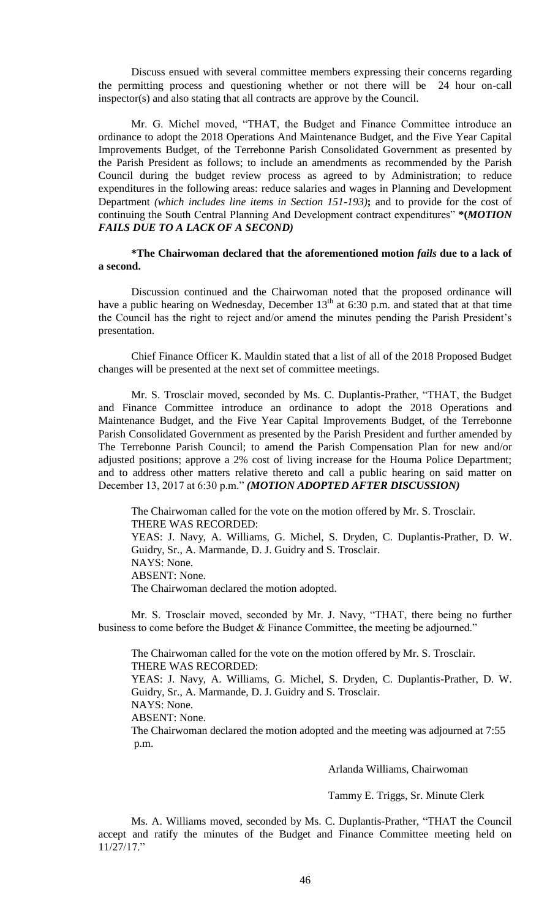Discuss ensued with several committee members expressing their concerns regarding the permitting process and questioning whether or not there will be 24 hour on-call inspector(s) and also stating that all contracts are approve by the Council.

Mr. G. Michel moved, "THAT, the Budget and Finance Committee introduce an ordinance to adopt the 2018 Operations And Maintenance Budget, and the Five Year Capital Improvements Budget, of the Terrebonne Parish Consolidated Government as presented by the Parish President as follows; to include an amendments as recommended by the Parish Council during the budget review process as agreed to by Administration; to reduce expenditures in the following areas: reduce salaries and wages in Planning and Development Department *(which includes line items in Section 151-193)***;** and to provide for the cost of continuing the South Central Planning And Development contract expenditures" ***(*MOTION FAILS DUE TO A LACK OF A SECOND)***

**\*The Chairwoman declared that the aforementioned motion *fails* due to a lack of a second.**

Discussion continued and the Chairwoman noted that the proposed ordinance will have a public hearing on Wednesday, December 13th at 6:30 p.m. and stated that at that time the Council has the right to reject and/or amend the minutes pending the Parish President's presentation.

Chief Finance Officer K. Mauldin stated that a list of all of the 2018 Proposed Budget changes will be presented at the next set of committee meetings.

Mr. S. Trosclair moved, seconded by Ms. C. Duplantis-Prather, "THAT, the Budget and Finance Committee introduce an ordinance to adopt the 2018 Operations and Maintenance Budget, and the Five Year Capital Improvements Budget, of the Terrebonne Parish Consolidated Government as presented by the Parish President and further amended by The Terrebonne Parish Council; to amend the Parish Compensation Plan for new and/or adjusted positions; approve a 2% cost of living increase for the Houma Police Department; and to address other matters relative thereto and call a public hearing on said matter on December 13, 2017 at 6:30 p.m." ***(MOTION ADOPTED AFTER DISCUSSION)***

The Chairwoman called for the vote on the motion offered by Mr. S. Trosclair.
THERE WAS RECORDED:
YEAS: J. Navy, A. Williams, G. Michel, S. Dryden, C. Duplantis-Prather, D. W. Guidry, Sr., A. Marmande, D. J. Guidry and S. Trosclair.
NAYS: None.
ABSENT: None.
The Chairwoman declared the motion adopted.

Mr. S. Trosclair moved, seconded by Mr. J. Navy, "THAT, there being no further business to come before the Budget & Finance Committee, the meeting be adjourned."

The Chairwoman called for the vote on the motion offered by Mr. S. Trosclair.
THERE WAS RECORDED:
YEAS: J. Navy, A. Williams, G. Michel, S. Dryden, C. Duplantis-Prather, D. W. Guidry, Sr., A. Marmande, D. J. Guidry and S. Trosclair.
NAYS: None.
ABSENT: None.
The Chairwoman declared the motion adopted and the meeting was adjourned at 7:55 p.m.

Arlanda Williams, Chairwoman

Tammy E. Triggs, Sr. Minute Clerk

Ms. A. Williams moved, seconded by Ms. C. Duplantis-Prather, "THAT the Council accept and ratify the minutes of the Budget and Finance Committee meeting held on 11/27/17."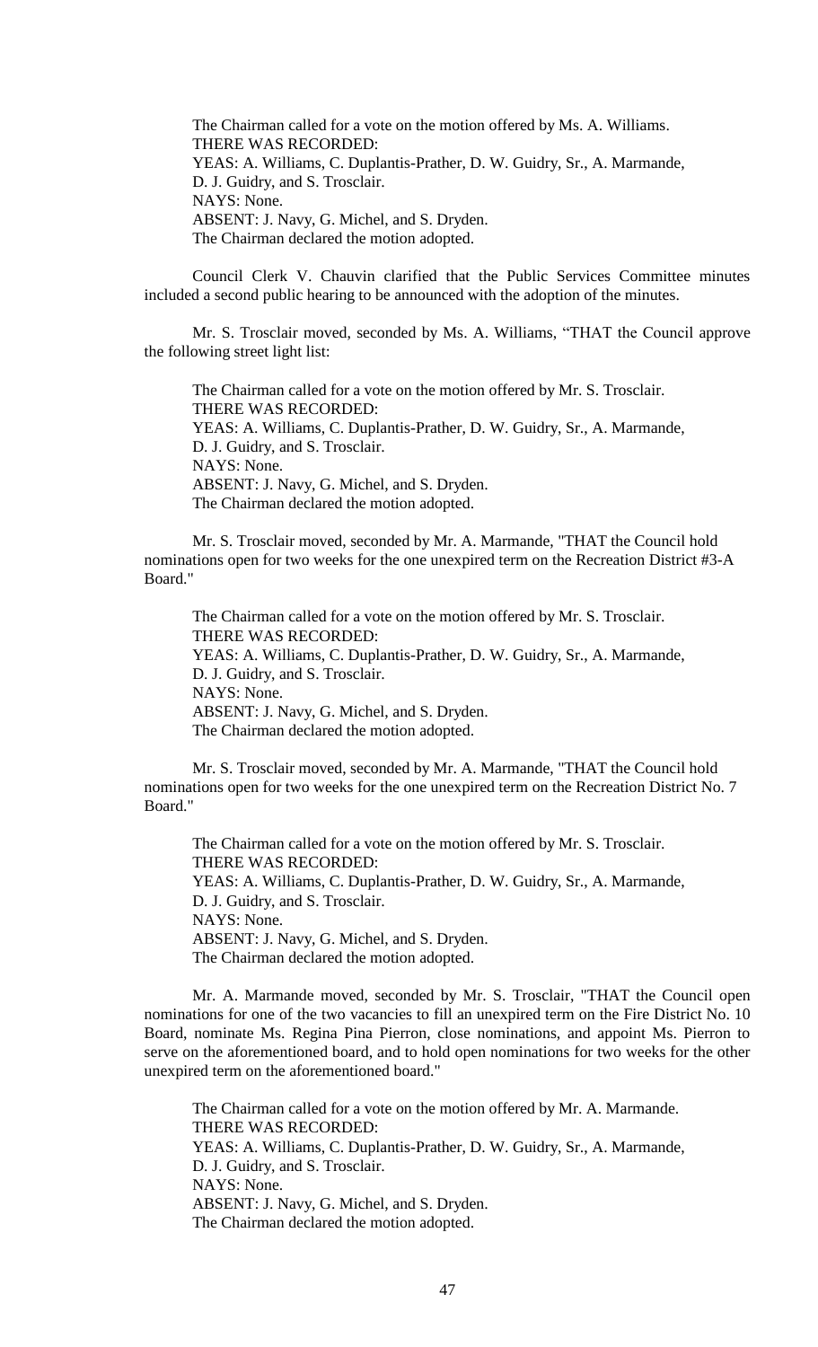The Chairman called for a vote on the motion offered by Ms. A. Williams.
THERE WAS RECORDED:
YEAS: A. Williams, C. Duplantis-Prather, D. W. Guidry, Sr., A. Marmande, D. J. Guidry, and S. Trosclair.
NAYS: None.
ABSENT: J. Navy, G. Michel, and S. Dryden.
The Chairman declared the motion adopted.

Council Clerk V. Chauvin clarified that the Public Services Committee minutes included a second public hearing to be announced with the adoption of the minutes.

Mr. S. Trosclair moved, seconded by Ms. A. Williams, "THAT the Council approve the following street light list:

The Chairman called for a vote on the motion offered by Mr. S. Trosclair.
THERE WAS RECORDED:
YEAS: A. Williams, C. Duplantis-Prather, D. W. Guidry, Sr., A. Marmande, D. J. Guidry, and S. Trosclair.
NAYS: None.
ABSENT: J. Navy, G. Michel, and S. Dryden.
The Chairman declared the motion adopted.

Mr. S. Trosclair moved, seconded by Mr. A. Marmande, "THAT the Council hold nominations open for two weeks for the one unexpired term on the Recreation District #3-A Board."

The Chairman called for a vote on the motion offered by Mr. S. Trosclair.
THERE WAS RECORDED:
YEAS: A. Williams, C. Duplantis-Prather, D. W. Guidry, Sr., A. Marmande, D. J. Guidry, and S. Trosclair.
NAYS: None.
ABSENT: J. Navy, G. Michel, and S. Dryden.
The Chairman declared the motion adopted.

Mr. S. Trosclair moved, seconded by Mr. A. Marmande, "THAT the Council hold nominations open for two weeks for the one unexpired term on the Recreation District No. 7 Board."

The Chairman called for a vote on the motion offered by Mr. S. Trosclair.
THERE WAS RECORDED:
YEAS: A. Williams, C. Duplantis-Prather, D. W. Guidry, Sr., A. Marmande, D. J. Guidry, and S. Trosclair.
NAYS: None.
ABSENT: J. Navy, G. Michel, and S. Dryden.
The Chairman declared the motion adopted.

Mr. A. Marmande moved, seconded by Mr. S. Trosclair, "THAT the Council open nominations for one of the two vacancies to fill an unexpired term on the Fire District No. 10 Board, nominate Ms. Regina Pina Pierron, close nominations, and appoint Ms. Pierron to serve on the aforementioned board, and to hold open nominations for two weeks for the other unexpired term on the aforementioned board."

The Chairman called for a vote on the motion offered by Mr. A. Marmande.
THERE WAS RECORDED:
YEAS: A. Williams, C. Duplantis-Prather, D. W. Guidry, Sr., A. Marmande, D. J. Guidry, and S. Trosclair.
NAYS: None.
ABSENT: J. Navy, G. Michel, and S. Dryden.
The Chairman declared the motion adopted.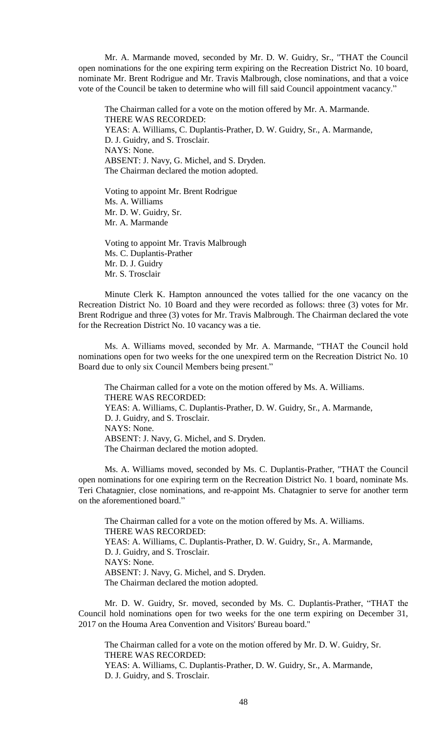Mr. A. Marmande moved, seconded by Mr. D. W. Guidry, Sr., "THAT the Council open nominations for the one expiring term expiring on the Recreation District No. 10 board, nominate Mr. Brent Rodrigue and Mr. Travis Malbrough, close nominations, and that a voice vote of the Council be taken to determine who will fill said Council appointment vacancy."

The Chairman called for a vote on the motion offered by Mr. A. Marmande.
THERE WAS RECORDED:
YEAS: A. Williams, C. Duplantis-Prather, D. W. Guidry, Sr., A. Marmande, D. J. Guidry, and S. Trosclair.
NAYS: None.
ABSENT: J. Navy, G. Michel, and S. Dryden.
The Chairman declared the motion adopted.

Voting to appoint Mr. Brent Rodrigue
Ms. A. Williams
Mr. D. W. Guidry, Sr.
Mr. A. Marmande

Voting to appoint Mr. Travis Malbrough
Ms. C. Duplantis-Prather
Mr. D. J. Guidry
Mr. S. Trosclair

Minute Clerk K. Hampton announced the votes tallied for the one vacancy on the Recreation District No. 10 Board and they were recorded as follows: three (3) votes for Mr. Brent Rodrigue and three (3) votes for Mr. Travis Malbrough. The Chairman declared the vote for the Recreation District No. 10 vacancy was a tie.

Ms. A. Williams moved, seconded by Mr. A. Marmande, "THAT the Council hold nominations open for two weeks for the one unexpired term on the Recreation District No. 10 Board due to only six Council Members being present."

The Chairman called for a vote on the motion offered by Ms. A. Williams.
THERE WAS RECORDED:
YEAS: A. Williams, C. Duplantis-Prather, D. W. Guidry, Sr., A. Marmande, D. J. Guidry, and S. Trosclair.
NAYS: None.
ABSENT: J. Navy, G. Michel, and S. Dryden.
The Chairman declared the motion adopted.

Ms. A. Williams moved, seconded by Ms. C. Duplantis-Prather, "THAT the Council open nominations for one expiring term on the Recreation District No. 1 board, nominate Ms. Teri Chatagnier, close nominations, and re-appoint Ms. Chatagnier to serve for another term on the aforementioned board."

The Chairman called for a vote on the motion offered by Ms. A. Williams.
THERE WAS RECORDED:
YEAS: A. Williams, C. Duplantis-Prather, D. W. Guidry, Sr., A. Marmande, D. J. Guidry, and S. Trosclair.
NAYS: None.
ABSENT: J. Navy, G. Michel, and S. Dryden.
The Chairman declared the motion adopted.

Mr. D. W. Guidry, Sr. moved, seconded by Ms. C. Duplantis-Prather, "THAT the Council hold nominations open for two weeks for the one term expiring on December 31, 2017 on the Houma Area Convention and Visitors' Bureau board."

The Chairman called for a vote on the motion offered by Mr. D. W. Guidry, Sr.
THERE WAS RECORDED:
YEAS: A. Williams, C. Duplantis-Prather, D. W. Guidry, Sr., A. Marmande, D. J. Guidry, and S. Trosclair.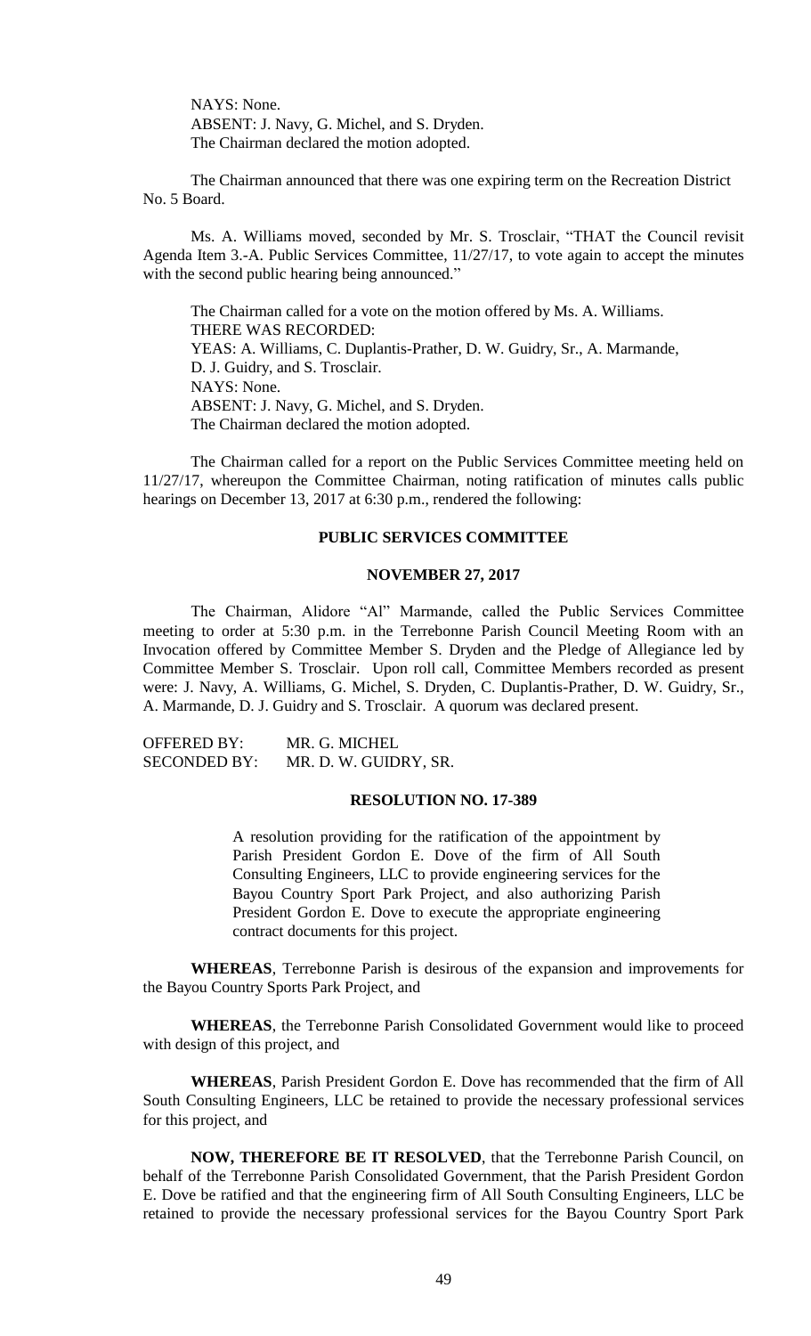NAYS: None.
ABSENT: J. Navy, G. Michel, and S. Dryden.
The Chairman declared the motion adopted.

The Chairman announced that there was one expiring term on the Recreation District No. 5 Board.

Ms. A. Williams moved, seconded by Mr. S. Trosclair, "THAT the Council revisit Agenda Item 3.-A. Public Services Committee, 11/27/17, to vote again to accept the minutes with the second public hearing being announced."

The Chairman called for a vote on the motion offered by Ms. A. Williams.
THERE WAS RECORDED:
YEAS: A. Williams, C. Duplantis-Prather, D. W. Guidry, Sr., A. Marmande, D. J. Guidry, and S. Trosclair.
NAYS: None.
ABSENT: J. Navy, G. Michel, and S. Dryden.
The Chairman declared the motion adopted.

The Chairman called for a report on the Public Services Committee meeting held on 11/27/17, whereupon the Committee Chairman, noting ratification of minutes calls public hearings on December 13, 2017 at 6:30 p.m., rendered the following:

**PUBLIC SERVICES COMMITTEE**

**NOVEMBER 27, 2017**

The Chairman, Alidore "Al" Marmande, called the Public Services Committee meeting to order at 5:30 p.m. in the Terrebonne Parish Council Meeting Room with an Invocation offered by Committee Member S. Dryden and the Pledge of Allegiance led by Committee Member S. Trosclair. Upon roll call, Committee Members recorded as present were: J. Navy, A. Williams, G. Michel, S. Dryden, C. Duplantis-Prather, D. W. Guidry, Sr., A. Marmande, D. J. Guidry and S. Trosclair. A quorum was declared present.

OFFERED BY: MR. G. MICHEL
SECONDED BY: MR. D. W. GUIDRY, SR.

**RESOLUTION NO. 17-389**

A resolution providing for the ratification of the appointment by Parish President Gordon E. Dove of the firm of All South Consulting Engineers, LLC to provide engineering services for the Bayou Country Sport Park Project, and also authorizing Parish President Gordon E. Dove to execute the appropriate engineering contract documents for this project.

**WHEREAS**, Terrebonne Parish is desirous of the expansion and improvements for the Bayou Country Sports Park Project, and

**WHEREAS**, the Terrebonne Parish Consolidated Government would like to proceed with design of this project, and

**WHEREAS**, Parish President Gordon E. Dove has recommended that the firm of All South Consulting Engineers, LLC be retained to provide the necessary professional services for this project, and

**NOW, THEREFORE BE IT RESOLVED**, that the Terrebonne Parish Council, on behalf of the Terrebonne Parish Consolidated Government, that the Parish President Gordon E. Dove be ratified and that the engineering firm of All South Consulting Engineers, LLC be retained to provide the necessary professional services for the Bayou Country Sport Park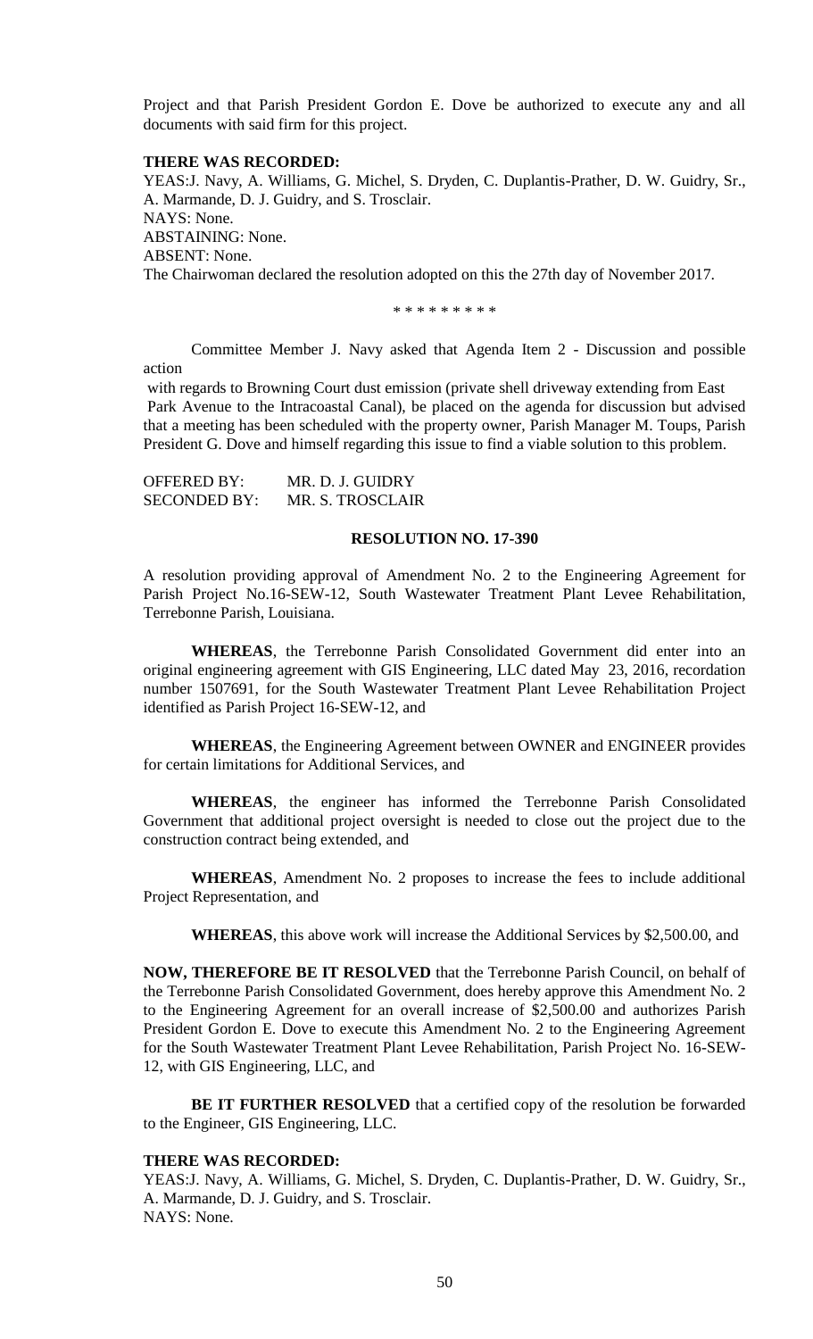Project and that Parish President Gordon E. Dove be authorized to execute any and all documents with said firm for this project.

**THERE WAS RECORDED:**

YEAS:J. Navy, A. Williams, G. Michel, S. Dryden, C. Duplantis-Prather, D. W. Guidry, Sr., A. Marmande, D. J. Guidry, and S. Trosclair.
NAYS: None.
ABSTAINING: None.
ABSENT: None.
The Chairwoman declared the resolution adopted on this the 27th day of November 2017.

\* \* \* \* \* \* \* \* \*

Committee Member J. Navy asked that Agenda Item 2 - Discussion and possible action with regards to Browning Court dust emission (private shell driveway extending from East Park Avenue to the Intracoastal Canal), be placed on the agenda for discussion but advised that a meeting has been scheduled with the property owner, Parish Manager M. Toups, Parish President G. Dove and himself regarding this issue to find a viable solution to this problem.

OFFERED BY: MR. D. J. GUIDRY
SECONDED BY: MR. S. TROSCLAIR

**RESOLUTION NO. 17-390**

A resolution providing approval of Amendment No. 2 to the Engineering Agreement for Parish Project No.16-SEW-12, South Wastewater Treatment Plant Levee Rehabilitation, Terrebonne Parish, Louisiana.

**WHEREAS**, the Terrebonne Parish Consolidated Government did enter into an original engineering agreement with GIS Engineering, LLC dated May 23, 2016, recordation number 1507691, for the South Wastewater Treatment Plant Levee Rehabilitation Project identified as Parish Project 16-SEW-12, and

**WHEREAS**, the Engineering Agreement between OWNER and ENGINEER provides for certain limitations for Additional Services, and

**WHEREAS**, the engineer has informed the Terrebonne Parish Consolidated Government that additional project oversight is needed to close out the project due to the construction contract being extended, and

**WHEREAS**, Amendment No. 2 proposes to increase the fees to include additional Project Representation, and

**WHEREAS**, this above work will increase the Additional Services by $2,500.00, and

**NOW, THEREFORE BE IT RESOLVED** that the Terrebonne Parish Council, on behalf of the Terrebonne Parish Consolidated Government, does hereby approve this Amendment No. 2 to the Engineering Agreement for an overall increase of $2,500.00 and authorizes Parish President Gordon E. Dove to execute this Amendment No. 2 to the Engineering Agreement for the South Wastewater Treatment Plant Levee Rehabilitation, Parish Project No. 16-SEW-12, with GIS Engineering, LLC, and

**BE IT FURTHER RESOLVED** that a certified copy of the resolution be forwarded to the Engineer, GIS Engineering, LLC.

**THERE WAS RECORDED:**

YEAS:J. Navy, A. Williams, G. Michel, S. Dryden, C. Duplantis-Prather, D. W. Guidry, Sr., A. Marmande, D. J. Guidry, and S. Trosclair.
NAYS: None.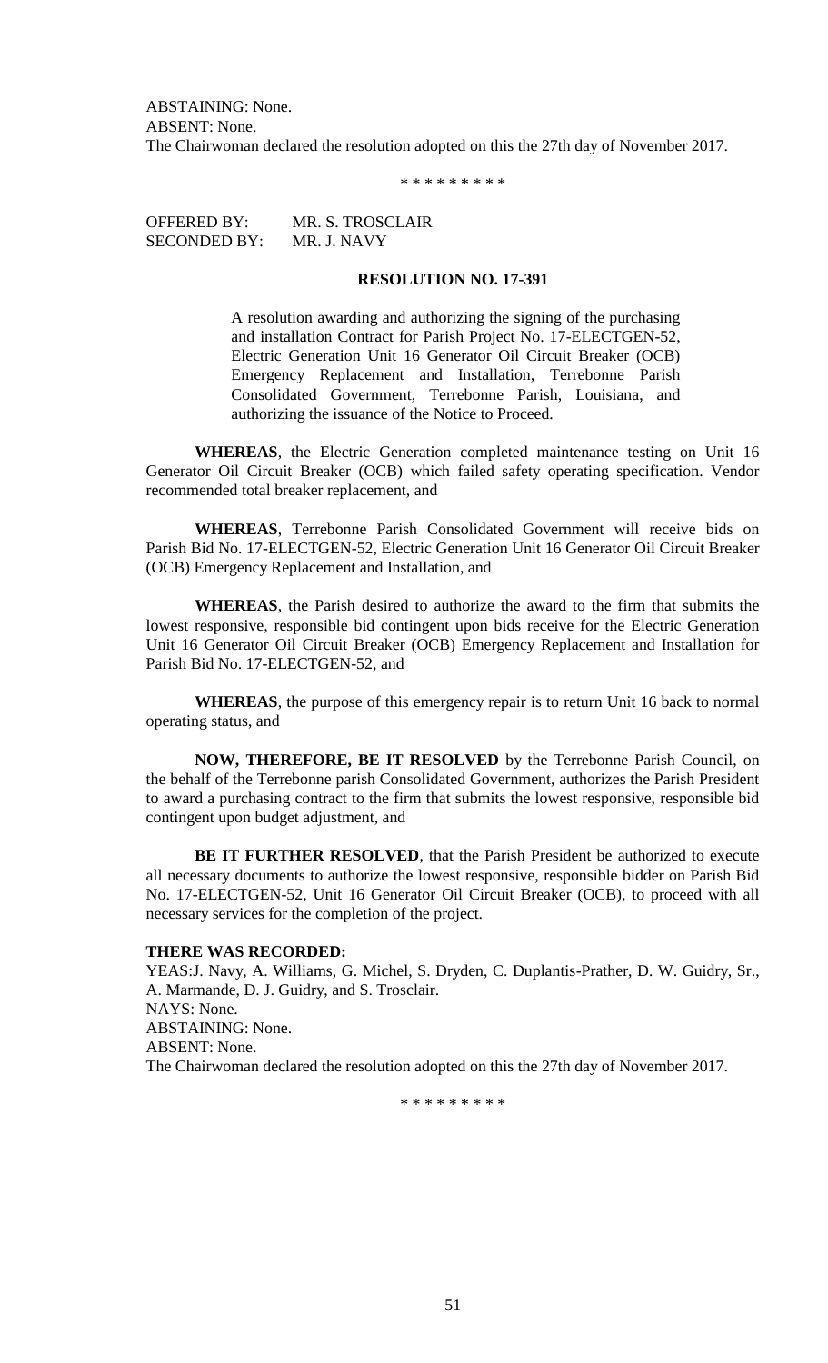ABSTAINING: None.
ABSENT: None.
The Chairwoman declared the resolution adopted on this the 27th day of November 2017.

\* \* \* \* \* \* \* \* \*

OFFERED BY: MR. S. TROSCLAIR
SECONDED BY: MR. J. NAVY

**RESOLUTION NO. 17-391**

A resolution awarding and authorizing the signing of the purchasing and installation Contract for Parish Project No. 17-ELECTGEN-52, Electric Generation Unit 16 Generator Oil Circuit Breaker (OCB) Emergency Replacement and Installation, Terrebonne Parish Consolidated Government, Terrebonne Parish, Louisiana, and authorizing the issuance of the Notice to Proceed.

**WHEREAS**, the Electric Generation completed maintenance testing on Unit 16 Generator Oil Circuit Breaker (OCB) which failed safety operating specification. Vendor recommended total breaker replacement, and

**WHEREAS**, Terrebonne Parish Consolidated Government will receive bids on Parish Bid No. 17-ELECTGEN-52, Electric Generation Unit 16 Generator Oil Circuit Breaker (OCB) Emergency Replacement and Installation, and

**WHEREAS**, the Parish desired to authorize the award to the firm that submits the lowest responsive, responsible bid contingent upon bids receive for the Electric Generation Unit 16 Generator Oil Circuit Breaker (OCB) Emergency Replacement and Installation for Parish Bid No. 17-ELECTGEN-52, and

**WHEREAS**, the purpose of this emergency repair is to return Unit 16 back to normal operating status, and

**NOW, THEREFORE, BE IT RESOLVED** by the Terrebonne Parish Council, on the behalf of the Terrebonne parish Consolidated Government, authorizes the Parish President to award a purchasing contract to the firm that submits the lowest responsive, responsible bid contingent upon budget adjustment, and

**BE IT FURTHER RESOLVED**, that the Parish President be authorized to execute all necessary documents to authorize the lowest responsive, responsible bidder on Parish Bid No. 17-ELECTGEN-52, Unit 16 Generator Oil Circuit Breaker (OCB), to proceed with all necessary services for the completion of the project.

**THERE WAS RECORDED:**
YEAS:J. Navy, A. Williams, G. Michel, S. Dryden, C. Duplantis-Prather, D. W. Guidry, Sr., A. Marmande, D. J. Guidry, and S. Trosclair.
NAYS: None.
ABSTAINING: None.
ABSENT: None.
The Chairwoman declared the resolution adopted on this the 27th day of November 2017.

\* \* \* \* \* \* \* \* \*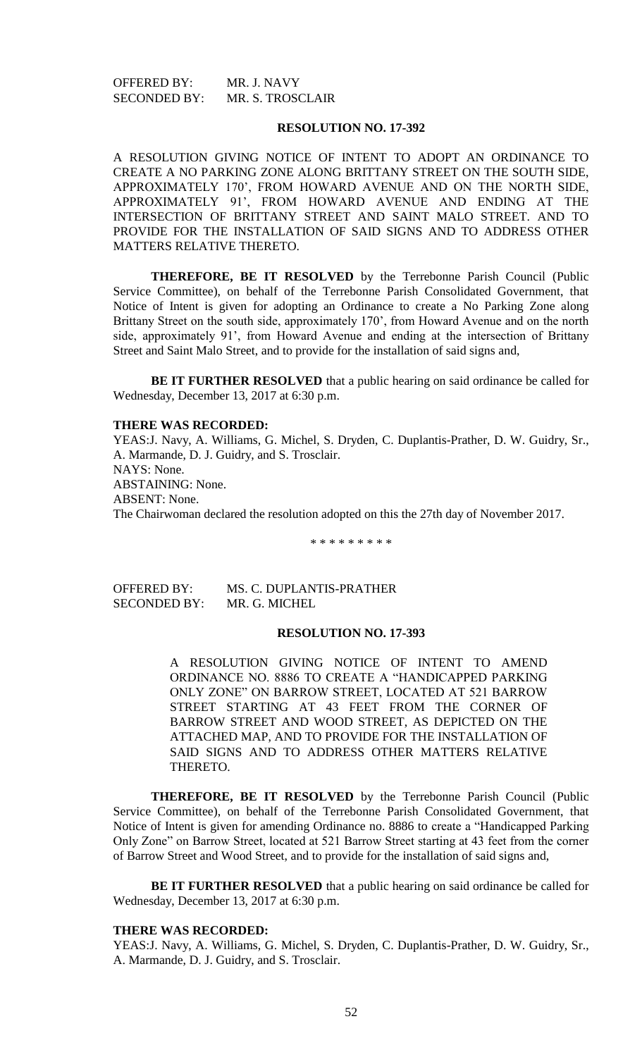OFFERED BY: MR. J. NAVY
SECONDED BY: MR. S. TROSCLAIR

**RESOLUTION NO. 17-392**

A RESOLUTION GIVING NOTICE OF INTENT TO ADOPT AN ORDINANCE TO CREATE A NO PARKING ZONE ALONG BRITTANY STREET ON THE SOUTH SIDE, APPROXIMATELY 170', FROM HOWARD AVENUE AND ON THE NORTH SIDE, APPROXIMATELY 91', FROM HOWARD AVENUE AND ENDING AT THE INTERSECTION OF BRITTANY STREET AND SAINT MALO STREET. AND TO PROVIDE FOR THE INSTALLATION OF SAID SIGNS AND TO ADDRESS OTHER MATTERS RELATIVE THERETO.

**THEREFORE, BE IT RESOLVED** by the Terrebonne Parish Council (Public Service Committee), on behalf of the Terrebonne Parish Consolidated Government, that Notice of Intent is given for adopting an Ordinance to create a No Parking Zone along Brittany Street on the south side, approximately 170', from Howard Avenue and on the north side, approximately 91', from Howard Avenue and ending at the intersection of Brittany Street and Saint Malo Street, and to provide for the installation of said signs and,

**BE IT FURTHER RESOLVED** that a public hearing on said ordinance be called for Wednesday, December 13, 2017 at 6:30 p.m.

**THERE WAS RECORDED:**
YEAS:J. Navy, A. Williams, G. Michel, S. Dryden, C. Duplantis-Prather, D. W. Guidry, Sr., A. Marmande, D. J. Guidry, and S. Trosclair.
NAYS: None.
ABSTAINING: None.
ABSENT: None.
The Chairwoman declared the resolution adopted on this the 27th day of November 2017.

\* \* \* \* \* \* \* \* \*

OFFERED BY: MS. C. DUPLANTIS-PRATHER
SECONDED BY: MR. G. MICHEL

**RESOLUTION NO. 17-393**

A RESOLUTION GIVING NOTICE OF INTENT TO AMEND ORDINANCE NO. 8886 TO CREATE A "HANDICAPPED PARKING ONLY ZONE" ON BARROW STREET, LOCATED AT 521 BARROW STREET STARTING AT 43 FEET FROM THE CORNER OF BARROW STREET AND WOOD STREET, AS DEPICTED ON THE ATTACHED MAP, AND TO PROVIDE FOR THE INSTALLATION OF SAID SIGNS AND TO ADDRESS OTHER MATTERS RELATIVE THERETO.

**THEREFORE, BE IT RESOLVED** by the Terrebonne Parish Council (Public Service Committee), on behalf of the Terrebonne Parish Consolidated Government, that Notice of Intent is given for amending Ordinance no. 8886 to create a "Handicapped Parking Only Zone" on Barrow Street, located at 521 Barrow Street starting at 43 feet from the corner of Barrow Street and Wood Street, and to provide for the installation of said signs and,

**BE IT FURTHER RESOLVED** that a public hearing on said ordinance be called for Wednesday, December 13, 2017 at 6:30 p.m.

**THERE WAS RECORDED:**
YEAS:J. Navy, A. Williams, G. Michel, S. Dryden, C. Duplantis-Prather, D. W. Guidry, Sr., A. Marmande, D. J. Guidry, and S. Trosclair.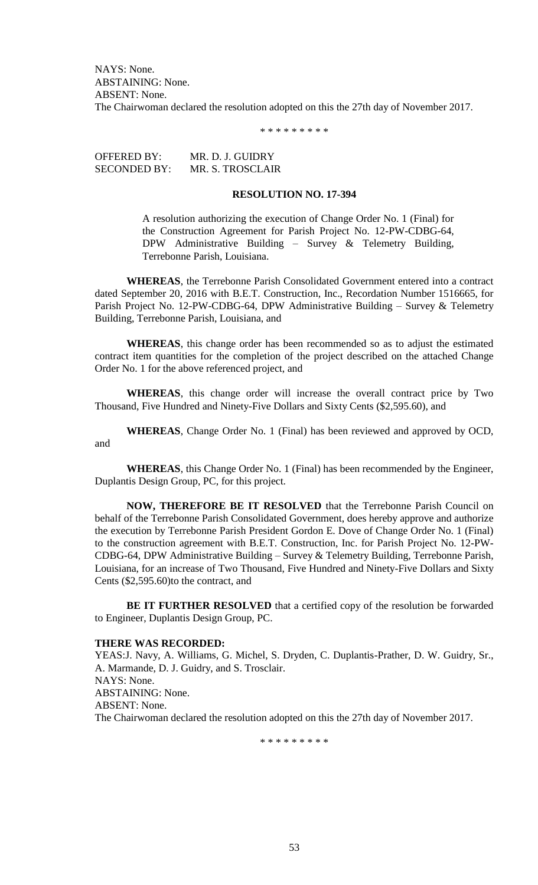NAYS: None.
ABSTAINING: None.
ABSENT: None.
The Chairwoman declared the resolution adopted on this the 27th day of November 2017.

\* \* \* \* \* \* \* \* \*

OFFERED BY: MR. D. J. GUIDRY
SECONDED BY: MR. S. TROSCLAIR

**RESOLUTION NO. 17-394**

A resolution authorizing the execution of Change Order No. 1 (Final) for the Construction Agreement for Parish Project No. 12-PW-CDBG-64, DPW Administrative Building – Survey & Telemetry Building, Terrebonne Parish, Louisiana.

**WHEREAS**, the Terrebonne Parish Consolidated Government entered into a contract dated September 20, 2016 with B.E.T. Construction, Inc., Recordation Number 1516665, for Parish Project No. 12-PW-CDBG-64, DPW Administrative Building – Survey & Telemetry Building, Terrebonne Parish, Louisiana, and

**WHEREAS**, this change order has been recommended so as to adjust the estimated contract item quantities for the completion of the project described on the attached Change Order No. 1 for the above referenced project, and

**WHEREAS**, this change order will increase the overall contract price by Two Thousand, Five Hundred and Ninety-Five Dollars and Sixty Cents ($2,595.60), and

**WHEREAS**, Change Order No. 1 (Final) has been reviewed and approved by OCD, and

**WHEREAS**, this Change Order No. 1 (Final) has been recommended by the Engineer, Duplantis Design Group, PC, for this project.

**NOW, THEREFORE BE IT RESOLVED** that the Terrebonne Parish Council on behalf of the Terrebonne Parish Consolidated Government, does hereby approve and authorize the execution by Terrebonne Parish President Gordon E. Dove of Change Order No. 1 (Final) to the construction agreement with B.E.T. Construction, Inc. for Parish Project No. 12-PW-CDBG-64, DPW Administrative Building – Survey & Telemetry Building, Terrebonne Parish, Louisiana, for an increase of Two Thousand, Five Hundred and Ninety-Five Dollars and Sixty Cents ($2,595.60)to the contract, and

**BE IT FURTHER RESOLVED** that a certified copy of the resolution be forwarded to Engineer, Duplantis Design Group, PC.

**THERE WAS RECORDED:**
YEAS:J. Navy, A. Williams, G. Michel, S. Dryden, C. Duplantis-Prather, D. W. Guidry, Sr., A. Marmande, D. J. Guidry, and S. Trosclair.
NAYS: None.
ABSTAINING: None.
ABSENT: None.
The Chairwoman declared the resolution adopted on this the 27th day of November 2017.

\* \* \* \* \* \* \* \* \*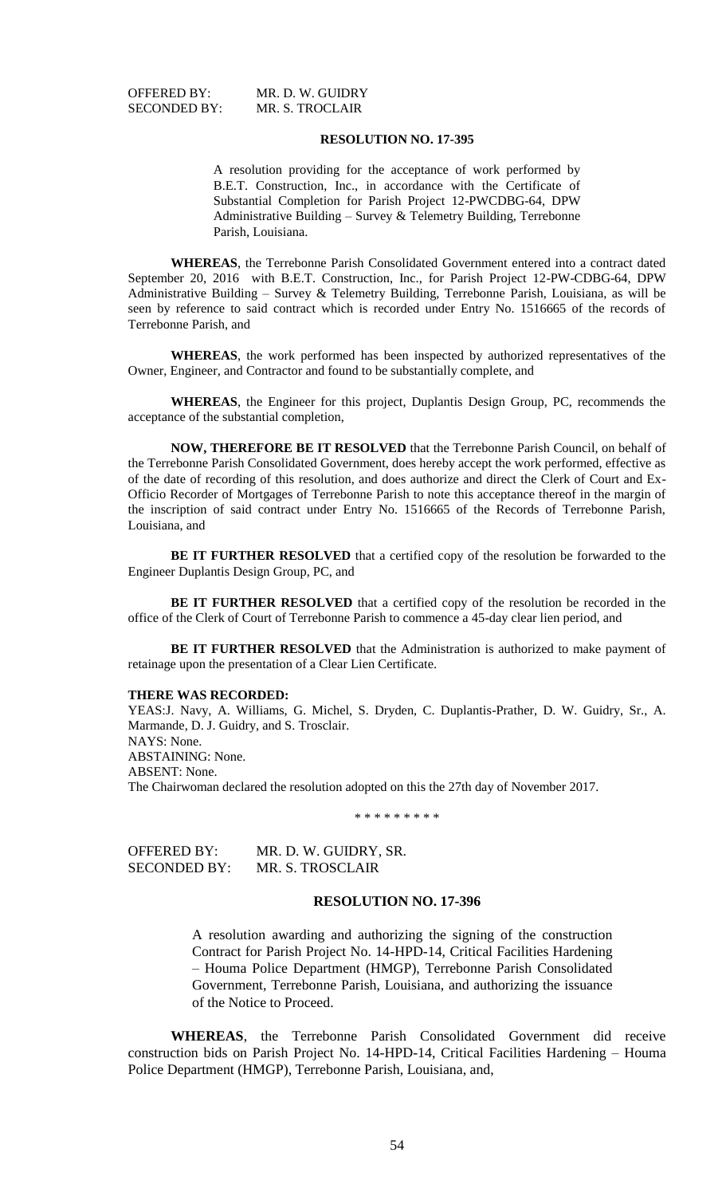OFFERED BY: MR. D. W. GUIDRY
SECONDED BY: MR. S. TROCLAIR

**RESOLUTION NO. 17-395**

A resolution providing for the acceptance of work performed by B.E.T. Construction, Inc., in accordance with the Certificate of Substantial Completion for Parish Project 12-PWCDBG-64, DPW Administrative Building – Survey & Telemetry Building, Terrebonne Parish, Louisiana.

**WHEREAS**, the Terrebonne Parish Consolidated Government entered into a contract dated September 20, 2016 with B.E.T. Construction, Inc., for Parish Project 12-PW-CDBG-64, DPW Administrative Building – Survey & Telemetry Building, Terrebonne Parish, Louisiana, as will be seen by reference to said contract which is recorded under Entry No. 1516665 of the records of Terrebonne Parish, and

**WHEREAS**, the work performed has been inspected by authorized representatives of the Owner, Engineer, and Contractor and found to be substantially complete, and

**WHEREAS**, the Engineer for this project, Duplantis Design Group, PC, recommends the acceptance of the substantial completion,

**NOW, THEREFORE BE IT RESOLVED** that the Terrebonne Parish Council, on behalf of the Terrebonne Parish Consolidated Government, does hereby accept the work performed, effective as of the date of recording of this resolution, and does authorize and direct the Clerk of Court and Ex-Officio Recorder of Mortgages of Terrebonne Parish to note this acceptance thereof in the margin of the inscription of said contract under Entry No. 1516665 of the Records of Terrebonne Parish, Louisiana, and

**BE IT FURTHER RESOLVED** that a certified copy of the resolution be forwarded to the Engineer Duplantis Design Group, PC, and

**BE IT FURTHER RESOLVED** that a certified copy of the resolution be recorded in the office of the Clerk of Court of Terrebonne Parish to commence a 45-day clear lien period, and

**BE IT FURTHER RESOLVED** that the Administration is authorized to make payment of retainage upon the presentation of a Clear Lien Certificate.

**THERE WAS RECORDED:**
YEAS:J. Navy, A. Williams, G. Michel, S. Dryden, C. Duplantis-Prather, D. W. Guidry, Sr., A. Marmande, D. J. Guidry, and S. Trosclair.
NAYS: None.
ABSTAINING: None.
ABSENT: None.
The Chairwoman declared the resolution adopted on this the 27th day of November 2017.

\* \* \* \* \* \* \* \* \*

OFFERED BY: MR. D. W. GUIDRY, SR.
SECONDED BY: MR. S. TROSCLAIR

**RESOLUTION NO. 17-396**

A resolution awarding and authorizing the signing of the construction Contract for Parish Project No. 14-HPD-14, Critical Facilities Hardening – Houma Police Department (HMGP), Terrebonne Parish Consolidated Government, Terrebonne Parish, Louisiana, and authorizing the issuance of the Notice to Proceed.

**WHEREAS**, the Terrebonne Parish Consolidated Government did receive construction bids on Parish Project No. 14-HPD-14, Critical Facilities Hardening – Houma Police Department (HMGP), Terrebonne Parish, Louisiana, and,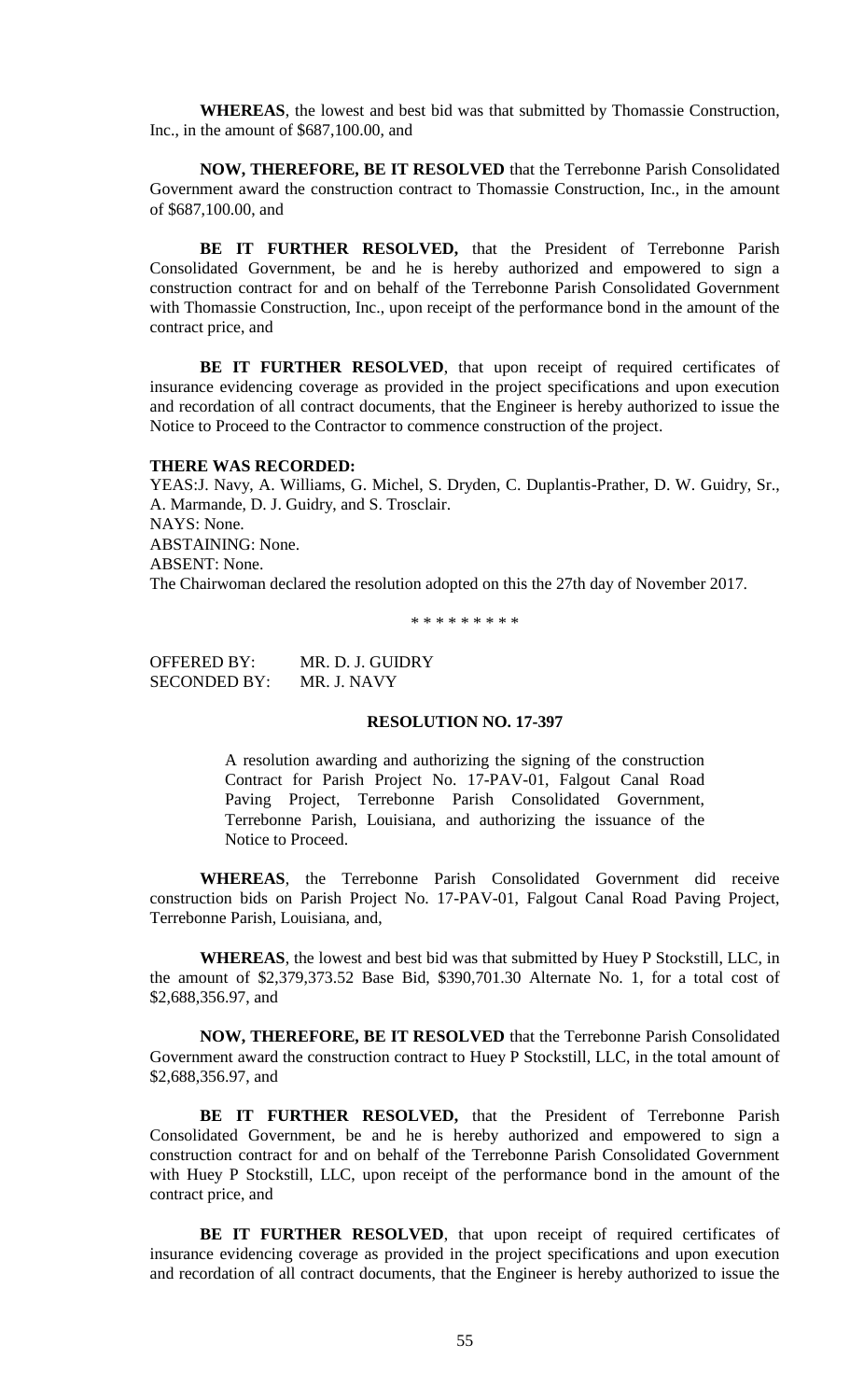**WHEREAS**, the lowest and best bid was that submitted by Thomassie Construction, Inc., in the amount of $687,100.00, and

**NOW, THEREFORE, BE IT RESOLVED** that the Terrebonne Parish Consolidated Government award the construction contract to Thomassie Construction, Inc., in the amount of $687,100.00, and

**BE IT FURTHER RESOLVED,** that the President of Terrebonne Parish Consolidated Government, be and he is hereby authorized and empowered to sign a construction contract for and on behalf of the Terrebonne Parish Consolidated Government with Thomassie Construction, Inc., upon receipt of the performance bond in the amount of the contract price, and

**BE IT FURTHER RESOLVED**, that upon receipt of required certificates of insurance evidencing coverage as provided in the project specifications and upon execution and recordation of all contract documents, that the Engineer is hereby authorized to issue the Notice to Proceed to the Contractor to commence construction of the project.

**THERE WAS RECORDED:**
YEAS:J. Navy, A. Williams, G. Michel, S. Dryden, C. Duplantis-Prather, D. W. Guidry, Sr., A. Marmande, D. J. Guidry, and S. Trosclair.
NAYS: None.
ABSTAINING: None.
ABSENT: None.
The Chairwoman declared the resolution adopted on this the 27th day of November 2017.

\* \* \* \* \* \* \* \* \*

OFFERED BY: MR. D. J. GUIDRY
SECONDED BY: MR. J. NAVY

**RESOLUTION NO. 17-397**

A resolution awarding and authorizing the signing of the construction Contract for Parish Project No. 17-PAV-01, Falgout Canal Road Paving Project, Terrebonne Parish Consolidated Government, Terrebonne Parish, Louisiana, and authorizing the issuance of the Notice to Proceed.

**WHEREAS**, the Terrebonne Parish Consolidated Government did receive construction bids on Parish Project No. 17-PAV-01, Falgout Canal Road Paving Project, Terrebonne Parish, Louisiana, and,

**WHEREAS**, the lowest and best bid was that submitted by Huey P Stockstill, LLC, in the amount of $2,379,373.52 Base Bid, $390,701.30 Alternate No. 1, for a total cost of $2,688,356.97, and

**NOW, THEREFORE, BE IT RESOLVED** that the Terrebonne Parish Consolidated Government award the construction contract to Huey P Stockstill, LLC, in the total amount of $2,688,356.97, and

**BE IT FURTHER RESOLVED,** that the President of Terrebonne Parish Consolidated Government, be and he is hereby authorized and empowered to sign a construction contract for and on behalf of the Terrebonne Parish Consolidated Government with Huey P Stockstill, LLC, upon receipt of the performance bond in the amount of the contract price, and

**BE IT FURTHER RESOLVED**, that upon receipt of required certificates of insurance evidencing coverage as provided in the project specifications and upon execution and recordation of all contract documents, that the Engineer is hereby authorized to issue the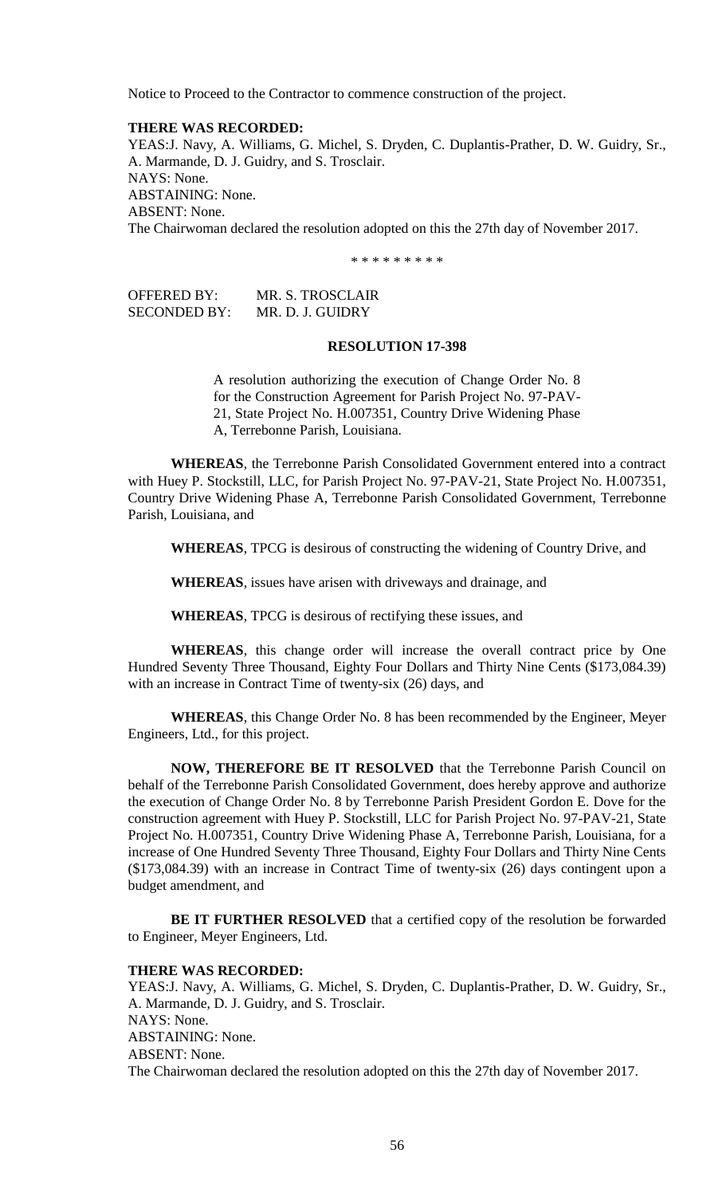Notice to Proceed to the Contractor to commence construction of the project.

**THERE WAS RECORDED:**

YEAS:J. Navy, A. Williams, G. Michel, S. Dryden, C. Duplantis-Prather, D. W. Guidry, Sr., A. Marmande, D. J. Guidry, and S. Trosclair.
NAYS: None.
ABSTAINING: None.
ABSENT: None.
The Chairwoman declared the resolution adopted on this the 27th day of November 2017.

\* \* \* \* \* \* \* \* \*

OFFERED BY: MR. S. TROSCLAIR
SECONDED BY: MR. D. J. GUIDRY

**RESOLUTION 17-398**

A resolution authorizing the execution of Change Order No. 8 for the Construction Agreement for Parish Project No. 97-PAV-21, State Project No. H.007351, Country Drive Widening Phase A, Terrebonne Parish, Louisiana.

**WHEREAS**, the Terrebonne Parish Consolidated Government entered into a contract with Huey P. Stockstill, LLC, for Parish Project No. 97-PAV-21, State Project No. H.007351, Country Drive Widening Phase A, Terrebonne Parish Consolidated Government, Terrebonne Parish, Louisiana, and

**WHEREAS**, TPCG is desirous of constructing the widening of Country Drive, and

**WHEREAS**, issues have arisen with driveways and drainage, and

**WHEREAS**, TPCG is desirous of rectifying these issues, and

**WHEREAS**, this change order will increase the overall contract price by One Hundred Seventy Three Thousand, Eighty Four Dollars and Thirty Nine Cents ($173,084.39) with an increase in Contract Time of twenty-six (26) days, and

**WHEREAS**, this Change Order No. 8 has been recommended by the Engineer, Meyer Engineers, Ltd., for this project.

**NOW, THEREFORE BE IT RESOLVED** that the Terrebonne Parish Council on behalf of the Terrebonne Parish Consolidated Government, does hereby approve and authorize the execution of Change Order No. 8 by Terrebonne Parish President Gordon E. Dove for the construction agreement with Huey P. Stockstill, LLC for Parish Project No. 97-PAV-21, State Project No. H.007351, Country Drive Widening Phase A, Terrebonne Parish, Louisiana, for a increase of One Hundred Seventy Three Thousand, Eighty Four Dollars and Thirty Nine Cents ($173,084.39) with an increase in Contract Time of twenty-six (26) days contingent upon a budget amendment, and

**BE IT FURTHER RESOLVED** that a certified copy of the resolution be forwarded to Engineer, Meyer Engineers, Ltd.

**THERE WAS RECORDED:**

YEAS:J. Navy, A. Williams, G. Michel, S. Dryden, C. Duplantis-Prather, D. W. Guidry, Sr., A. Marmande, D. J. Guidry, and S. Trosclair.
NAYS: None.
ABSTAINING: None.
ABSENT: None.
The Chairwoman declared the resolution adopted on this the 27th day of November 2017.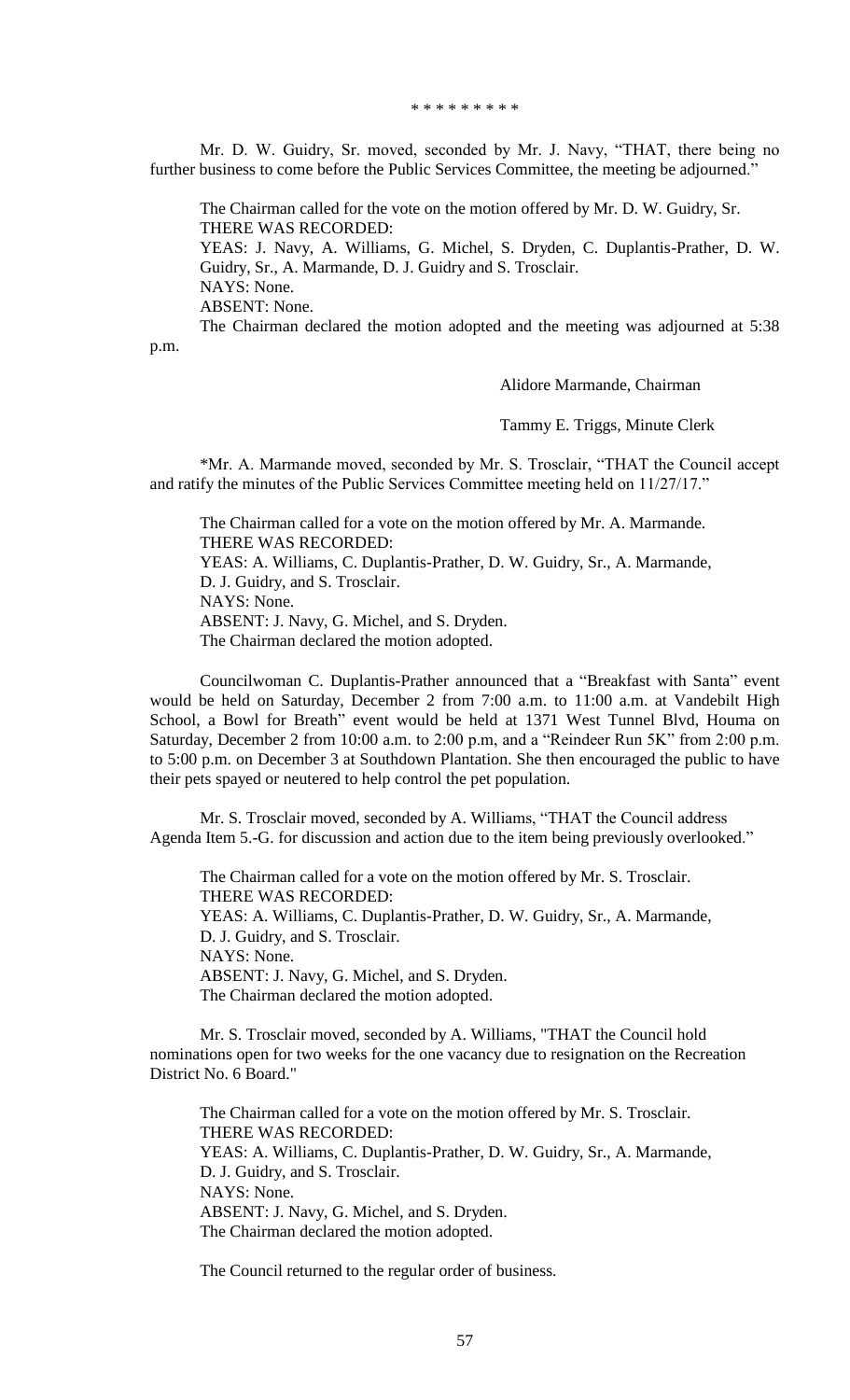\* \* \* \* \* \* \* \* \*

Mr. D. W. Guidry, Sr. moved, seconded by Mr. J. Navy, "THAT, there being no further business to come before the Public Services Committee, the meeting be adjourned."

The Chairman called for the vote on the motion offered by Mr. D. W. Guidry, Sr.
THERE WAS RECORDED:
YEAS: J. Navy, A. Williams, G. Michel, S. Dryden, C. Duplantis-Prather, D. W. Guidry, Sr., A. Marmande, D. J. Guidry and S. Trosclair.
NAYS: None.
ABSENT: None.
The Chairman declared the motion adopted and the meeting was adjourned at 5:38 p.m.

Alidore Marmande, Chairman

Tammy E. Triggs, Minute Clerk

*Mr. A. Marmande moved, seconded by Mr. S. Trosclair, "THAT the Council accept and ratify the minutes of the Public Services Committee meeting held on 11/27/17."

The Chairman called for a vote on the motion offered by Mr. A. Marmande.
THERE WAS RECORDED:
YEAS: A. Williams, C. Duplantis-Prather, D. W. Guidry, Sr., A. Marmande, D. J. Guidry, and S. Trosclair.
NAYS: None.
ABSENT: J. Navy, G. Michel, and S. Dryden.
The Chairman declared the motion adopted.

Councilwoman C. Duplantis-Prather announced that a "Breakfast with Santa" event would be held on Saturday, December 2 from 7:00 a.m. to 11:00 a.m. at Vandebilt High School, a Bowl for Breath" event would be held at 1371 West Tunnel Blvd, Houma on Saturday, December 2 from 10:00 a.m. to 2:00 p.m, and a "Reindeer Run 5K" from 2:00 p.m. to 5:00 p.m. on December 3 at Southdown Plantation. She then encouraged the public to have their pets spayed or neutered to help control the pet population.

Mr. S. Trosclair moved, seconded by A. Williams, "THAT the Council address Agenda Item 5.-G. for discussion and action due to the item being previously overlooked."

The Chairman called for a vote on the motion offered by Mr. S. Trosclair.
THERE WAS RECORDED:
YEAS: A. Williams, C. Duplantis-Prather, D. W. Guidry, Sr., A. Marmande, D. J. Guidry, and S. Trosclair.
NAYS: None.
ABSENT: J. Navy, G. Michel, and S. Dryden.
The Chairman declared the motion adopted.

Mr. S. Trosclair moved, seconded by A. Williams, "THAT the Council hold nominations open for two weeks for the one vacancy due to resignation on the Recreation District No. 6 Board."

The Chairman called for a vote on the motion offered by Mr. S. Trosclair.
THERE WAS RECORDED:
YEAS: A. Williams, C. Duplantis-Prather, D. W. Guidry, Sr., A. Marmande, D. J. Guidry, and S. Trosclair.
NAYS: None.
ABSENT: J. Navy, G. Michel, and S. Dryden.
The Chairman declared the motion adopted.

The Council returned to the regular order of business.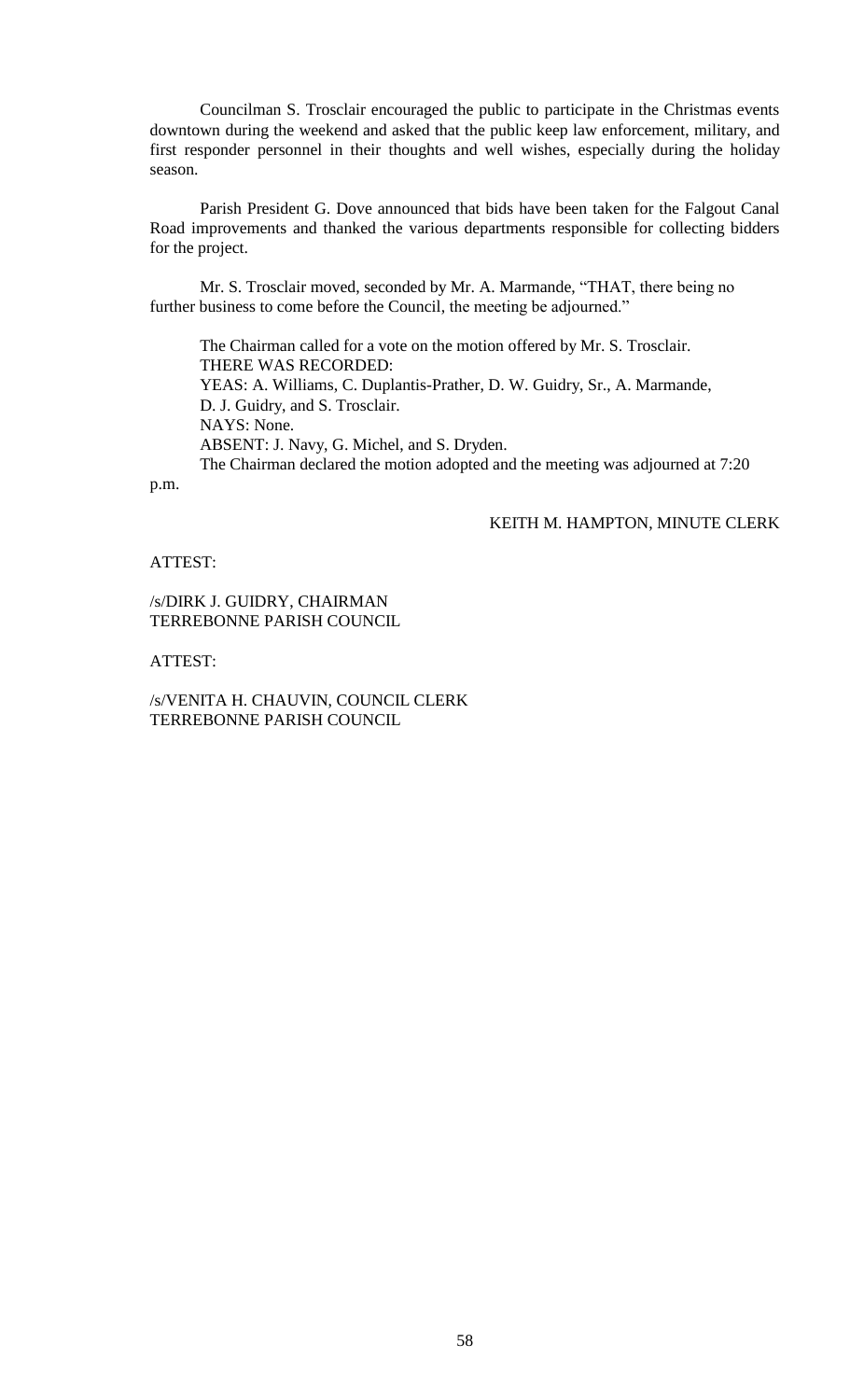Councilman S. Trosclair encouraged the public to participate in the Christmas events downtown during the weekend and asked that the public keep law enforcement, military, and first responder personnel in their thoughts and well wishes, especially during the holiday season.

Parish President G. Dove announced that bids have been taken for the Falgout Canal Road improvements and thanked the various departments responsible for collecting bidders for the project.

Mr. S. Trosclair moved, seconded by Mr. A. Marmande, "THAT, there being no further business to come before the Council, the meeting be adjourned."

The Chairman called for a vote on the motion offered by Mr. S. Trosclair.
THERE WAS RECORDED:
YEAS: A. Williams, C. Duplantis-Prather, D. W. Guidry, Sr., A. Marmande, D. J. Guidry, and S. Trosclair.
NAYS: None.
ABSENT: J. Navy, G. Michel, and S. Dryden.
The Chairman declared the motion adopted and the meeting was adjourned at 7:20 p.m.

KEITH M. HAMPTON, MINUTE CLERK

ATTEST:

/s/DIRK J. GUIDRY, CHAIRMAN
TERREBONNE PARISH COUNCIL

ATTEST:

/s/VENITA H. CHAUVIN, COUNCIL CLERK
TERREBONNE PARISH COUNCIL